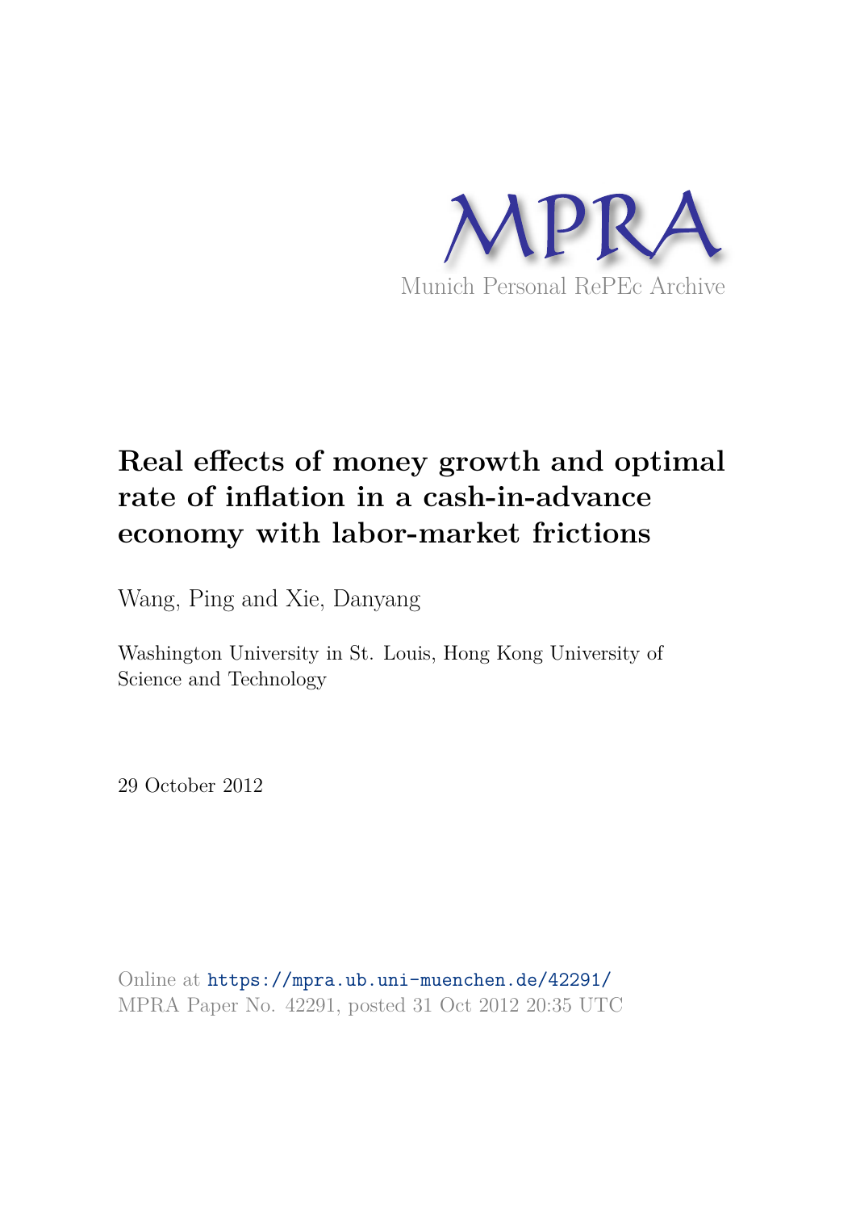MPRA

Munich Personal RePEc Archive

# Real effects of money growth and optimal rate of inflation in a cash-in-advance economy with labor-market frictions

Wang, Ping and Xie, Danyang

Washington University in St. Louis, Hong Kong University of Science and Technology

29 October 2012

Online at https://mpra.ub.uni-muenchen.de/42291/
MPRA Paper No. 42291, posted 31 Oct 2012 20:35 UTC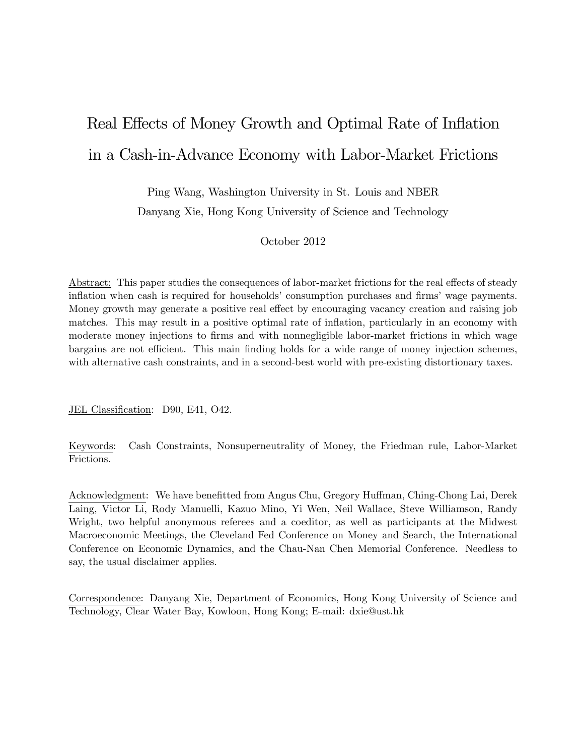# Real Effects of Money Growth and Optimal Rate of Inflation in a Cash-in-Advance Economy with Labor-Market Frictions

Ping Wang, Washington University in St. Louis and NBER

Danyang Xie, Hong Kong University of Science and Technology

October 2012

Abstract: This paper studies the consequences of labor-market frictions for the real effects of steady inflation when cash is required for households' consumption purchases and firms' wage payments. Money growth may generate a positive real effect by encouraging vacancy creation and raising job matches. This may result in a positive optimal rate of inflation, particularly in an economy with moderate money injections to firms and with nonnegligible labor-market frictions in which wage bargains are not efficient. This main finding holds for a wide range of money injection schemes, with alternative cash constraints, and in a second-best world with pre-existing distortionary taxes.

JEL Classification: D90, E41, O42.

Keywords: Cash Constraints, Nonsuperneutrality of Money, the Friedman rule, Labor-Market Frictions.

Acknowledgment: We have benefitted from Angus Chu, Gregory Huffman, Ching-Chong Lai, Derek Laing, Victor Li, Rody Manuelli, Kazuo Mino, Yi Wen, Neil Wallace, Steve Williamson, Randy Wright, two helpful anonymous referees and a coeditor, as well as participants at the Midwest Macroeconomic Meetings, the Cleveland Fed Conference on Money and Search, the International Conference on Economic Dynamics, and the Chau-Nan Chen Memorial Conference. Needless to say, the usual disclaimer applies.

Correspondence: Danyang Xie, Department of Economics, Hong Kong University of Science and Technology, Clear Water Bay, Kowloon, Hong Kong; E-mail: dxie@ust.hk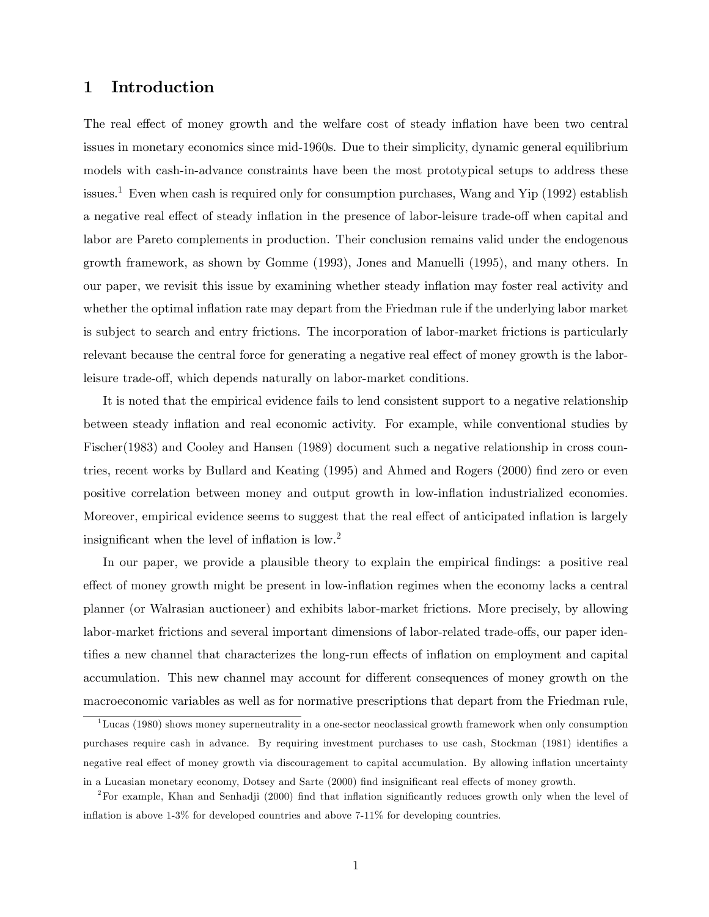# 1 Introduction

The real effect of money growth and the welfare cost of steady inflation have been two central issues in monetary economics since mid-1960s. Due to their simplicity, dynamic general equilibrium models with cash-in-advance constraints have been the most prototypical setups to address these issues.[1] Even when cash is required only for consumption purchases, Wang and Yip (1992) establish a negative real effect of steady inflation in the presence of labor-leisure trade-off when capital and labor are Pareto complements in production. Their conclusion remains valid under the endogenous growth framework, as shown by Gomme (1993), Jones and Manuelli (1995), and many others. In our paper, we revisit this issue by examining whether steady inflation may foster real activity and whether the optimal inflation rate may depart from the Friedman rule if the underlying labor market is subject to search and entry frictions. The incorporation of labor-market frictions is particularly relevant because the central force for generating a negative real effect of money growth is the labor-leisure trade-off, which depends naturally on labor-market conditions.

It is noted that the empirical evidence fails to lend consistent support to a negative relationship between steady inflation and real economic activity. For example, while conventional studies by Fischer(1983) and Cooley and Hansen (1989) document such a negative relationship in cross countries, recent works by Bullard and Keating (1995) and Ahmed and Rogers (2000) find zero or even positive correlation between money and output growth in low-inflation industrialized economies. Moreover, empirical evidence seems to suggest that the real effect of anticipated inflation is largely insignificant when the level of inflation is low.[2]

In our paper, we provide a plausible theory to explain the empirical findings: a positive real effect of money growth might be present in low-inflation regimes when the economy lacks a central planner (or Walrasian auctioneer) and exhibits labor-market frictions. More precisely, by allowing labor-market frictions and several important dimensions of labor-related trade-offs, our paper identifies a new channel that characterizes the long-run effects of inflation on employment and capital accumulation. This new channel may account for different consequences of money growth on the macroeconomic variables as well as for normative prescriptions that depart from the Friedman rule,

[1] Lucas (1980) shows money superneutrality in a one-sector neoclassical growth framework when only consumption purchases require cash in advance. By requiring investment purchases to use cash, Stockman (1981) identifies a negative real effect of money growth via discouragement to capital accumulation. By allowing inflation uncertainty in a Lucasian monetary economy, Dotsey and Sarte (2000) find insignificant real effects of money growth.

[2] For example, Khan and Senhadji (2000) find that inflation significantly reduces growth only when the level of inflation is above 1-3% for developed countries and above 7-11% for developing countries.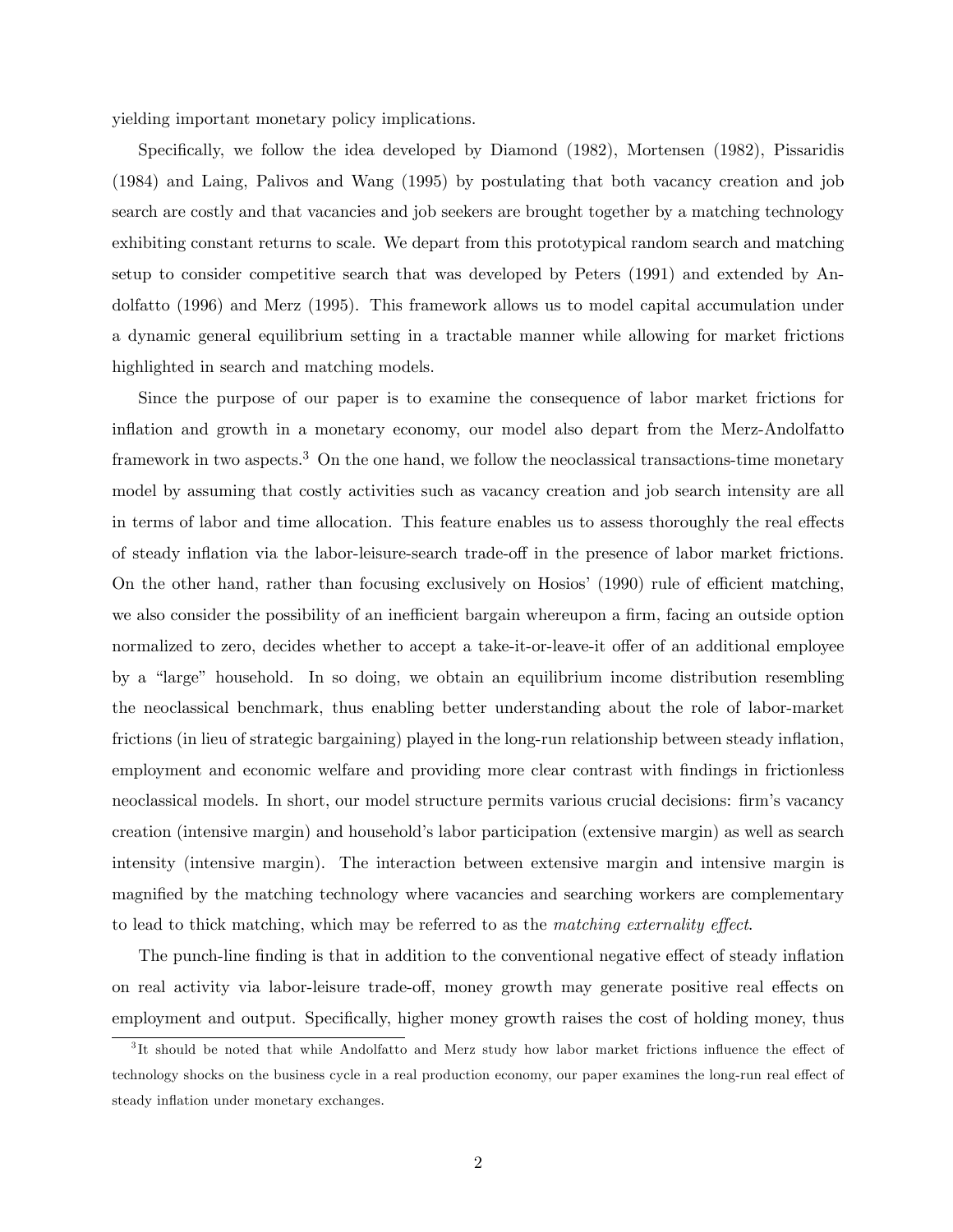yielding important monetary policy implications.

Specifically, we follow the idea developed by Diamond (1982), Mortensen (1982), Pissaridis (1984) and Laing, Palivos and Wang (1995) by postulating that both vacancy creation and job search are costly and that vacancies and job seekers are brought together by a matching technology exhibiting constant returns to scale. We depart from this prototypical random search and matching setup to consider competitive search that was developed by Peters (1991) and extended by Andolfatto (1996) and Merz (1995). This framework allows us to model capital accumulation under a dynamic general equilibrium setting in a tractable manner while allowing for market frictions highlighted in search and matching models.

Since the purpose of our paper is to examine the consequence of labor market frictions for inflation and growth in a monetary economy, our model also depart from the Merz-Andolfatto framework in two aspects.[3] On the one hand, we follow the neoclassical transactions-time monetary model by assuming that costly activities such as vacancy creation and job search intensity are all in terms of labor and time allocation. This feature enables us to assess thoroughly the real effects of steady inflation via the labor-leisure-search trade-off in the presence of labor market frictions. On the other hand, rather than focusing exclusively on Hosios' (1990) rule of efficient matching, we also consider the possibility of an inefficient bargain whereupon a firm, facing an outside option normalized to zero, decides whether to accept a take-it-or-leave-it offer of an additional employee by a "large" household. In so doing, we obtain an equilibrium income distribution resembling the neoclassical benchmark, thus enabling better understanding about the role of labor-market frictions (in lieu of strategic bargaining) played in the long-run relationship between steady inflation, employment and economic welfare and providing more clear contrast with findings in frictionless neoclassical models. In short, our model structure permits various crucial decisions: firm's vacancy creation (intensive margin) and household's labor participation (extensive margin) as well as search intensity (intensive margin). The interaction between extensive margin and intensive margin is magnified by the matching technology where vacancies and searching workers are complementary to lead to thick matching, which may be referred to as the *matching externality effect*.

The punch-line finding is that in addition to the conventional negative effect of steady inflation on real activity via labor-leisure trade-off, money growth may generate positive real effects on employment and output. Specifically, higher money growth raises the cost of holding money, thus

[3] It should be noted that while Andolfatto and Merz study how labor market frictions influence the effect of technology shocks on the business cycle in a real production economy, our paper examines the long-run real effect of steady inflation under monetary exchanges.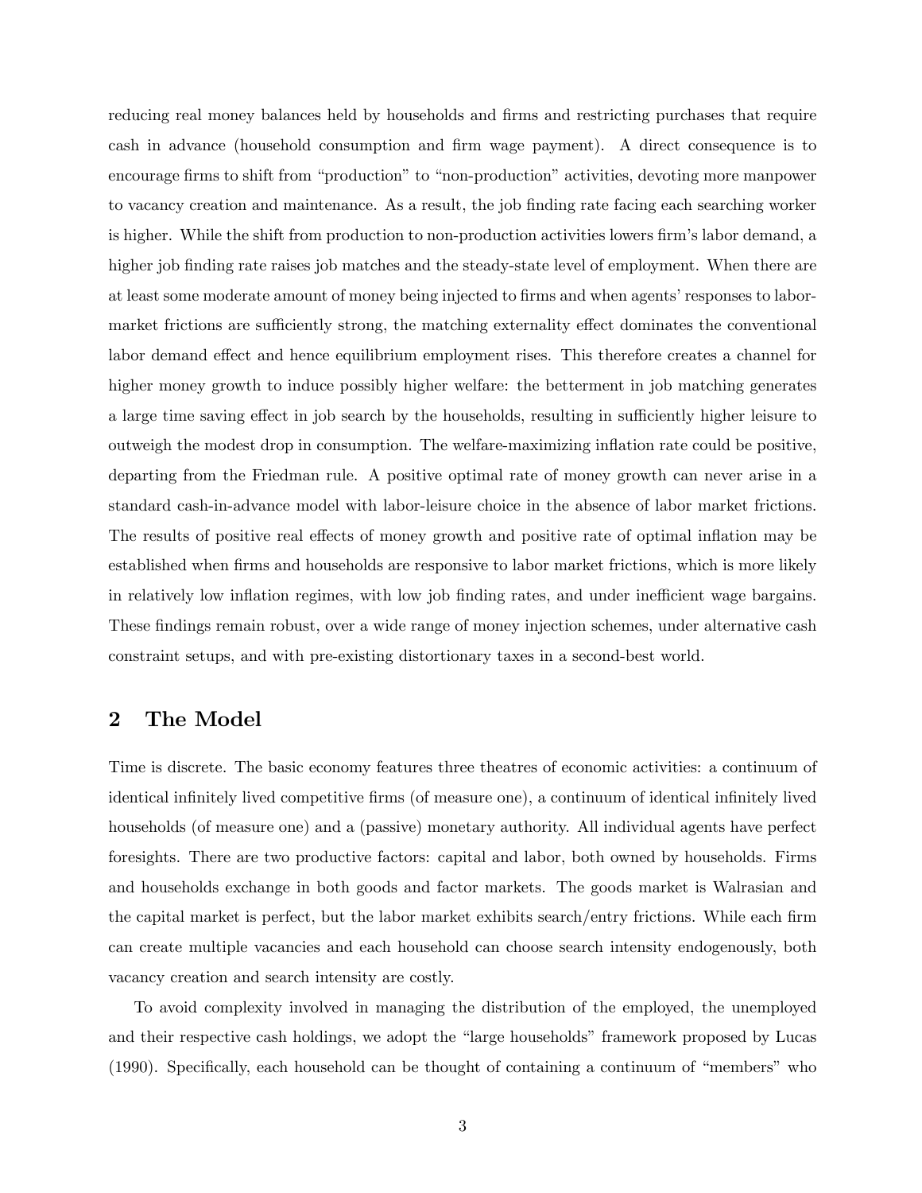reducing real money balances held by households and firms and restricting purchases that require cash in advance (household consumption and firm wage payment). A direct consequence is to encourage firms to shift from "production" to "non-production" activities, devoting more manpower to vacancy creation and maintenance. As a result, the job finding rate facing each searching worker is higher. While the shift from production to non-production activities lowers firm's labor demand, a higher job finding rate raises job matches and the steady-state level of employment. When there are at least some moderate amount of money being injected to firms and when agents' responses to labor-market frictions are sufficiently strong, the matching externality effect dominates the conventional labor demand effect and hence equilibrium employment rises. This therefore creates a channel for higher money growth to induce possibly higher welfare: the betterment in job matching generates a large time saving effect in job search by the households, resulting in sufficiently higher leisure to outweigh the modest drop in consumption. The welfare-maximizing inflation rate could be positive, departing from the Friedman rule. A positive optimal rate of money growth can never arise in a standard cash-in-advance model with labor-leisure choice in the absence of labor market frictions. The results of positive real effects of money growth and positive rate of optimal inflation may be established when firms and households are responsive to labor market frictions, which is more likely in relatively low inflation regimes, with low job finding rates, and under inefficient wage bargains. These findings remain robust, over a wide range of money injection schemes, under alternative cash constraint setups, and with pre-existing distortionary taxes in a second-best world.

## 2 The Model

Time is discrete. The basic economy features three theatres of economic activities: a continuum of identical infinitely lived competitive firms (of measure one), a continuum of identical infinitely lived households (of measure one) and a (passive) monetary authority. All individual agents have perfect foresights. There are two productive factors: capital and labor, both owned by households. Firms and households exchange in both goods and factor markets. The goods market is Walrasian and the capital market is perfect, but the labor market exhibits search/entry frictions. While each firm can create multiple vacancies and each household can choose search intensity endogenously, both vacancy creation and search intensity are costly.

To avoid complexity involved in managing the distribution of the employed, the unemployed and their respective cash holdings, we adopt the "large households" framework proposed by Lucas (1990). Specifically, each household can be thought of containing a continuum of "members" who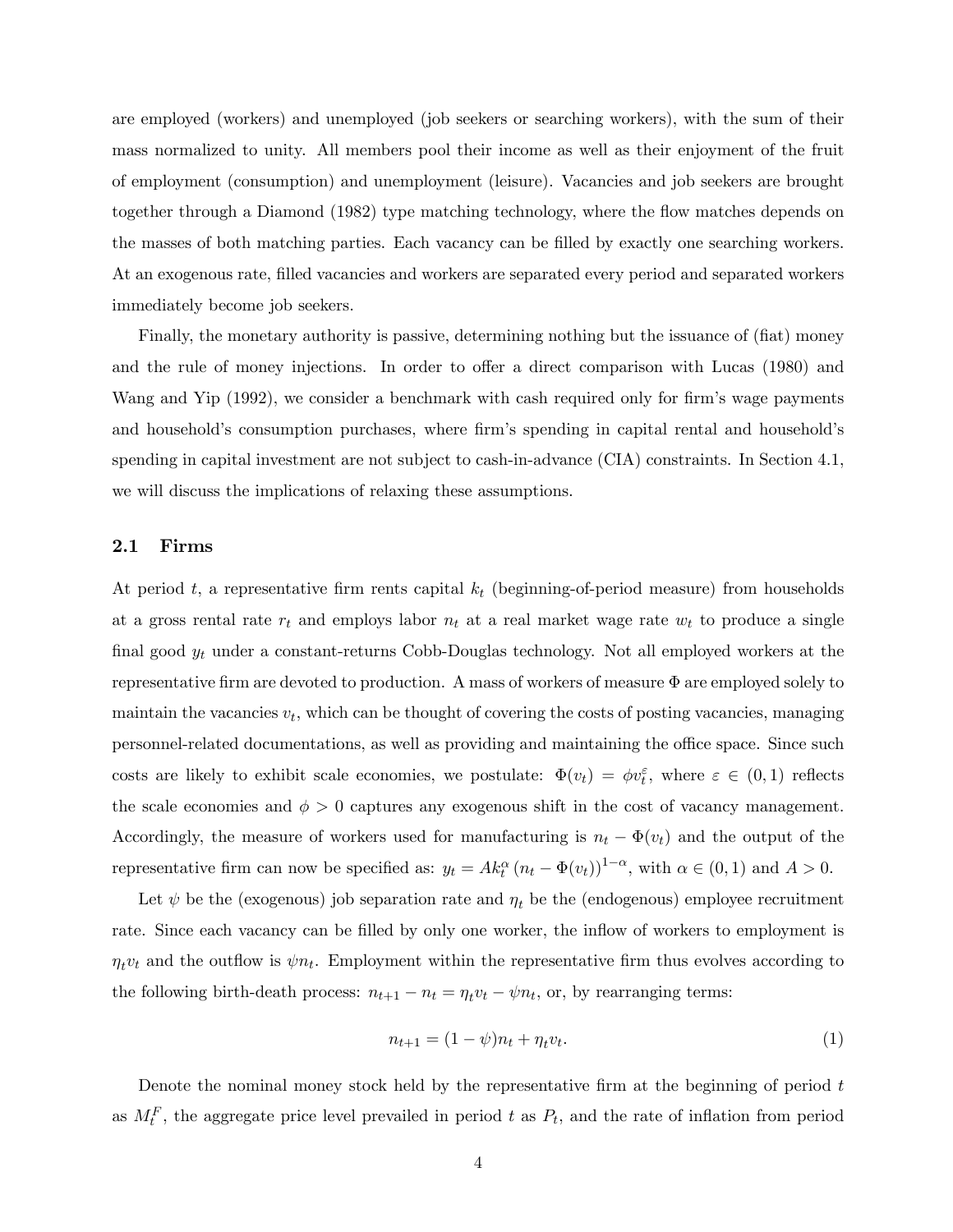are employed (workers) and unemployed (job seekers or searching workers), with the sum of their mass normalized to unity. All members pool their income as well as their enjoyment of the fruit of employment (consumption) and unemployment (leisure). Vacancies and job seekers are brought together through a Diamond (1982) type matching technology, where the flow matches depends on the masses of both matching parties. Each vacancy can be filled by exactly one searching workers. At an exogenous rate, filled vacancies and workers are separated every period and separated workers immediately become job seekers.

Finally, the monetary authority is passive, determining nothing but the issuance of (fiat) money and the rule of money injections. In order to offer a direct comparison with Lucas (1980) and Wang and Yip (1992), we consider a benchmark with cash required only for firm's wage payments and household's consumption purchases, where firm's spending in capital rental and household's spending in capital investment are not subject to cash-in-advance (CIA) constraints. In Section 4.1, we will discuss the implications of relaxing these assumptions.

## 2.1 Firms

At period $t$, a representative firm rents capital $k_t$ (beginning-of-period measure) from households at a gross rental rate $r_t$ and employs labor $n_t$ at a real market wage rate $w_t$ to produce a single final good $y_t$ under a constant-returns Cobb-Douglas technology. Not all employed workers at the representative firm are devoted to production. A mass of workers of measure $\Phi$ are employed solely to maintain the vacancies $v_t$, which can be thought of covering the costs of posting vacancies, managing personnel-related documentations, as well as providing and maintaining the office space. Since such costs are likely to exhibit scale economies, we postulate: $\Phi(v_t) = \phi v_t^{\varepsilon}$, where $\varepsilon \in (0,1)$ reflects the scale economies and $\phi > 0$ captures any exogenous shift in the cost of vacancy management. Accordingly, the measure of workers used for manufacturing is $n_t - \Phi(v_t)$ and the output of the representative firm can now be specified as: $y_t = Ak_t^{\alpha}\left(n_t - \Phi(v_t)\right)^{1-\alpha}$, with $\alpha \in (0,1)$ and $A > 0$.

Let $\psi$ be the (exogenous) job separation rate and $\eta_t$ be the (endogenous) employee recruitment rate. Since each vacancy can be filled by only one worker, the inflow of workers to employment is $\eta_t v_t$ and the outflow is $\psi n_t$. Employment within the representative firm thus evolves according to the following birth-death process: $n_{t+1} - n_t = \eta_t v_t - \psi n_t$, or, by rearranging terms:

$$n_{t+1} = (1-\psi)n_t + \eta_t v_t. \tag{1}$$

Denote the nominal money stock held by the representative firm at the beginning of period $t$ as $M_t^F$, the aggregate price level prevailed in period $t$ as $P_t$, and the rate of inflation from period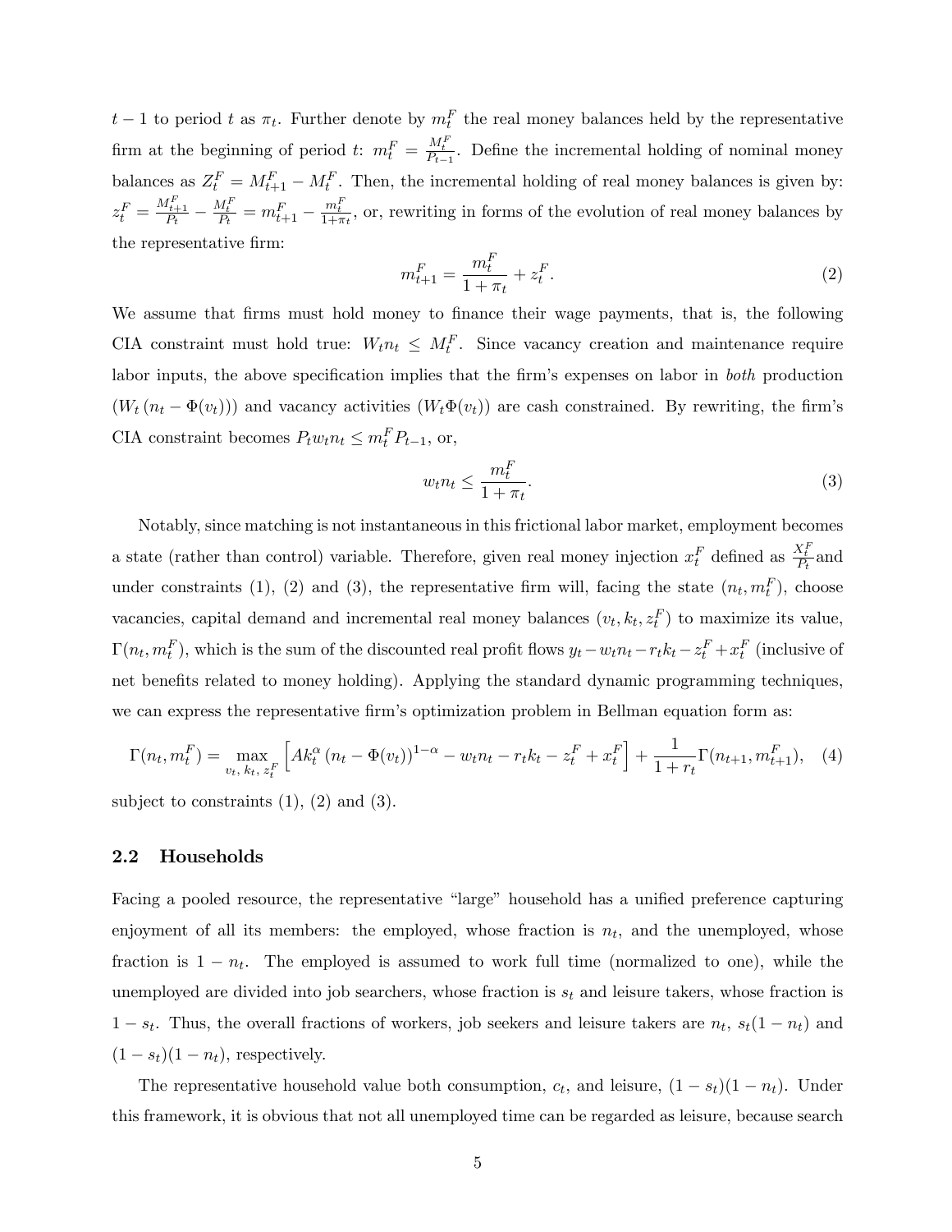$t-1$ to period $t$ as $\pi_t$. Further denote by $m_t^F$ the real money balances held by the representative firm at the beginning of period $t$: $m_t^F = \frac{M_t^F}{P_{t-1}}$. Define the incremental holding of nominal money balances as $Z_t^F = M_{t+1}^F - M_t^F$. Then, the incremental holding of real money balances is given by: $z_t^F = \frac{M_{t+1}^F}{P_t} - \frac{M_t^F}{P_t} = m_{t+1}^F - \frac{m_t^F}{1+\pi_t}$, or, rewriting in forms of the evolution of real money balances by the representative firm:

$$m_{t+1}^F = \frac{m_t^F}{1+\pi_t} + z_t^F. \tag{2}$$

We assume that firms must hold money to finance their wage payments, that is, the following CIA constraint must hold true: $W_t n_t \leq M_t^F$. Since vacancy creation and maintenance require labor inputs, the above specification implies that the firm's expenses on labor in *both* production $(W_t (n_t - \Phi(v_t)))$ and vacancy activities $(W_t \Phi(v_t))$ are cash constrained. By rewriting, the firm's CIA constraint becomes $P_t w_t n_t \leq m_t^F P_{t-1}$, or,

$$w_t n_t \leq \frac{m_t^F}{1+\pi_t}. \tag{3}$$

Notably, since matching is not instantaneous in this frictional labor market, employment becomes a state (rather than control) variable. Therefore, given real money injection $x_t^F$ defined as $\frac{X_t^F}{P_t}$ and under constraints (1), (2) and (3), the representative firm will, facing the state $(n_t, m_t^F)$, choose vacancies, capital demand and incremental real money balances $(v_t, k_t, z_t^F)$ to maximize its value, $\Gamma(n_t, m_t^F)$, which is the sum of the discounted real profit flows $y_t - w_t n_t - r_t k_t - z_t^F + x_t^F$ (inclusive of net benefits related to money holding). Applying the standard dynamic programming techniques, we can express the representative firm's optimization problem in Bellman equation form as:

$$\Gamma(n_t, m_t^F) = \max_{v_t,\, k_t,\, z_t^F} \left[ A k_t^{\alpha} (n_t - \Phi(v_t))^{1-\alpha} - w_t n_t - r_t k_t - z_t^F + x_t^F \right] + \frac{1}{1+r_t} \Gamma(n_{t+1}, m_{t+1}^F), \tag{4}$$

subject to constraints (1), (2) and (3).

## 2.2 Households

Facing a pooled resource, the representative "large" household has a unified preference capturing enjoyment of all its members: the employed, whose fraction is $n_t$, and the unemployed, whose fraction is $1 - n_t$. The employed is assumed to work full time (normalized to one), while the unemployed are divided into job searchers, whose fraction is $s_t$ and leisure takers, whose fraction is $1 - s_t$. Thus, the overall fractions of workers, job seekers and leisure takers are $n_t$, $s_t(1 - n_t)$ and $(1 - s_t)(1 - n_t)$, respectively.

The representative household value both consumption, $c_t$, and leisure, $(1 - s_t)(1 - n_t)$. Under this framework, it is obvious that not all unemployed time can be regarded as leisure, because search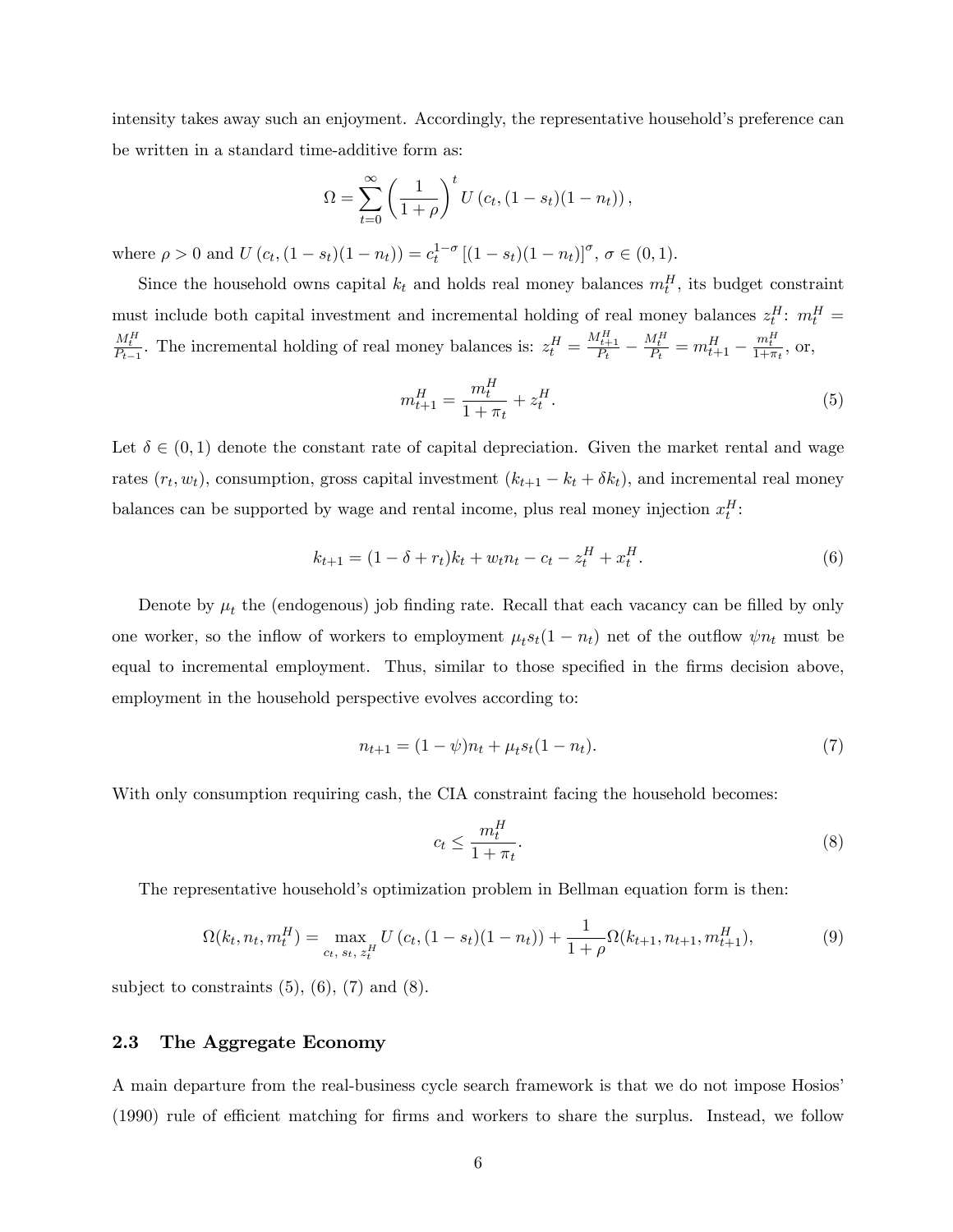intensity takes away such an enjoyment. Accordingly, the representative household's preference can be written in a standard time-additive form as:

$$\Omega = \sum_{t=0}^{\infty} \left( \frac{1}{1+\rho} \right)^t U\left(c_t, (1-s_t)(1-n_t)\right),$$

where $\rho > 0$ and $U\left(c_t, (1-s_t)(1-n_t)\right) = c_t^{1-\sigma}\left[(1-s_t)(1-n_t)\right]^{\sigma}$, $\sigma \in (0,1)$.

Since the household owns capital $k_t$ and holds real money balances $m_t^H$, its budget constraint must include both capital investment and incremental holding of real money balances $z_t^H$: $m_t^H = \frac{M_t^H}{P_{t-1}}$. The incremental holding of real money balances is: $z_t^H = \frac{M_{t+1}^H}{P_t} - \frac{M_t^H}{P_t} = m_{t+1}^H - \frac{m_t^H}{1+\pi_t}$, or,

$$m_{t+1}^H = \frac{m_t^H}{1+\pi_t} + z_t^H. \tag{5}$$

Let $\delta \in (0,1)$ denote the constant rate of capital depreciation. Given the market rental and wage rates $(r_t, w_t)$, consumption, gross capital investment $(k_{t+1} - k_t + \delta k_t)$, and incremental real money balances can be supported by wage and rental income, plus real money injection $x_t^H$:

$$k_{t+1} = (1 - \delta + r_t)k_t + w_t n_t - c_t - z_t^H + x_t^H. \tag{6}$$

Denote by $\mu_t$ the (endogenous) job finding rate. Recall that each vacancy can be filled by only one worker, so the inflow of workers to employment $\mu_t s_t(1-n_t)$ net of the outflow $\psi n_t$ must be equal to incremental employment. Thus, similar to those specified in the firms decision above, employment in the household perspective evolves according to:

$$n_{t+1} = (1-\psi)n_t + \mu_t s_t(1-n_t). \tag{7}$$

With only consumption requiring cash, the CIA constraint facing the household becomes:

$$c_t \leq \frac{m_t^H}{1+\pi_t}. \tag{8}$$

The representative household's optimization problem in Bellman equation form is then:

$$\Omega(k_t, n_t, m_t^H) = \max_{c_t,\, s_t,\, z_t^H} U\left(c_t, (1-s_t)(1-n_t)\right) + \frac{1}{1+\rho}\Omega(k_{t+1}, n_{t+1}, m_{t+1}^H), \tag{9}$$

subject to constraints (5), (6), (7) and (8).

## 2.3 The Aggregate Economy

A main departure from the real-business cycle search framework is that we do not impose Hosios' (1990) rule of efficient matching for firms and workers to share the surplus. Instead, we follow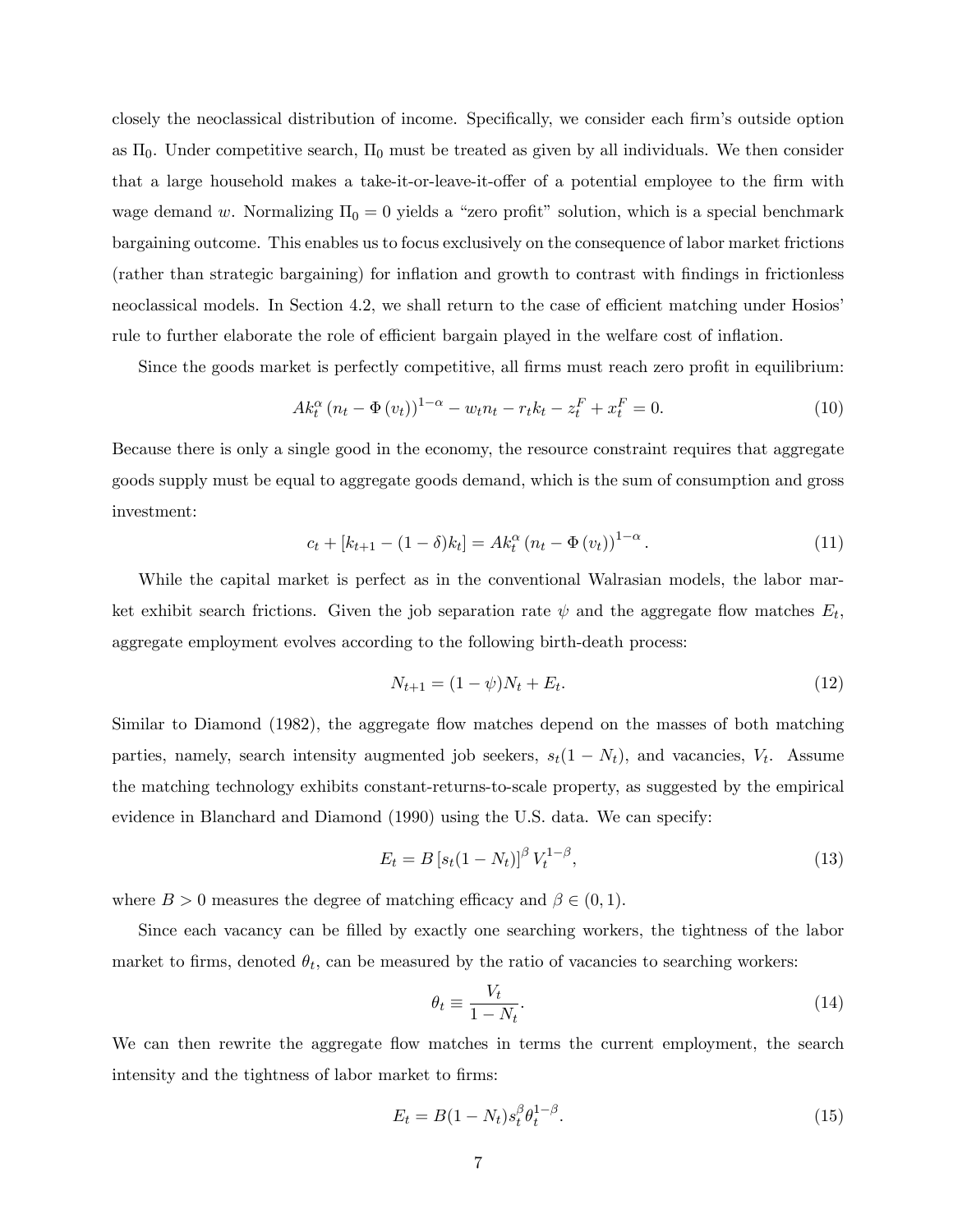closely the neoclassical distribution of income. Specifically, we consider each firm's outside option as $\Pi_0$. Under competitive search, $\Pi_0$ must be treated as given by all individuals. We then consider that a large household makes a take-it-or-leave-it-offer of a potential employee to the firm with wage demand $w$. Normalizing $\Pi_0 = 0$ yields a "zero profit" solution, which is a special benchmark bargaining outcome. This enables us to focus exclusively on the consequence of labor market frictions (rather than strategic bargaining) for inflation and growth to contrast with findings in frictionless neoclassical models. In Section 4.2, we shall return to the case of efficient matching under Hosios' rule to further elaborate the role of efficient bargain played in the welfare cost of inflation.

Since the goods market is perfectly competitive, all firms must reach zero profit in equilibrium:

$$Ak_t^{\alpha}\left(n_t - \Phi\left(v_t\right)\right)^{1-\alpha} - w_t n_t - r_t k_t - z_t^F + x_t^F = 0. \tag{10}$$

Because there is only a single good in the economy, the resource constraint requires that aggregate goods supply must be equal to aggregate goods demand, which is the sum of consumption and gross investment:

$$c_t + \left[k_{t+1} - (1-\delta)k_t\right] = Ak_t^{\alpha}\left(n_t - \Phi\left(v_t\right)\right)^{1-\alpha}. \tag{11}$$

While the capital market is perfect as in the conventional Walrasian models, the labor market exhibit search frictions. Given the job separation rate $\psi$ and the aggregate flow matches $E_t$, aggregate employment evolves according to the following birth-death process:

$$N_{t+1} = (1-\psi)N_t + E_t. \tag{12}$$

Similar to Diamond (1982), the aggregate flow matches depend on the masses of both matching parties, namely, search intensity augmented job seekers, $s_t(1 - N_t)$, and vacancies, $V_t$. Assume the matching technology exhibits constant-returns-to-scale property, as suggested by the empirical evidence in Blanchard and Diamond (1990) using the U.S. data. We can specify:

$$E_t = B\left[s_t(1-N_t)\right]^{\beta} V_t^{1-\beta}, \tag{13}$$

where $B > 0$ measures the degree of matching efficacy and $\beta \in (0, 1)$.

Since each vacancy can be filled by exactly one searching workers, the tightness of the labor market to firms, denoted $\theta_t$, can be measured by the ratio of vacancies to searching workers:

$$\theta_t \equiv \frac{V_t}{1-N_t}. \tag{14}$$

We can then rewrite the aggregate flow matches in terms the current employment, the search intensity and the tightness of labor market to firms:

$$E_t = B(1-N_t)s_t^{\beta}\theta_t^{1-\beta}. \tag{15}$$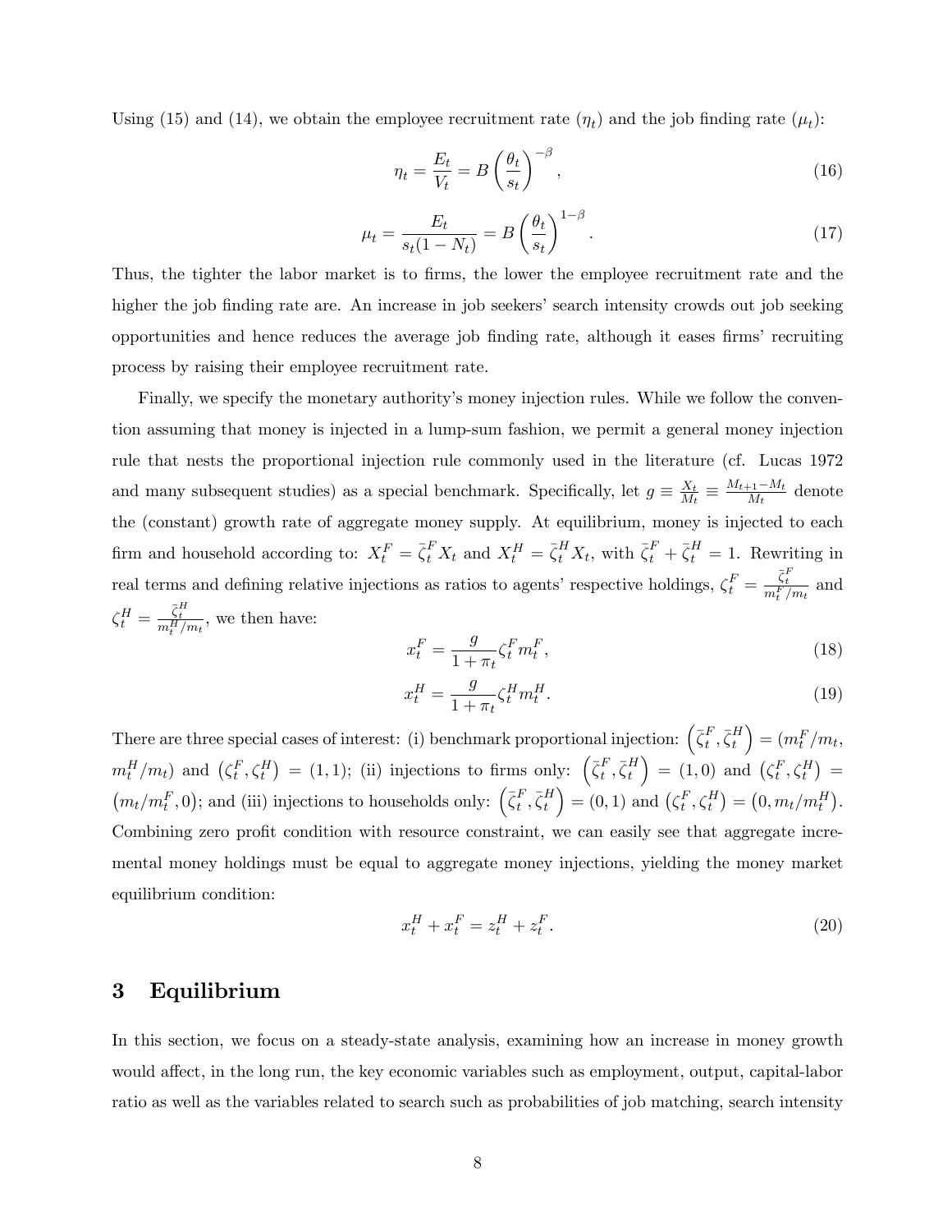Using (15) and (14), we obtain the employee recruitment rate ($\eta_t$) and the job finding rate ($\mu_t$):

$$\eta_t = \frac{E_t}{V_t} = B\left(\frac{\theta_t}{s_t}\right)^{-\beta}, \tag{16}$$

$$\mu_t = \frac{E_t}{s_t(1-N_t)} = B\left(\frac{\theta_t}{s_t}\right)^{1-\beta}. \tag{17}$$

Thus, the tighter the labor market is to firms, the lower the employee recruitment rate and the higher the job finding rate are. An increase in job seekers' search intensity crowds out job seeking opportunities and hence reduces the average job finding rate, although it eases firms' recruiting process by raising their employee recruitment rate.

Finally, we specify the monetary authority's money injection rules. While we follow the convention assuming that money is injected in a lump-sum fashion, we permit a general money injection rule that nests the proportional injection rule commonly used in the literature (cf. Lucas 1972 and many subsequent studies) as a special benchmark. Specifically, let $g \equiv \frac{X_t}{M_t} \equiv \frac{M_{t+1}-M_t}{M_t}$ denote the (constant) growth rate of aggregate money supply. At equilibrium, money is injected to each firm and household according to: $X_t^F = \bar{\zeta}_t^F X_t$ and $X_t^H = \bar{\zeta}_t^H X_t$, with $\bar{\zeta}_t^F + \bar{\zeta}_t^H = 1$. Rewriting in real terms and defining relative injections as ratios to agents' respective holdings, $\zeta_t^F = \frac{\bar{\zeta}_t^F}{m_t^F/m_t}$ and $\zeta_t^H = \frac{\bar{\zeta}_t^H}{m_t^H/m_t}$, we then have:

$$x_t^F = \frac{g}{1+\pi_t}\zeta_t^F m_t^F, \tag{18}$$

$$x_t^H = \frac{g}{1+\pi_t}\zeta_t^H m_t^H. \tag{19}$$

There are three special cases of interest: (i) benchmark proportional injection: $\left(\bar{\zeta}_t^F, \bar{\zeta}_t^H\right) = (m_t^F/m_t, m_t^H/m_t)$ and $\left(\zeta_t^F, \zeta_t^H\right) = (1,1)$; (ii) injections to firms only: $\left(\bar{\zeta}_t^F, \bar{\zeta}_t^H\right) = (1,0)$ and $\left(\zeta_t^F, \zeta_t^H\right) = \left(m_t/m_t^F, 0\right)$; and (iii) injections to households only: $\left(\bar{\zeta}_t^F, \bar{\zeta}_t^H\right) = (0,1)$ and $\left(\zeta_t^F, \zeta_t^H\right) = \left(0, m_t/m_t^H\right)$. Combining zero profit condition with resource constraint, we can easily see that aggregate incremental money holdings must be equal to aggregate money injections, yielding the money market equilibrium condition:

$$x_t^H + x_t^F = z_t^H + z_t^F. \tag{20}$$

# 3 Equilibrium

In this section, we focus on a steady-state analysis, examining how an increase in money growth would affect, in the long run, the key economic variables such as employment, output, capital-labor ratio as well as the variables related to search such as probabilities of job matching, search intensity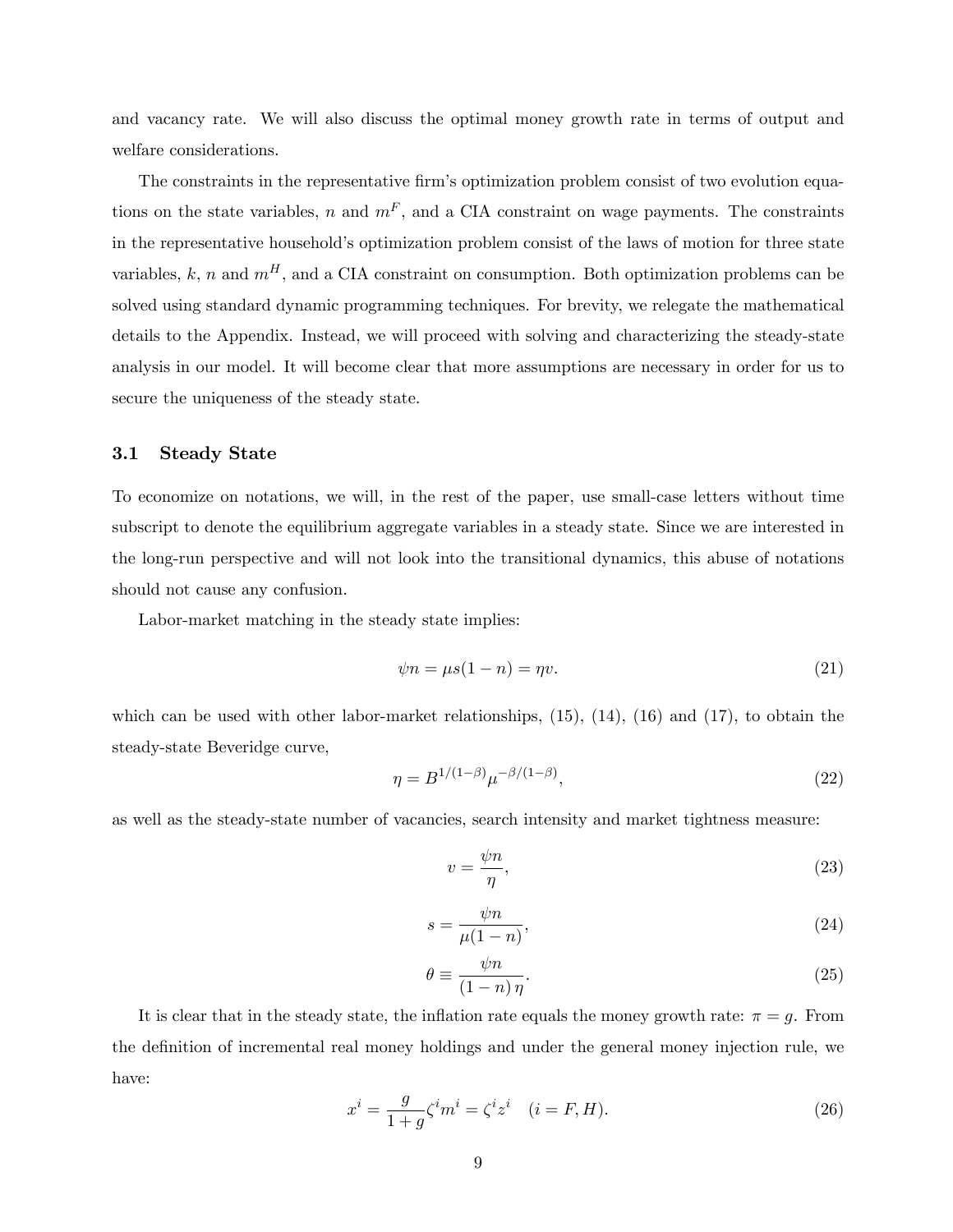and vacancy rate. We will also discuss the optimal money growth rate in terms of output and welfare considerations.

The constraints in the representative firm's optimization problem consist of two evolution equations on the state variables, $n$ and $m^F$, and a CIA constraint on wage payments. The constraints in the representative household's optimization problem consist of the laws of motion for three state variables, $k$, $n$ and $m^H$, and a CIA constraint on consumption. Both optimization problems can be solved using standard dynamic programming techniques. For brevity, we relegate the mathematical details to the Appendix. Instead, we will proceed with solving and characterizing the steady-state analysis in our model. It will become clear that more assumptions are necessary in order for us to secure the uniqueness of the steady state.

### 3.1 Steady State

To economize on notations, we will, in the rest of the paper, use small-case letters without time subscript to denote the equilibrium aggregate variables in a steady state. Since we are interested in the long-run perspective and will not look into the transitional dynamics, this abuse of notations should not cause any confusion.

Labor-market matching in the steady state implies:

$$\psi n = \mu s(1-n) = \eta v. \tag{21}$$

which can be used with other labor-market relationships, (15), (14), (16) and (17), to obtain the steady-state Beveridge curve,

$$\eta = B^{1/(1-\beta)} \mu^{-\beta/(1-\beta)}, \tag{22}$$

as well as the steady-state number of vacancies, search intensity and market tightness measure:

$$v = \frac{\psi n}{\eta}, \tag{23}$$

$$s = \frac{\psi n}{\mu(1-n)}, \tag{24}$$

$$\theta \equiv \frac{\psi n}{(1-n)\,\eta}. \tag{25}$$

It is clear that in the steady state, the inflation rate equals the money growth rate: $\pi = g$. From the definition of incremental real money holdings and under the general money injection rule, we have:

$$x^i = \frac{g}{1+g} \zeta^i m^i = \zeta^i z^i \quad (i = F, H). \tag{26}$$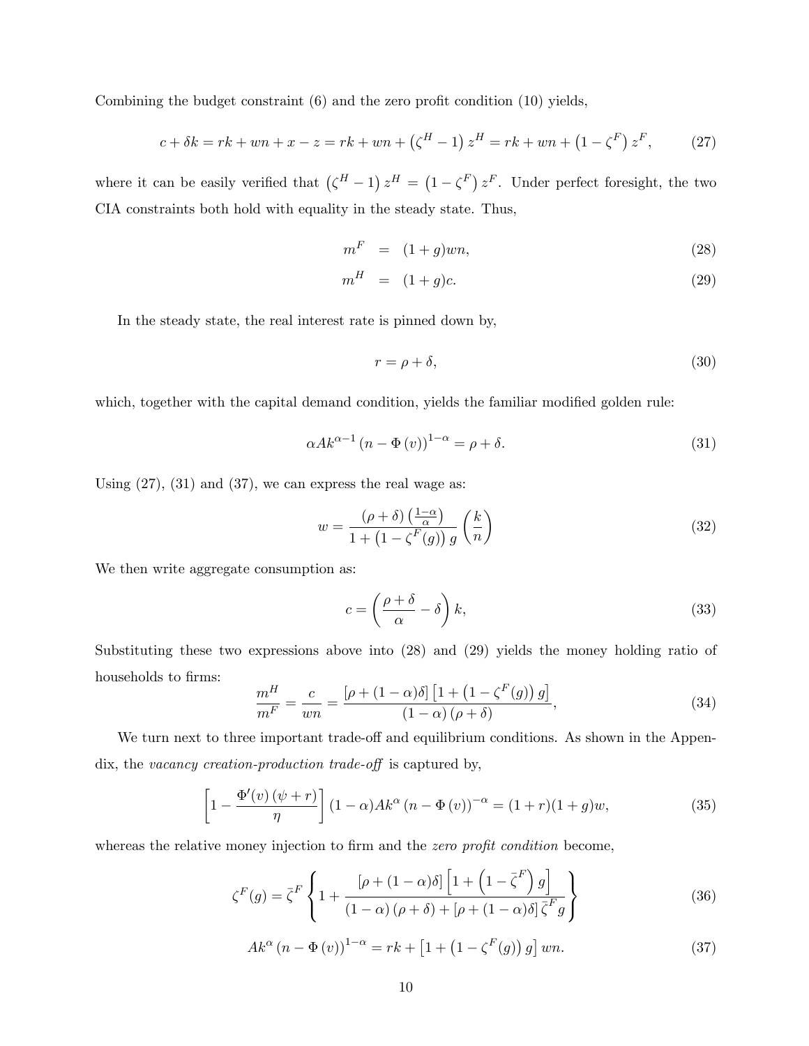Combining the budget constraint (6) and the zero profit condition (10) yields,

$$c + \delta k = rk + wn + x - z = rk + wn + \left(\zeta^H - 1\right) z^H = rk + wn + \left(1 - \zeta^F\right) z^F, \tag{27}$$

where it can be easily verified that $\left(\zeta^H - 1\right) z^H = \left(1 - \zeta^F\right) z^F$. Under perfect foresight, the two CIA constraints both hold with equality in the steady state. Thus,

$$m^F = (1+g)wn, \tag{28}$$

$$m^H = (1+g)c. \tag{29}$$

In the steady state, the real interest rate is pinned down by,

$$r = \rho + \delta, \tag{30}$$

which, together with the capital demand condition, yields the familiar modified golden rule:

$$\alpha A k^{\alpha - 1} \left(n - \Phi(v)\right)^{1-\alpha} = \rho + \delta. \tag{31}$$

Using (27), (31) and (37), we can express the real wage as:

$$w = \frac{(\rho + \delta)\left(\frac{1-\alpha}{\alpha}\right)}{1 + \left(1 - \zeta^F(g)\right) g} \left(\frac{k}{n}\right) \tag{32}$$

We then write aggregate consumption as:

$$c = \left(\frac{\rho + \delta}{\alpha} - \delta\right) k, \tag{33}$$

Substituting these two expressions above into (28) and (29) yields the money holding ratio of households to firms:

$$\frac{m^H}{m^F} = \frac{c}{wn} = \frac{[\rho + (1-\alpha)\delta]\left[1 + \left(1 - \zeta^F(g)\right) g\right]}{(1-\alpha)(\rho + \delta)}, \tag{34}$$

We turn next to three important trade-off and equilibrium conditions. As shown in the Appendix, the *vacancy creation-production trade-off* is captured by,

$$\left[1 - \frac{\Phi'(v)(\psi + r)}{\eta}\right] (1-\alpha) A k^{\alpha} \left(n - \Phi(v)\right)^{-\alpha} = (1+r)(1+g)w, \tag{35}$$

whereas the relative money injection to firm and the *zero profit condition* become,

$$\zeta^F(g) = \bar{\zeta}^F \left\{ 1 + \frac{[\rho + (1-\alpha)\delta]\left[1 + \left(1 - \bar{\zeta}^F\right) g\right]}{(1-\alpha)(\rho+\delta) + [\rho + (1-\alpha)\delta]\bar{\zeta}^F g} \right\} \tag{36}$$

$$A k^{\alpha} \left(n - \Phi(v)\right)^{1-\alpha} = rk + \left[1 + \left(1 - \zeta^F(g)\right) g\right] wn. \tag{37}$$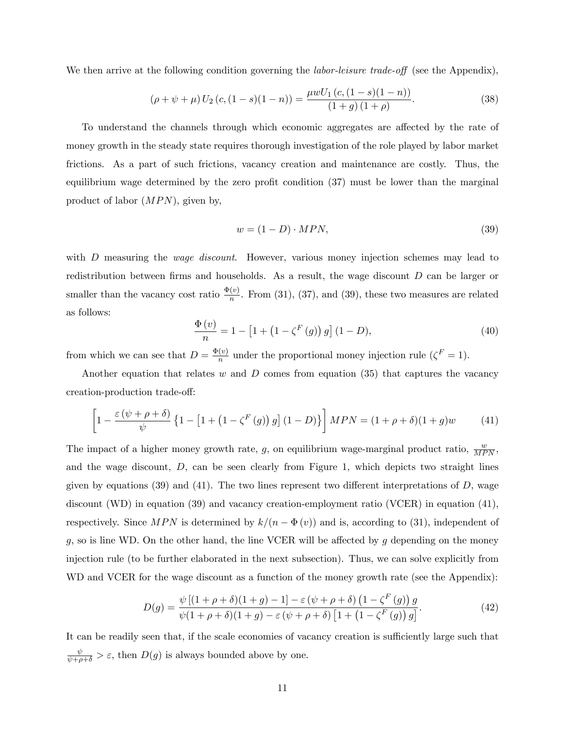We then arrive at the following condition governing the *labor-leisure trade-off* (see the Appendix),

$$(\rho + \psi + \mu) U_2 (c, (1-s)(1-n)) = \frac{\mu w U_1 (c, (1-s)(1-n))}{(1+g)(1+\rho)}. \tag{38}$$

To understand the channels through which economic aggregates are affected by the rate of money growth in the steady state requires thorough investigation of the role played by labor market frictions. As a part of such frictions, vacancy creation and maintenance are costly. Thus, the equilibrium wage determined by the zero profit condition (37) must be lower than the marginal product of labor ($MPN$), given by,

$$w = (1-D) \cdot MPN, \tag{39}$$

with $D$ measuring the *wage discount*. However, various money injection schemes may lead to redistribution between firms and households. As a result, the wage discount $D$ can be larger or smaller than the vacancy cost ratio $\frac{\Phi(v)}{n}$. From (31), (37), and (39), these two measures are related as follows:

$$\frac{\Phi(v)}{n} = 1 - \left[1 + \left(1 - \zeta^F(g)\right) g\right] (1-D), \tag{40}$$

from which we can see that $D = \frac{\Phi(v)}{n}$ under the proportional money injection rule ($\zeta^F = 1$).

Another equation that relates $w$ and $D$ comes from equation (35) that captures the vacancy creation-production trade-off:

$$\left[1 - \frac{\varepsilon(\psi+\rho+\delta)}{\psi}\left\{1 - \left[1 + \left(1 - \zeta^F(g)\right) g\right](1-D)\right\}\right] MPN = (1+\rho+\delta)(1+g)w \tag{41}$$

The impact of a higher money growth rate, $g$, on equilibrium wage-marginal product ratio, $\frac{w}{MPN}$, and the wage discount, $D$, can be seen clearly from Figure 1, which depicts two straight lines given by equations (39) and (41). The two lines represent two different interpretations of $D$, wage discount (WD) in equation (39) and vacancy creation-employment ratio (VCER) in equation (41), respectively. Since $MPN$ is determined by $k/(n - \Phi(v))$ and is, according to (31), independent of $g$, so is line WD. On the other hand, the line VCER will be affected by $g$ depending on the money injection rule (to be further elaborated in the next subsection). Thus, we can solve explicitly from WD and VCER for the wage discount as a function of the money growth rate (see the Appendix):

$$D(g) = \frac{\psi\left[(1+\rho+\delta)(1+g) - 1\right] - \varepsilon(\psi+\rho+\delta)\left(1-\zeta^F(g)\right) g}{\psi(1+\rho+\delta)(1+g) - \varepsilon(\psi+\rho+\delta)\left[1 + \left(1-\zeta^F(g)\right) g\right]}. \tag{42}$$

It can be readily seen that, if the scale economies of vacancy creation is sufficiently large such that $\frac{\psi}{\psi+\rho+\delta} > \varepsilon$, then $D(g)$ is always bounded above by one.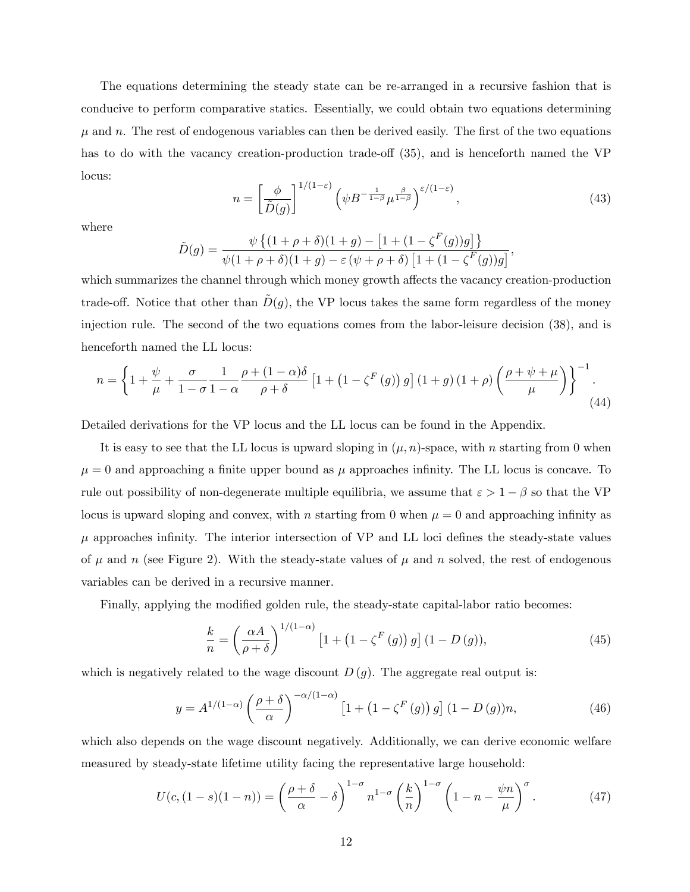The equations determining the steady state can be re-arranged in a recursive fashion that is conducive to perform comparative statics. Essentially, we could obtain two equations determining $\mu$ and $n$. The rest of endogenous variables can then be derived easily. The first of the two equations has to do with the vacancy creation-production trade-off (35), and is henceforth named the VP locus:

$$n = \left[\frac{\phi}{\tilde{D}(g)}\right]^{1/(1-\varepsilon)} \left(\psi B^{-\frac{1}{1-\beta}} \mu^{\frac{\beta}{1-\beta}}\right)^{\varepsilon/(1-\varepsilon)}, \tag{43}$$

where

$$\tilde{D}(g) = \frac{\psi\left\{(1+\rho+\delta)(1+g) - \left[1 + (1-\zeta^F(g))g\right]\right\}}{\psi(1+\rho+\delta)(1+g) - \varepsilon\left(\psi+\rho+\delta\right)\left[1+(1-\zeta^F(g))g\right]},$$

which summarizes the channel through which money growth affects the vacancy creation-production trade-off. Notice that other than $\tilde{D}(g)$, the VP locus takes the same form regardless of the money injection rule. The second of the two equations comes from the labor-leisure decision (38), and is henceforth named the LL locus:

$$n = \left\{1 + \frac{\psi}{\mu} + \frac{\sigma}{1-\sigma}\frac{1}{1-\alpha}\frac{\rho+(1-\alpha)\delta}{\rho+\delta}\left[1+\left(1-\zeta^F(g)\right)g\right](1+g)(1+\rho)\left(\frac{\rho+\psi+\mu}{\mu}\right)\right\}^{-1}. \tag{44}$$

Detailed derivations for the VP locus and the LL locus can be found in the Appendix.

It is easy to see that the LL locus is upward sloping in $(\mu, n)$-space, with $n$ starting from 0 when $\mu = 0$ and approaching a finite upper bound as $\mu$ approaches infinity. The LL locus is concave. To rule out possibility of non-degenerate multiple equilibria, we assume that $\varepsilon > 1-\beta$ so that the VP locus is upward sloping and convex, with $n$ starting from 0 when $\mu = 0$ and approaching infinity as $\mu$ approaches infinity. The interior intersection of VP and LL loci defines the steady-state values of $\mu$ and $n$ (see Figure 2). With the steady-state values of $\mu$ and $n$ solved, the rest of endogenous variables can be derived in a recursive manner.

Finally, applying the modified golden rule, the steady-state capital-labor ratio becomes:

$$\frac{k}{n} = \left(\frac{\alpha A}{\rho+\delta}\right)^{1/(1-\alpha)}\left[1+\left(1-\zeta^F(g)\right)g\right](1-D(g)), \tag{45}$$

which is negatively related to the wage discount $D(g)$. The aggregate real output is:

$$y = A^{1/(1-\alpha)}\left(\frac{\rho+\delta}{\alpha}\right)^{-\alpha/(1-\alpha)}\left[1+\left(1-\zeta^F(g)\right)g\right](1-D(g))n, \tag{46}$$

which also depends on the wage discount negatively. Additionally, we can derive economic welfare measured by steady-state lifetime utility facing the representative large household:

$$U(c,(1-s)(1-n)) = \left(\frac{\rho+\delta}{\alpha} - \delta\right)^{1-\sigma} n^{1-\sigma}\left(\frac{k}{n}\right)^{1-\sigma}\left(1-n-\frac{\psi n}{\mu}\right)^{\sigma}. \tag{47}$$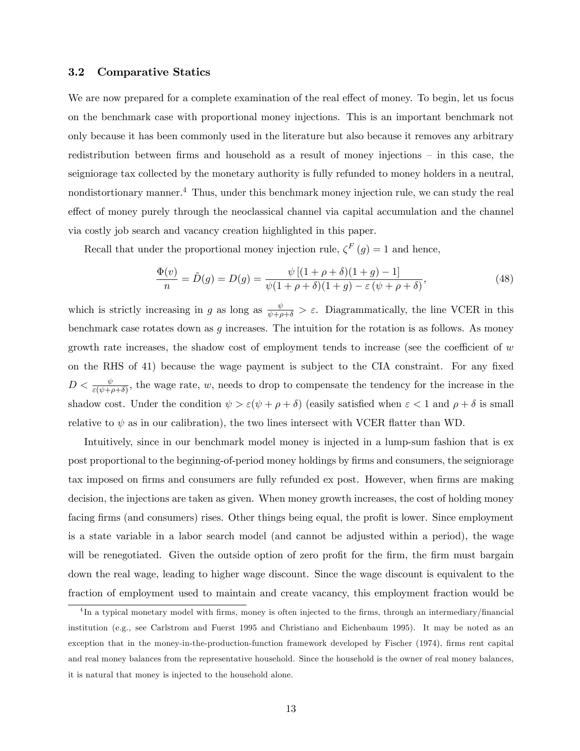### 3.2 Comparative Statics

We are now prepared for a complete examination of the real effect of money. To begin, let us focus on the benchmark case with proportional money injections. This is an important benchmark not only because it has been commonly used in the literature but also because it removes any arbitrary redistribution between firms and household as a result of money injections – in this case, the seigniorage tax collected by the monetary authority is fully refunded to money holders in a neutral, nondistortionary manner.[4] Thus, under this benchmark money injection rule, we can study the real effect of money purely through the neoclassical channel via capital accumulation and the channel via costly job search and vacancy creation highlighted in this paper.

Recall that under the proportional money injection rule, $\zeta^F(g) = 1$ and hence,

$$\frac{\Phi(v)}{n} = \tilde{D}(g) = D(g) = \frac{\psi\left[(1+\rho+\delta)(1+g)-1\right]}{\psi(1+\rho+\delta)(1+g)-\varepsilon\left(\psi+\rho+\delta\right)}, \tag{48}$$

which is strictly increasing in $g$ as long as $\frac{\psi}{\psi+\rho+\delta} > \varepsilon$. Diagrammatically, the line VCER in this benchmark case rotates down as $g$ increases. The intuition for the rotation is as follows. As money growth rate increases, the shadow cost of employment tends to increase (see the coefficient of $w$ on the RHS of 41) because the wage payment is subject to the CIA constraint. For any fixed $D < \frac{\psi}{\varepsilon(\psi+\rho+\delta)}$, the wage rate, $w$, needs to drop to compensate the tendency for the increase in the shadow cost. Under the condition $\psi > \varepsilon(\psi+\rho+\delta)$ (easily satisfied when $\varepsilon < 1$ and $\rho+\delta$ is small relative to $\psi$ as in our calibration), the two lines intersect with VCER flatter than WD.

Intuitively, since in our benchmark model money is injected in a lump-sum fashion that is ex post proportional to the beginning-of-period money holdings by firms and consumers, the seigniorage tax imposed on firms and consumers are fully refunded ex post. However, when firms are making decision, the injections are taken as given. When money growth increases, the cost of holding money facing firms (and consumers) rises. Other things being equal, the profit is lower. Since employment is a state variable in a labor search model (and cannot be adjusted within a period), the wage will be renegotiated. Given the outside option of zero profit for the firm, the firm must bargain down the real wage, leading to higher wage discount. Since the wage discount is equivalent to the fraction of employment used to maintain and create vacancy, this employment fraction would be

[4] In a typical monetary model with firms, money is often injected to the firms, through an intermediary/financial institution (e.g., see Carlstrom and Fuerst 1995 and Christiano and Eichenbaum 1995). It may be noted as an exception that in the money-in-the-production-function framework developed by Fischer (1974), firms rent capital and real money balances from the representative household. Since the household is the owner of real money balances, it is natural that money is injected to the household alone.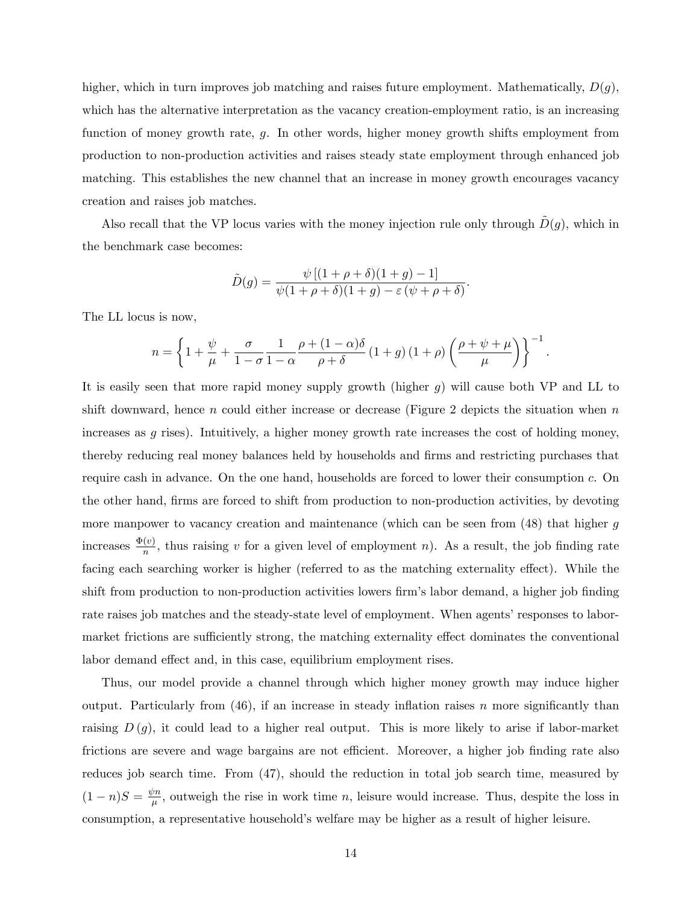higher, which in turn improves job matching and raises future employment. Mathematically, $D(g)$, which has the alternative interpretation as the vacancy creation-employment ratio, is an increasing function of money growth rate, $g$. In other words, higher money growth shifts employment from production to non-production activities and raises steady state employment through enhanced job matching. This establishes the new channel that an increase in money growth encourages vacancy creation and raises job matches.

Also recall that the VP locus varies with the money injection rule only through $\tilde{D}(g)$, which in the benchmark case becomes:

$$\tilde{D}(g) = \frac{\psi\left[(1+\rho+\delta)(1+g)-1\right]}{\psi(1+\rho+\delta)(1+g)-\varepsilon\left(\psi+\rho+\delta\right)}.$$

The LL locus is now,

$$n = \left\{1+\frac{\psi}{\mu}+\frac{\sigma}{1-\sigma}\frac{1}{1-\alpha}\frac{\rho+(1-\alpha)\delta}{\rho+\delta}\left(1+g\right)\left(1+\rho\right)\left(\frac{\rho+\psi+\mu}{\mu}\right)\right\}^{-1}.$$

It is easily seen that more rapid money supply growth (higher $g$) will cause both VP and LL to shift downward, hence $n$ could either increase or decrease (Figure 2 depicts the situation when $n$ increases as $g$ rises). Intuitively, a higher money growth rate increases the cost of holding money, thereby reducing real money balances held by households and firms and restricting purchases that require cash in advance. On the one hand, households are forced to lower their consumption $c$. On the other hand, firms are forced to shift from production to non-production activities, by devoting more manpower to vacancy creation and maintenance (which can be seen from (48) that higher $g$ increases $\frac{\Phi(v)}{n}$, thus raising $v$ for a given level of employment $n$). As a result, the job finding rate facing each searching worker is higher (referred to as the matching externality effect). While the shift from production to non-production activities lowers firm's labor demand, a higher job finding rate raises job matches and the steady-state level of employment. When agents' responses to labor-market frictions are sufficiently strong, the matching externality effect dominates the conventional labor demand effect and, in this case, equilibrium employment rises.

Thus, our model provide a channel through which higher money growth may induce higher output. Particularly from (46), if an increase in steady inflation raises $n$ more significantly than raising $D(g)$, it could lead to a higher real output. This is more likely to arise if labor-market frictions are severe and wage bargains are not efficient. Moreover, a higher job finding rate also reduces job search time. From (47), should the reduction in total job search time, measured by $(1-n)S = \frac{\psi n}{\mu}$, outweigh the rise in work time $n$, leisure would increase. Thus, despite the loss in consumption, a representative household's welfare may be higher as a result of higher leisure.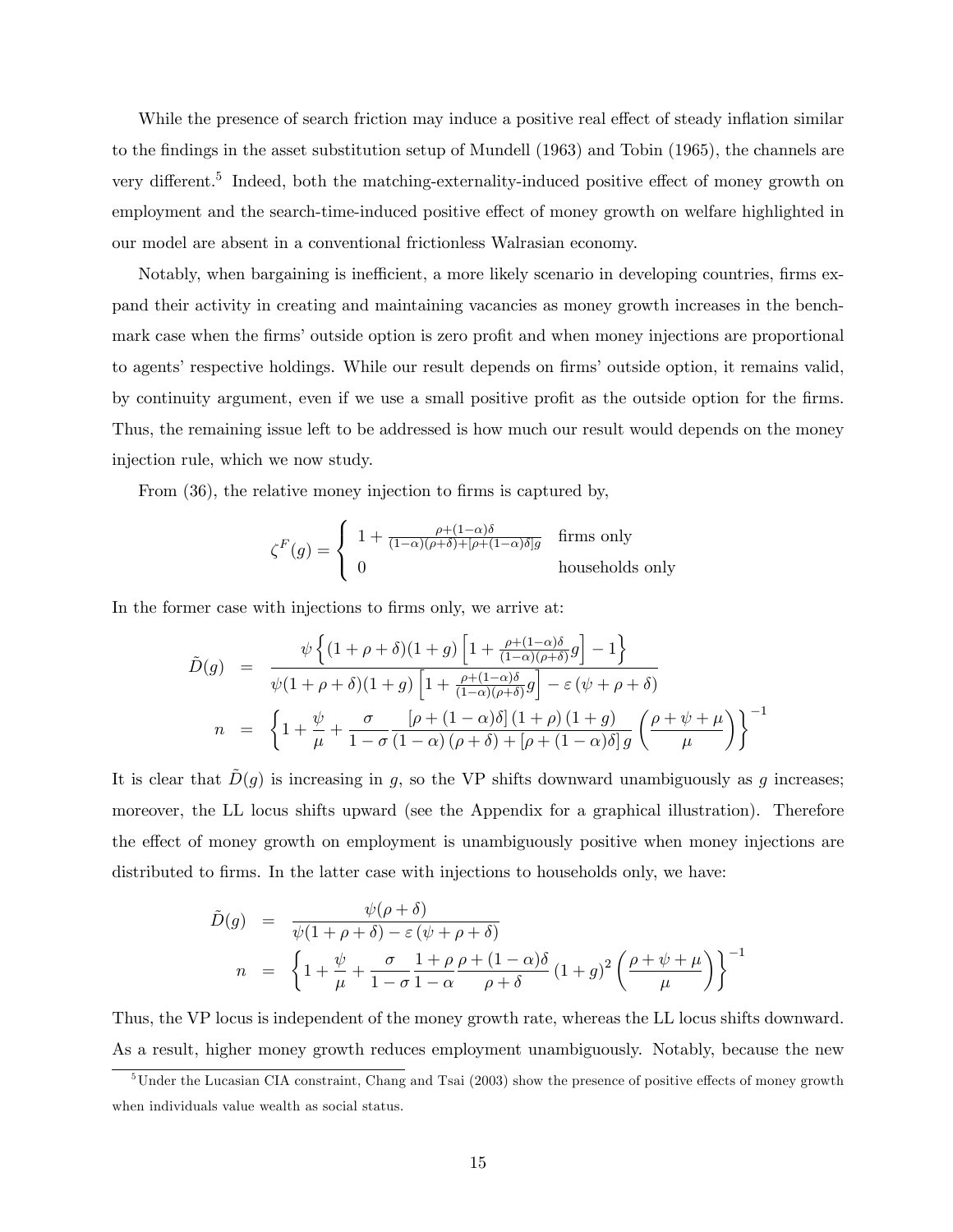While the presence of search friction may induce a positive real effect of steady inflation similar to the findings in the asset substitution setup of Mundell (1963) and Tobin (1965), the channels are very different.[5] Indeed, both the matching-externality-induced positive effect of money growth on employment and the search-time-induced positive effect of money growth on welfare highlighted in our model are absent in a conventional frictionless Walrasian economy.

Notably, when bargaining is inefficient, a more likely scenario in developing countries, firms expand their activity in creating and maintaining vacancies as money growth increases in the benchmark case when the firms' outside option is zero profit and when money injections are proportional to agents' respective holdings. While our result depends on firms' outside option, it remains valid, by continuity argument, even if we use a small positive profit as the outside option for the firms. Thus, the remaining issue left to be addressed is how much our result would depends on the money injection rule, which we now study.

From (36), the relative money injection to firms is captured by,

$$\zeta^F(g) = \begin{cases} 1 + \frac{\rho+(1-\alpha)\delta}{(1-\alpha)(\rho+\delta)+[\rho+(1-\alpha)\delta]g} & \text{firms only} \\ 0 & \text{households only} \end{cases}$$

In the former case with injections to firms only, we arrive at:

$$\begin{aligned}
\tilde{D}(g) &= \frac{\psi\left\{(1+\rho+\delta)(1+g)\left[1+\frac{\rho+(1-\alpha)\delta}{(1-\alpha)(\rho+\delta)}g\right]-1\right\}}{\psi(1+\rho+\delta)(1+g)\left[1+\frac{\rho+(1-\alpha)\delta}{(1-\alpha)(\rho+\delta)}g\right]-\varepsilon\left(\psi+\rho+\delta\right)} \\
n &= \left\{1+\frac{\psi}{\mu}+\frac{\sigma}{1-\sigma}\frac{\left[\rho+(1-\alpha)\delta\right](1+\rho)(1+g)}{(1-\alpha)(\rho+\delta)+\left[\rho+(1-\alpha)\delta\right]g}\left(\frac{\rho+\psi+\mu}{\mu}\right)\right\}^{-1}
\end{aligned}$$

It is clear that $\tilde{D}(g)$ is increasing in $g$, so the VP shifts downward unambiguously as $g$ increases; moreover, the LL locus shifts upward (see the Appendix for a graphical illustration). Therefore the effect of money growth on employment is unambiguously positive when money injections are distributed to firms. In the latter case with injections to households only, we have:

$$\begin{aligned}
\tilde{D}(g) &= \frac{\psi(\rho+\delta)}{\psi(1+\rho+\delta)-\varepsilon\left(\psi+\rho+\delta\right)} \\
n &= \left\{1+\frac{\psi}{\mu}+\frac{\sigma}{1-\sigma}\frac{1+\rho}{1-\alpha}\frac{\rho+(1-\alpha)\delta}{\rho+\delta}(1+g)^2\left(\frac{\rho+\psi+\mu}{\mu}\right)\right\}^{-1}
\end{aligned}$$

Thus, the VP locus is independent of the money growth rate, whereas the LL locus shifts downward. As a result, higher money growth reduces employment unambiguously. Notably, because the new

[5] Under the Lucasian CIA constraint, Chang and Tsai (2003) show the presence of positive effects of money growth when individuals value wealth as social status.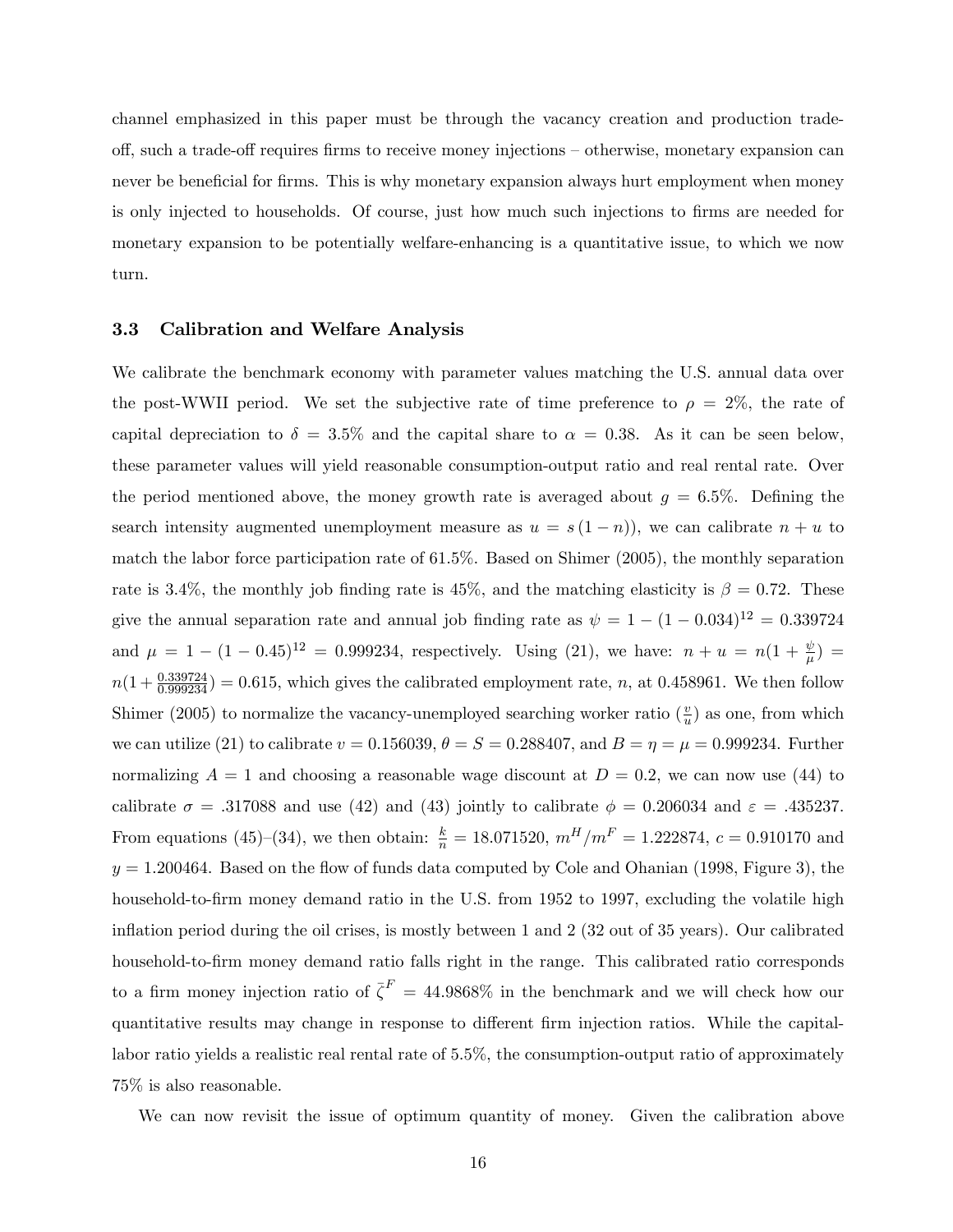channel emphasized in this paper must be through the vacancy creation and production trade-off, such a trade-off requires firms to receive money injections – otherwise, monetary expansion can never be beneficial for firms. This is why monetary expansion always hurt employment when money is only injected to households. Of course, just how much such injections to firms are needed for monetary expansion to be potentially welfare-enhancing is a quantitative issue, to which we now turn.

### 3.3 Calibration and Welfare Analysis

We calibrate the benchmark economy with parameter values matching the U.S. annual data over the post-WWII period. We set the subjective rate of time preference to $\rho = 2\%$, the rate of capital depreciation to $\delta = 3.5\%$ and the capital share to $\alpha = 0.38$. As it can be seen below, these parameter values will yield reasonable consumption-output ratio and real rental rate. Over the period mentioned above, the money growth rate is averaged about $g = 6.5\%$. Defining the search intensity augmented unemployment measure as $u = s(1-n))$, we can calibrate $n + u$ to match the labor force participation rate of 61.5%. Based on Shimer (2005), the monthly separation rate is 3.4%, the monthly job finding rate is 45%, and the matching elasticity is $\beta = 0.72$. These give the annual separation rate and annual job finding rate as $\psi = 1 - (1 - 0.034)^{12} = 0.339724$ and $\mu = 1 - (1 - 0.45)^{12} = 0.999234$, respectively. Using (21), we have: $n + u = n(1 + \frac{\psi}{\mu}) = n(1 + \frac{0.339724}{0.999234}) = 0.615$, which gives the calibrated employment rate, $n$, at 0.458961. We then follow Shimer (2005) to normalize the vacancy-unemployed searching worker ratio ($\frac{v}{u}$) as one, from which we can utilize (21) to calibrate $v = 0.156039$, $\theta = S = 0.288407$, and $B = \eta = \mu = 0.999234$. Further normalizing $A = 1$ and choosing a reasonable wage discount at $D = 0.2$, we can now use (44) to calibrate $\sigma = .317088$ and use (42) and (43) jointly to calibrate $\phi = 0.206034$ and $\varepsilon = .435237$. From equations (45)–(34), we then obtain: $\frac{k}{n} = 18.071520$, $m^H/m^F = 1.222874$, $c = 0.910170$ and $y = 1.200464$. Based on the flow of funds data computed by Cole and Ohanian (1998, Figure 3), the household-to-firm money demand ratio in the U.S. from 1952 to 1997, excluding the volatile high inflation period during the oil crises, is mostly between 1 and 2 (32 out of 35 years). Our calibrated household-to-firm money demand ratio falls right in the range. This calibrated ratio corresponds to a firm money injection ratio of $\bar{\zeta}^F = 44.9868\%$ in the benchmark and we will check how our quantitative results may change in response to different firm injection ratios. While the capital-labor ratio yields a realistic real rental rate of 5.5%, the consumption-output ratio of approximately 75% is also reasonable.

We can now revisit the issue of optimum quantity of money. Given the calibration above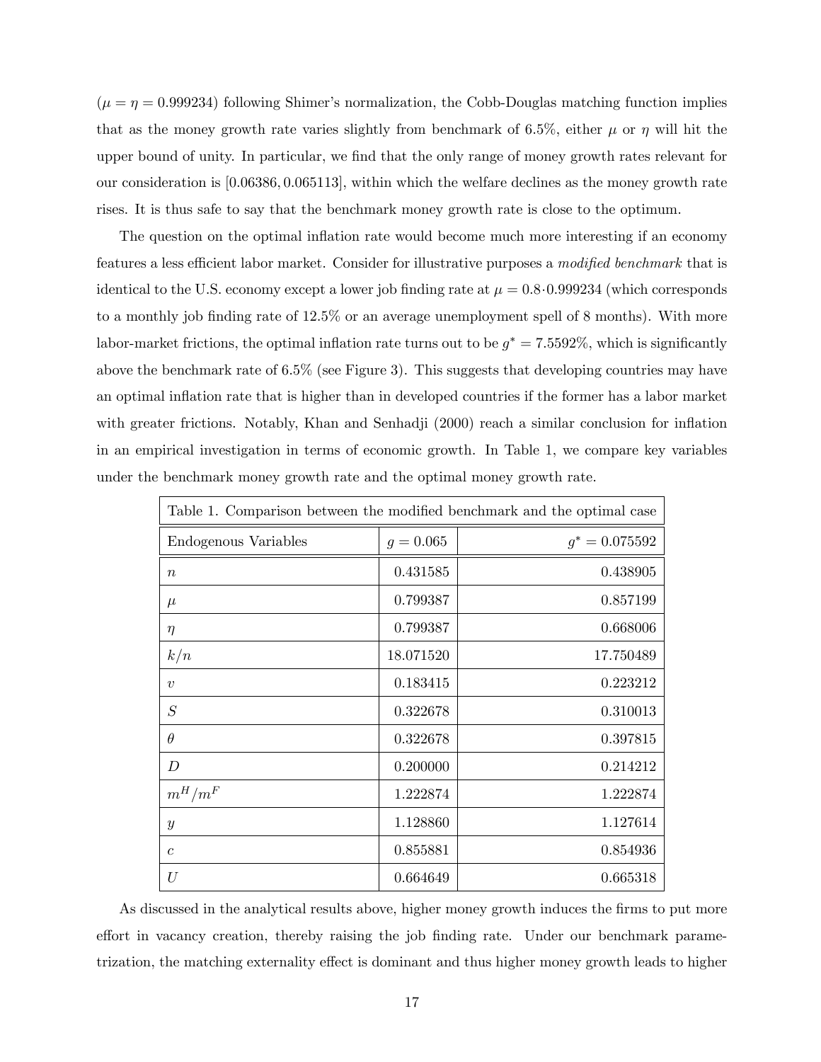($\mu = \eta = 0.999234$) following Shimer's normalization, the Cobb-Douglas matching function implies that as the money growth rate varies slightly from benchmark of 6.5%, either $\mu$ or $\eta$ will hit the upper bound of unity. In particular, we find that the only range of money growth rates relevant for our consideration is $[0.06386, 0.065113]$, within which the welfare declines as the money growth rate rises. It is thus safe to say that the benchmark money growth rate is close to the optimum.

The question on the optimal inflation rate would become much more interesting if an economy features a less efficient labor market. Consider for illustrative purposes a *modified benchmark* that is identical to the U.S. economy except a lower job finding rate at $\mu = 0.8 \cdot 0.999234$ (which corresponds to a monthly job finding rate of 12.5% or an average unemployment spell of 8 months). With more labor-market frictions, the optimal inflation rate turns out to be $g^* = 7.5592\%$, which is significantly above the benchmark rate of 6.5% (see Figure 3). This suggests that developing countries may have an optimal inflation rate that is higher than in developed countries if the former has a labor market with greater frictions. Notably, Khan and Senhadji (2000) reach a similar conclusion for inflation in an empirical investigation in terms of economic growth. In Table 1, we compare key variables under the benchmark money growth rate and the optimal money growth rate.

Table 1. Comparison between the modified benchmark and the optimal case

| Endogenous Variables | $g = 0.065$ | $g^* = 0.075592$ |
|---|---|---|
| $n$ | 0.431585 | 0.438905 |
| $\mu$ | 0.799387 | 0.857199 |
| $\eta$ | 0.799387 | 0.668006 |
| $k/n$ | 18.071520 | 17.750489 |
| $v$ | 0.183415 | 0.223212 |
| $S$ | 0.322678 | 0.310013 |
| $\theta$ | 0.322678 | 0.397815 |
| $D$ | 0.200000 | 0.214212 |
| $m^H/m^F$ | 1.222874 | 1.222874 |
| $y$ | 1.128860 | 1.127614 |
| $c$ | 0.855881 | 0.854936 |
| $U$ | 0.664649 | 0.665318 |

As discussed in the analytical results above, higher money growth induces the firms to put more effort in vacancy creation, thereby raising the job finding rate. Under our benchmark parametrization, the matching externality effect is dominant and thus higher money growth leads to higher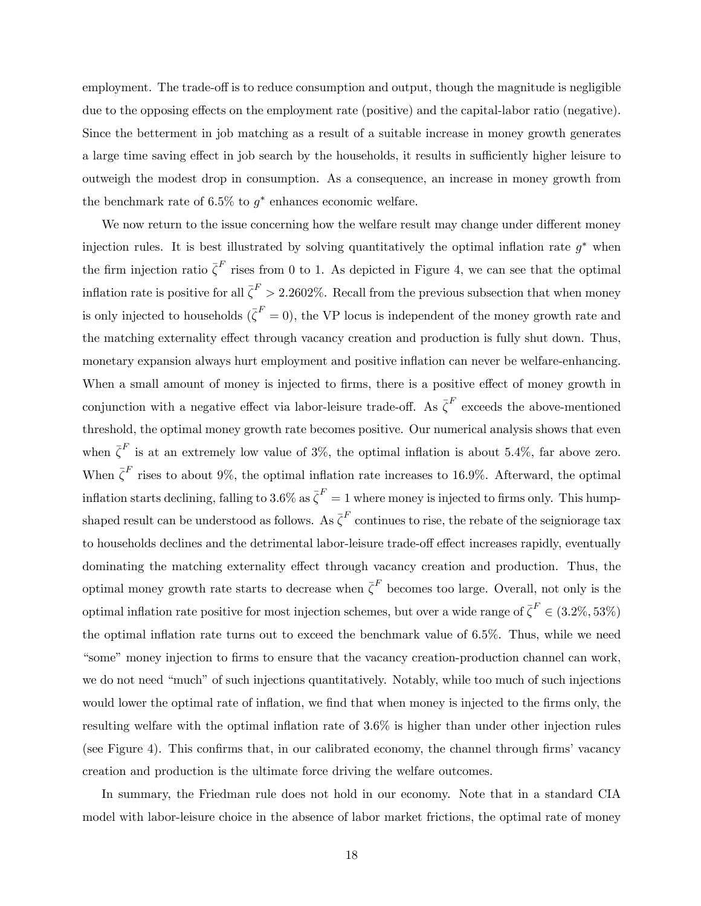employment. The trade-off is to reduce consumption and output, though the magnitude is negligible due to the opposing effects on the employment rate (positive) and the capital-labor ratio (negative). Since the betterment in job matching as a result of a suitable increase in money growth generates a large time saving effect in job search by the households, it results in sufficiently higher leisure to outweigh the modest drop in consumption. As a consequence, an increase in money growth from the benchmark rate of 6.5% to $g^*$ enhances economic welfare.

We now return to the issue concerning how the welfare result may change under different money injection rules. It is best illustrated by solving quantitatively the optimal inflation rate $g^*$ when the firm injection ratio $\bar{\zeta}^F$ rises from 0 to 1. As depicted in Figure 4, we can see that the optimal inflation rate is positive for all $\bar{\zeta}^F > 2.2602\%$. Recall from the previous subsection that when money is only injected to households ($\bar{\zeta}^F = 0$), the VP locus is independent of the money growth rate and the matching externality effect through vacancy creation and production is fully shut down. Thus, monetary expansion always hurt employment and positive inflation can never be welfare-enhancing. When a small amount of money is injected to firms, there is a positive effect of money growth in conjunction with a negative effect via labor-leisure trade-off. As $\bar{\zeta}^F$ exceeds the above-mentioned threshold, the optimal money growth rate becomes positive. Our numerical analysis shows that even when $\bar{\zeta}^F$ is at an extremely low value of 3%, the optimal inflation is about 5.4%, far above zero. When $\bar{\zeta}^F$ rises to about 9%, the optimal inflation rate increases to 16.9%. Afterward, the optimal inflation starts declining, falling to 3.6% as $\bar{\zeta}^F = 1$ where money is injected to firms only. This hump-shaped result can be understood as follows. As $\bar{\zeta}^F$ continues to rise, the rebate of the seigniorage tax to households declines and the detrimental labor-leisure trade-off effect increases rapidly, eventually dominating the matching externality effect through vacancy creation and production. Thus, the optimal money growth rate starts to decrease when $\bar{\zeta}^F$ becomes too large. Overall, not only is the optimal inflation rate positive for most injection schemes, but over a wide range of $\bar{\zeta}^F \in (3.2\%, 53\%)$ the optimal inflation rate turns out to exceed the benchmark value of 6.5%. Thus, while we need "some" money injection to firms to ensure that the vacancy creation-production channel can work, we do not need "much" of such injections quantitatively. Notably, while too much of such injections would lower the optimal rate of inflation, we find that when money is injected to the firms only, the resulting welfare with the optimal inflation rate of 3.6% is higher than under other injection rules (see Figure 4). This confirms that, in our calibrated economy, the channel through firms' vacancy creation and production is the ultimate force driving the welfare outcomes.

In summary, the Friedman rule does not hold in our economy. Note that in a standard CIA model with labor-leisure choice in the absence of labor market frictions, the optimal rate of money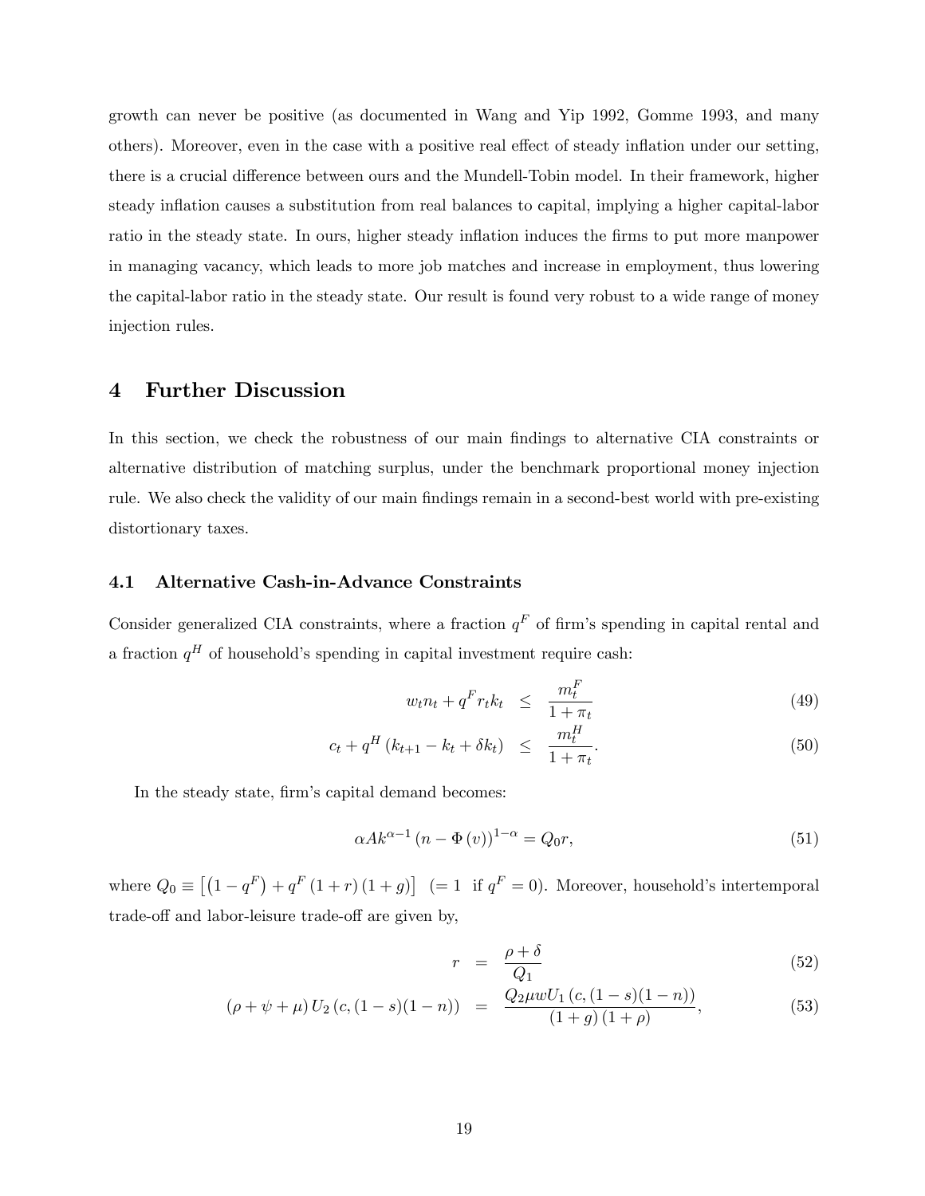growth can never be positive (as documented in Wang and Yip 1992, Gomme 1993, and many others). Moreover, even in the case with a positive real effect of steady inflation under our setting, there is a crucial difference between ours and the Mundell-Tobin model. In their framework, higher steady inflation causes a substitution from real balances to capital, implying a higher capital-labor ratio in the steady state. In ours, higher steady inflation induces the firms to put more manpower in managing vacancy, which leads to more job matches and increase in employment, thus lowering the capital-labor ratio in the steady state. Our result is found very robust to a wide range of money injection rules.

# 4 Further Discussion

In this section, we check the robustness of our main findings to alternative CIA constraints or alternative distribution of matching surplus, under the benchmark proportional money injection rule. We also check the validity of our main findings remain in a second-best world with pre-existing distortionary taxes.

## 4.1 Alternative Cash-in-Advance Constraints

Consider generalized CIA constraints, where a fraction $q^F$ of firm's spending in capital rental and a fraction $q^H$ of household's spending in capital investment require cash:

$$w_t n_t + q^F r_t k_t \leq \frac{m_t^F}{1+\pi_t} \tag{49}$$

$$c_t + q^H (k_{t+1} - k_t + \delta k_t) \leq \frac{m_t^H}{1+\pi_t}. \tag{50}$$

In the steady state, firm's capital demand becomes:

$$\alpha A k^{\alpha-1} (n - \Phi(v))^{1-\alpha} = Q_0 r, \tag{51}$$

where $Q_0 \equiv \left[ \left(1 - q^F\right) + q^F (1+r)(1+g) \right]$ $(= 1 \text{ if } q^F = 0)$. Moreover, household's intertemporal trade-off and labor-leisure trade-off are given by,

$$r = \frac{\rho + \delta}{Q_1} \tag{52}$$

$$(\rho + \psi + \mu) U_2 (c, (1-s)(1-n)) = \frac{Q_2 \mu w U_1 (c, (1-s)(1-n))}{(1+g)(1+\rho)}, \tag{53}$$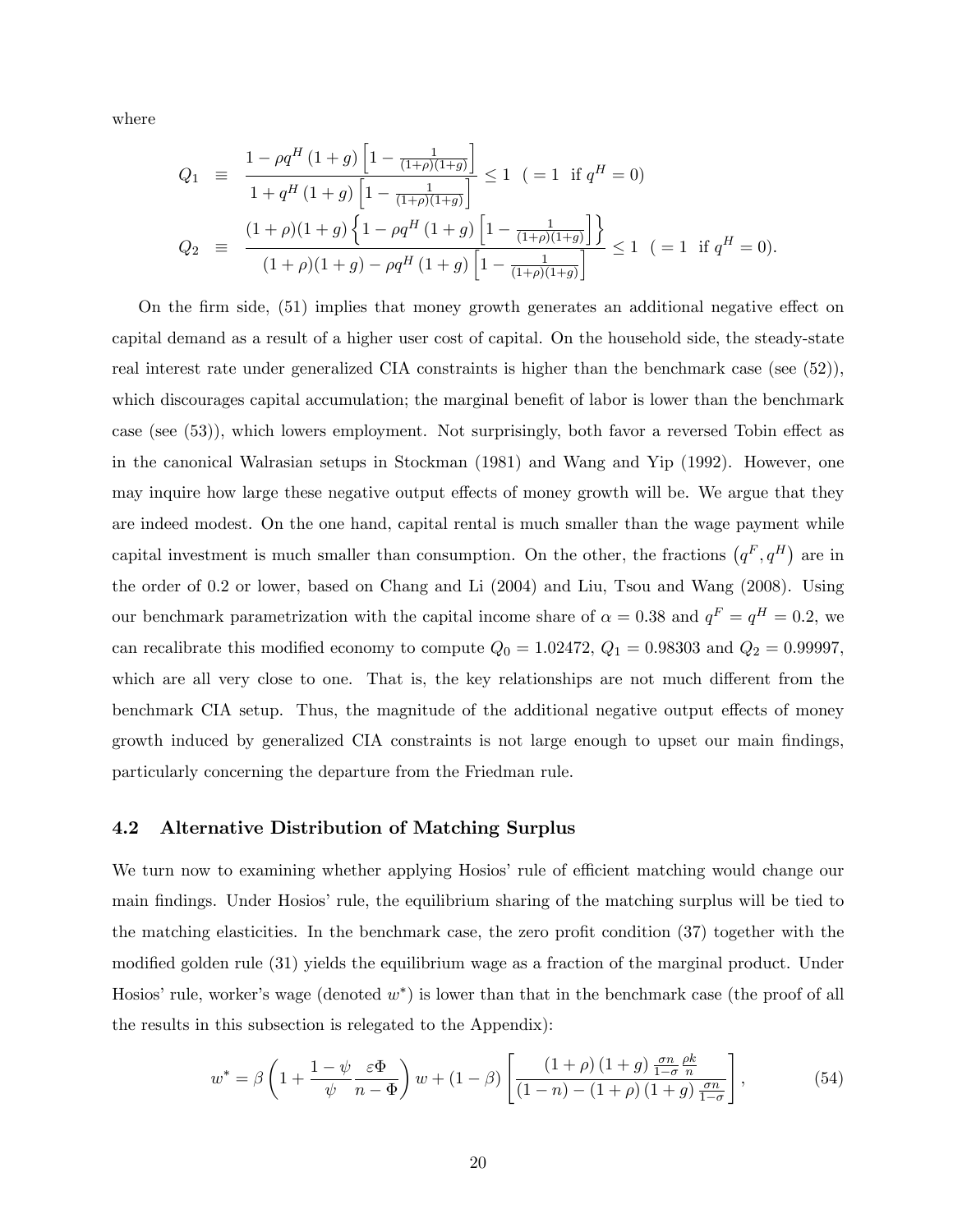where

$$
\begin{aligned}
Q_1 &\equiv \frac{1-\rho q^H(1+g)\left[1-\frac{1}{(1+\rho)(1+g)}\right]}{1+q^H(1+g)\left[1-\frac{1}{(1+\rho)(1+g)}\right]} \leq 1 \quad (=1 \text{ if } q^H = 0) \\
Q_2 &\equiv \frac{(1+\rho)(1+g)\left\{1-\rho q^H(1+g)\left[1-\frac{1}{(1+\rho)(1+g)}\right]\right\}}{(1+\rho)(1+g)-\rho q^H(1+g)\left[1-\frac{1}{(1+\rho)(1+g)}\right]} \leq 1 \quad (=1 \text{ if } q^H = 0).
\end{aligned}
$$

On the firm side, (51) implies that money growth generates an additional negative effect on capital demand as a result of a higher user cost of capital. On the household side, the steady-state real interest rate under generalized CIA constraints is higher than the benchmark case (see (52)), which discourages capital accumulation; the marginal benefit of labor is lower than the benchmark case (see (53)), which lowers employment. Not surprisingly, both favor a reversed Tobin effect as in the canonical Walrasian setups in Stockman (1981) and Wang and Yip (1992). However, one may inquire how large these negative output effects of money growth will be. We argue that they are indeed modest. On the one hand, capital rental is much smaller than the wage payment while capital investment is much smaller than consumption. On the other, the fractions $\left(q^F, q^H\right)$ are in the order of 0.2 or lower, based on Chang and Li (2004) and Liu, Tsou and Wang (2008). Using our benchmark parametrization with the capital income share of $\alpha = 0.38$ and $q^F = q^H = 0.2$, we can recalibrate this modified economy to compute $Q_0 = 1.02472$, $Q_1 = 0.98303$ and $Q_2 = 0.99997$, which are all very close to one. That is, the key relationships are not much different from the benchmark CIA setup. Thus, the magnitude of the additional negative output effects of money growth induced by generalized CIA constraints is not large enough to upset our main findings, particularly concerning the departure from the Friedman rule.

### 4.2 Alternative Distribution of Matching Surplus

We turn now to examining whether applying Hosios' rule of efficient matching would change our main findings. Under Hosios' rule, the equilibrium sharing of the matching surplus will be tied to the matching elasticities. In the benchmark case, the zero profit condition (37) together with the modified golden rule (31) yields the equilibrium wage as a fraction of the marginal product. Under Hosios' rule, worker's wage (denoted $w^*$) is lower than that in the benchmark case (the proof of all the results in this subsection is relegated to the Appendix):

$$
w^* = \beta\left(1+\frac{1-\psi}{\psi}\frac{\varepsilon\Phi}{n-\Phi}\right)w + (1-\beta)\left[\frac{(1+\rho)(1+g)\frac{\sigma n}{1-\sigma}\frac{\rho k}{n}}{(1-n)-(1+\rho)(1+g)\frac{\sigma n}{1-\sigma}}\right], \tag{54}
$$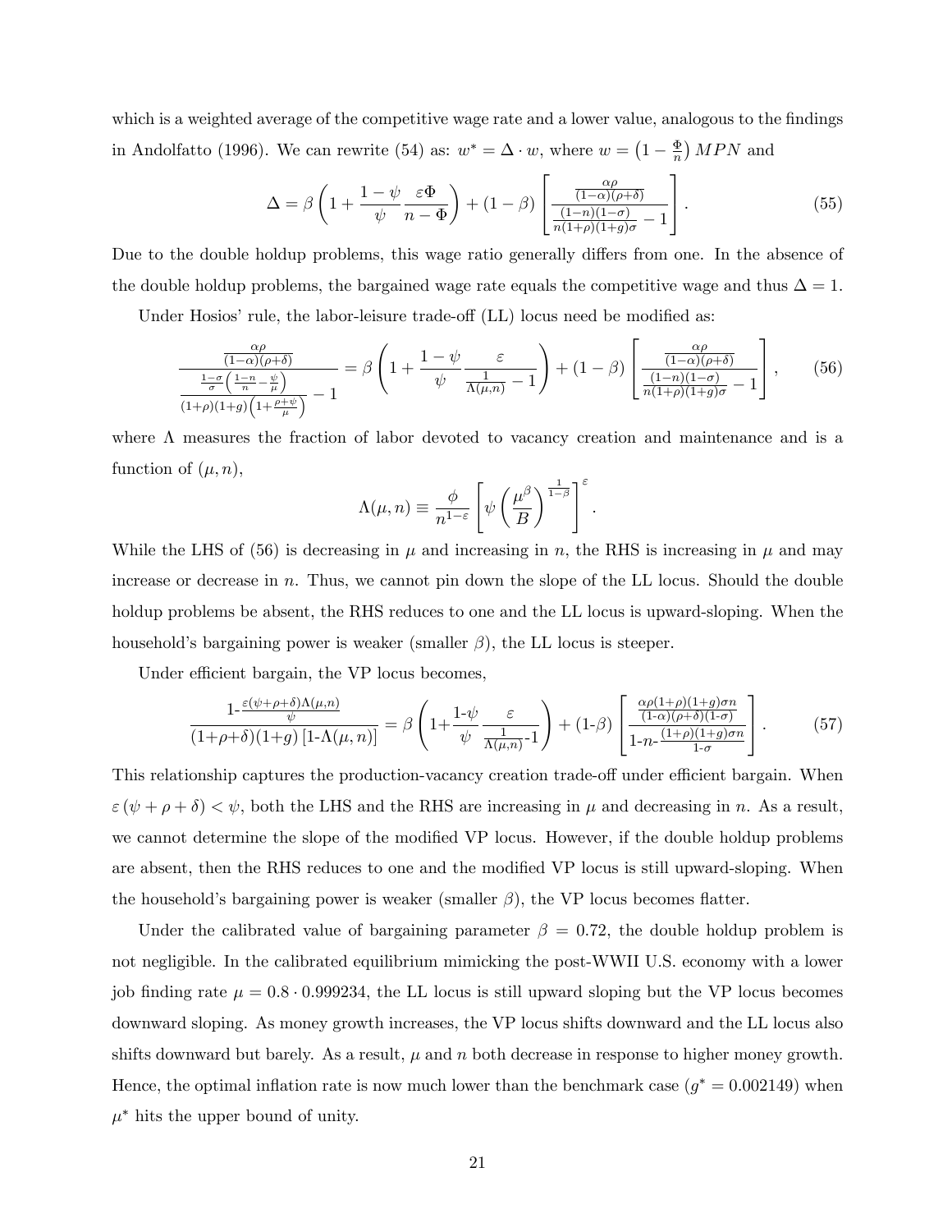which is a weighted average of the competitive wage rate and a lower value, analogous to the findings in Andolfatto (1996). We can rewrite (54) as: $w^* = \Delta \cdot w$, where $w = \left(1 - \frac{\Phi}{n}\right) MPN$ and

$$\Delta = \beta \left(1 + \frac{1-\psi}{\psi} \frac{\varepsilon \Phi}{n - \Phi}\right) + (1-\beta) \left[\frac{\frac{\alpha\rho}{(1-\alpha)(\rho+\delta)}}{\frac{(1-n)(1-\sigma)}{n(1+\rho)(1+g)\sigma} - 1}\right]. \tag{55}$$

Due to the double holdup problems, this wage ratio generally differs from one. In the absence of the double holdup problems, the bargained wage rate equals the competitive wage and thus $\Delta = 1$.

Under Hosios' rule, the labor-leisure trade-off (LL) locus need be modified as:

$$\frac{\frac{\alpha\rho}{(1-\alpha)(\rho+\delta)}}{\frac{\frac{1-\sigma}{\sigma}\left(\frac{1-n}{n} - \frac{\psi}{\mu}\right)}{(1+\rho)(1+g)\left(1+\frac{\rho+\psi}{\mu}\right)} - 1} = \beta \left(1 + \frac{1-\psi}{\psi} \frac{\varepsilon}{\frac{1}{\Lambda(\mu,n)} - 1}\right) + (1-\beta) \left[\frac{\frac{\alpha\rho}{(1-\alpha)(\rho+\delta)}}{\frac{(1-n)(1-\sigma)}{n(1+\rho)(1+g)\sigma} - 1}\right], \tag{56}$$

where $\Lambda$ measures the fraction of labor devoted to vacancy creation and maintenance and is a function of $(\mu, n)$,

$$\Lambda(\mu, n) \equiv \frac{\phi}{n^{1-\varepsilon}} \left[\psi \left(\frac{\mu^\beta}{B}\right)^{\frac{1}{1-\beta}}\right]^\varepsilon.$$

While the LHS of (56) is decreasing in $\mu$ and increasing in $n$, the RHS is increasing in $\mu$ and may increase or decrease in $n$. Thus, we cannot pin down the slope of the LL locus. Should the double holdup problems be absent, the RHS reduces to one and the LL locus is upward-sloping. When the household's bargaining power is weaker (smaller $\beta$), the LL locus is steeper.

Under efficient bargain, the VP locus becomes,

$$\frac{1\text{-}\frac{\varepsilon(\psi+\rho+\delta)\Lambda(\mu,n)}{\psi}}{(1+\rho+\delta)(1+g)\left[1\text{-}\Lambda(\mu,n)\right]} = \beta \left(1 + \frac{1\text{-}\psi}{\psi} \frac{\varepsilon}{\frac{1}{\Lambda(\mu,n)}\text{-}1}\right) + (1\text{-}\beta) \left[\frac{\frac{\alpha\rho(1+\rho)(1+g)\sigma n}{(1\text{-}\alpha)(\rho+\delta)(1\text{-}\sigma)}}{1\text{-}n\text{-}\frac{(1+\rho)(1+g)\sigma n}{1\text{-}\sigma}}\right]. \tag{57}$$

This relationship captures the production-vacancy creation trade-off under efficient bargain. When $\varepsilon(\psi + \rho + \delta) < \psi$, both the LHS and the RHS are increasing in $\mu$ and decreasing in $n$. As a result, we cannot determine the slope of the modified VP locus. However, if the double holdup problems are absent, then the RHS reduces to one and the modified VP locus is still upward-sloping. When the household's bargaining power is weaker (smaller $\beta$), the VP locus becomes flatter.

Under the calibrated value of bargaining parameter $\beta = 0.72$, the double holdup problem is not negligible. In the calibrated equilibrium mimicking the post-WWII U.S. economy with a lower job finding rate $\mu = 0.8 \cdot 0.999234$, the LL locus is still upward sloping but the VP locus becomes downward sloping. As money growth increases, the VP locus shifts downward and the LL locus also shifts downward but barely. As a result, $\mu$ and $n$ both decrease in response to higher money growth. Hence, the optimal inflation rate is now much lower than the benchmark case ($g^* = 0.002149$) when $\mu^*$ hits the upper bound of unity.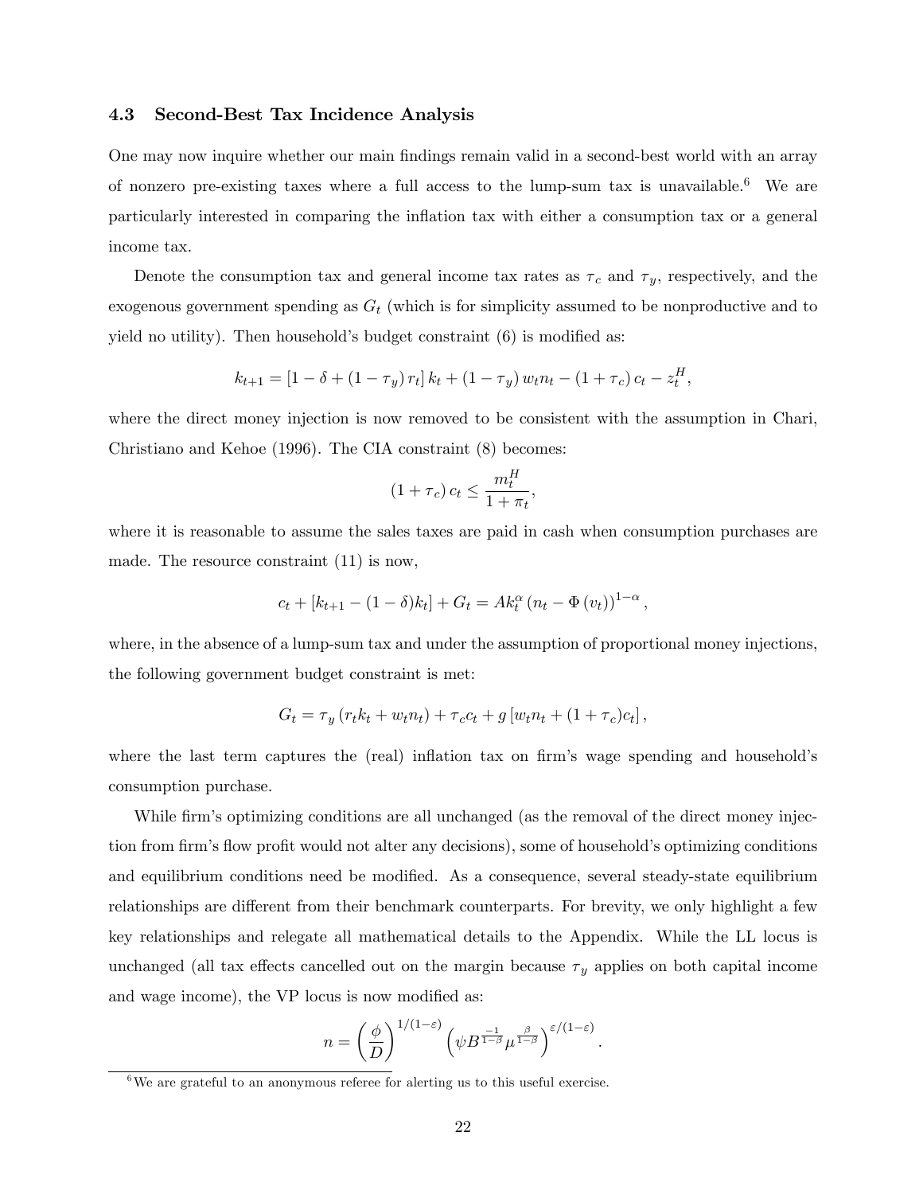### 4.3 Second-Best Tax Incidence Analysis

One may now inquire whether our main findings remain valid in a second-best world with an array of nonzero pre-existing taxes where a full access to the lump-sum tax is unavailable.[6] We are particularly interested in comparing the inflation tax with either a consumption tax or a general income tax.

Denote the consumption tax and general income tax rates as $\tau_c$ and $\tau_y$, respectively, and the exogenous government spending as $G_t$ (which is for simplicity assumed to be nonproductive and to yield no utility). Then household's budget constraint (6) is modified as:

$$k_{t+1} = [1 - \delta + (1 - \tau_y) r_t] k_t + (1 - \tau_y) w_t n_t - (1 + \tau_c) c_t - z_t^H,$$

where the direct money injection is now removed to be consistent with the assumption in Chari, Christiano and Kehoe (1996). The CIA constraint (8) becomes:

$$(1 + \tau_c) c_t \leq \frac{m_t^H}{1 + \pi_t},$$

where it is reasonable to assume the sales taxes are paid in cash when consumption purchases are made. The resource constraint (11) is now,

$$c_t + [k_{t+1} - (1 - \delta) k_t] + G_t = A k_t^{\alpha} (n_t - \Phi(v_t))^{1-\alpha},$$

where, in the absence of a lump-sum tax and under the assumption of proportional money injections, the following government budget constraint is met:

$$G_t = \tau_y (r_t k_t + w_t n_t) + \tau_c c_t + g [w_t n_t + (1 + \tau_c) c_t],$$

where the last term captures the (real) inflation tax on firm's wage spending and household's consumption purchase.

While firm's optimizing conditions are all unchanged (as the removal of the direct money injection from firm's flow profit would not alter any decisions), some of household's optimizing conditions and equilibrium conditions need be modified. As a consequence, several steady-state equilibrium relationships are different from their benchmark counterparts. For brevity, we only highlight a few key relationships and relegate all mathematical details to the Appendix. While the LL locus is unchanged (all tax effects cancelled out on the margin because $\tau_y$ applies on both capital income and wage income), the VP locus is now modified as:

$$n = \left( \frac{\phi}{D} \right)^{1/(1-\varepsilon)} \left( \psi B^{\frac{-1}{1-\beta}} \mu^{\frac{\beta}{1-\beta}} \right)^{\varepsilon/(1-\varepsilon)}.$$

[6] We are grateful to an anonymous referee for alerting us to this useful exercise.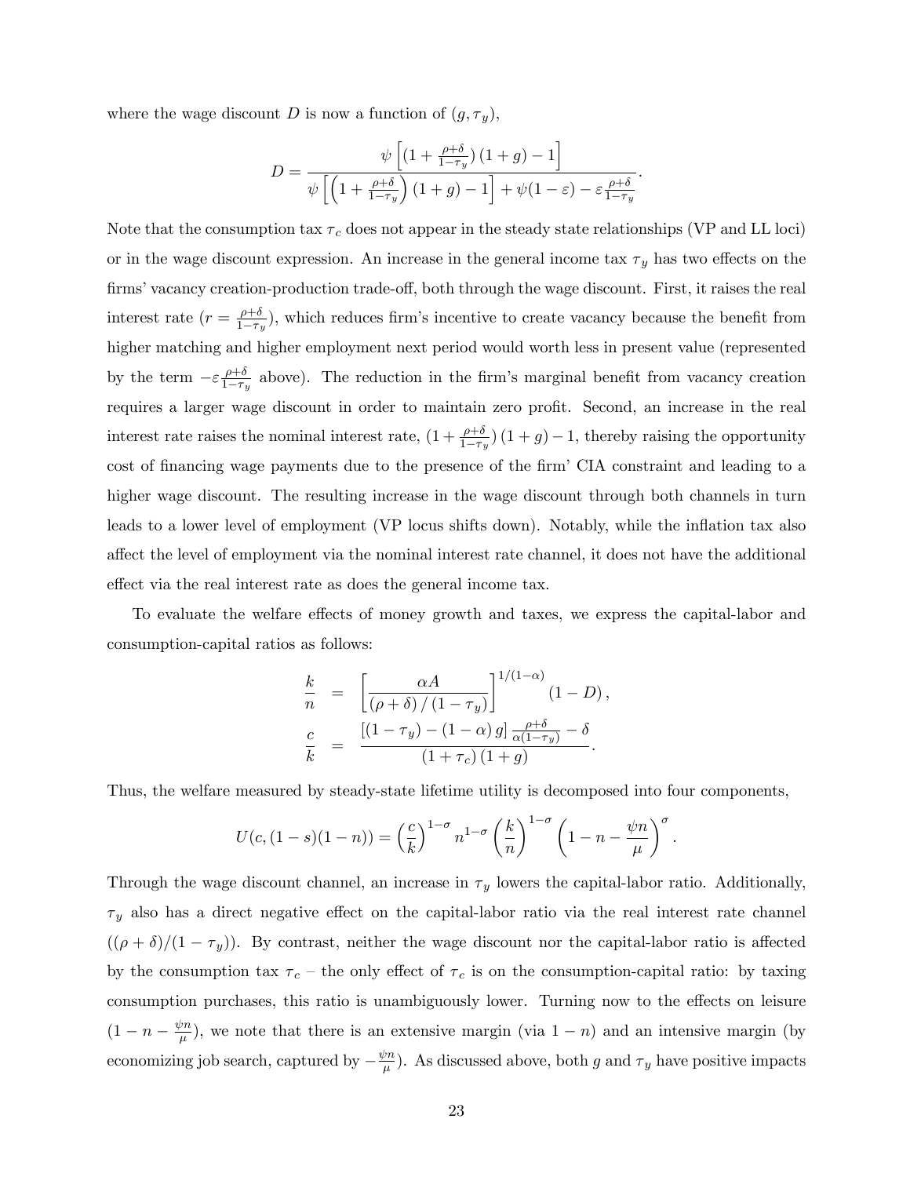where the wage discount $D$ is now a function of $(g, \tau_y)$,

$$D = \frac{\psi\left[(1+\frac{\rho+\delta}{1-\tau_y})(1+g)-1\right]}{\psi\left[\left(1+\frac{\rho+\delta}{1-\tau_y}\right)(1+g)-1\right]+\psi(1-\varepsilon)-\varepsilon\frac{\rho+\delta}{1-\tau_y}}.$$

Note that the consumption tax $\tau_c$ does not appear in the steady state relationships (VP and LL loci) or in the wage discount expression. An increase in the general income tax $\tau_y$ has two effects on the firms' vacancy creation-production trade-off, both through the wage discount. First, it raises the real interest rate ($r = \frac{\rho+\delta}{1-\tau_y}$), which reduces firm's incentive to create vacancy because the benefit from higher matching and higher employment next period would worth less in present value (represented by the term $-\varepsilon\frac{\rho+\delta}{1-\tau_y}$ above). The reduction in the firm's marginal benefit from vacancy creation requires a larger wage discount in order to maintain zero profit. Second, an increase in the real interest rate raises the nominal interest rate, $(1+\frac{\rho+\delta}{1-\tau_y})(1+g)-1$, thereby raising the opportunity cost of financing wage payments due to the presence of the firm' CIA constraint and leading to a higher wage discount. The resulting increase in the wage discount through both channels in turn leads to a lower level of employment (VP locus shifts down). Notably, while the inflation tax also affect the level of employment via the nominal interest rate channel, it does not have the additional effect via the real interest rate as does the general income tax.

To evaluate the welfare effects of money growth and taxes, we express the capital-labor and consumption-capital ratios as follows:

$$\begin{aligned}
\frac{k}{n} &= \left[\frac{\alpha A}{(\rho+\delta)/(1-\tau_y)}\right]^{1/(1-\alpha)}(1-D), \\
\frac{c}{k} &= \frac{\left[(1-\tau_y)-(1-\alpha)g\right]\frac{\rho+\delta}{\alpha(1-\tau_y)}-\delta}{(1+\tau_c)(1+g)}.
\end{aligned}$$

Thus, the welfare measured by steady-state lifetime utility is decomposed into four components,

$$U(c,(1-s)(1-n)) = \left(\frac{c}{k}\right)^{1-\sigma} n^{1-\sigma}\left(\frac{k}{n}\right)^{1-\sigma}\left(1-n-\frac{\psi n}{\mu}\right)^{\sigma}.$$

Through the wage discount channel, an increase in $\tau_y$ lowers the capital-labor ratio. Additionally, $\tau_y$ also has a direct negative effect on the capital-labor ratio via the real interest rate channel ($(\rho+\delta)/(1-\tau_y)$). By contrast, neither the wage discount nor the capital-labor ratio is affected by the consumption tax $\tau_c$ – the only effect of $\tau_c$ is on the consumption-capital ratio: by taxing consumption purchases, this ratio is unambiguously lower. Turning now to the effects on leisure ($1-n-\frac{\psi n}{\mu}$), we note that there is an extensive margin (via $1-n$) and an intensive margin (by economizing job search, captured by $-\frac{\psi n}{\mu}$). As discussed above, both $g$ and $\tau_y$ have positive impacts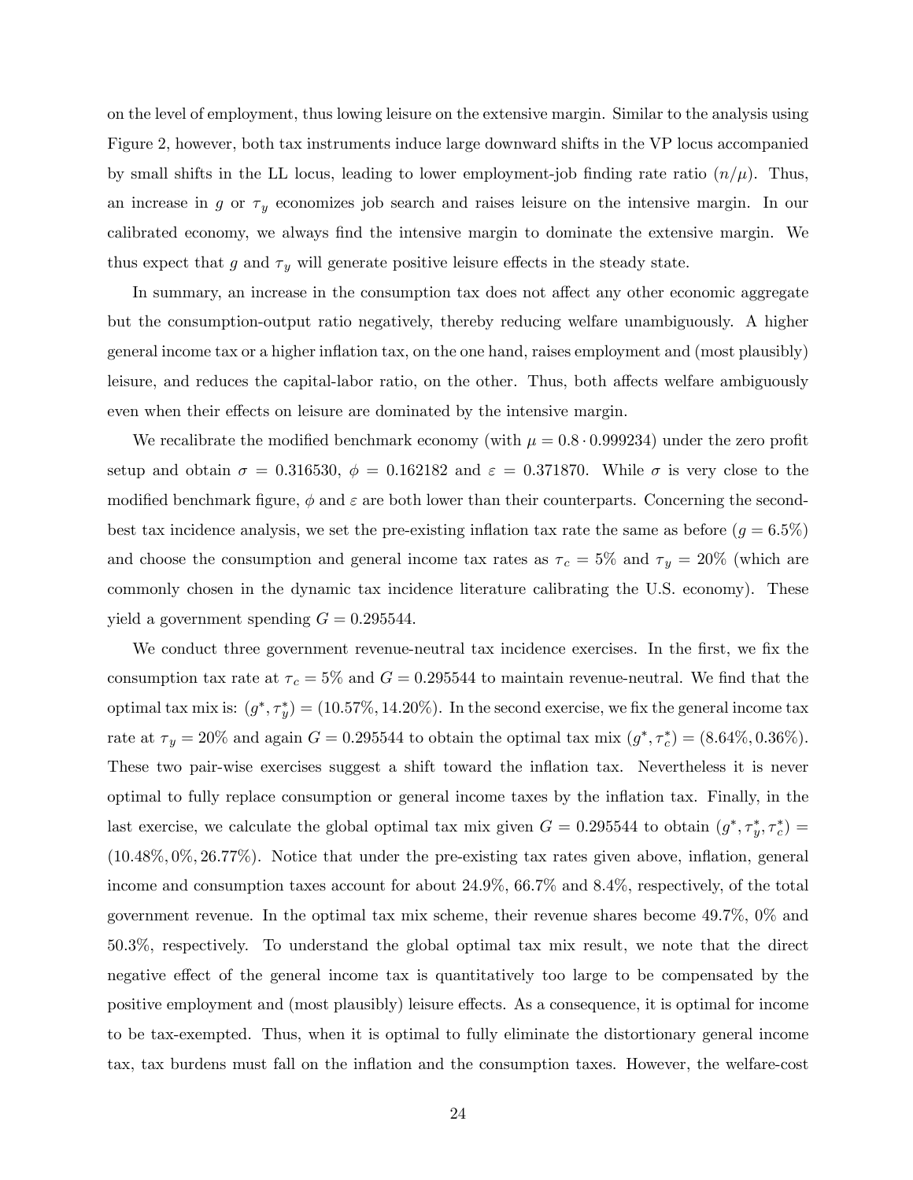on the level of employment, thus lowing leisure on the extensive margin. Similar to the analysis using Figure 2, however, both tax instruments induce large downward shifts in the VP locus accompanied by small shifts in the LL locus, leading to lower employment-job finding rate ratio ($n/\mu$). Thus, an increase in $g$ or $\tau_y$ economizes job search and raises leisure on the intensive margin. In our calibrated economy, we always find the intensive margin to dominate the extensive margin. We thus expect that $g$ and $\tau_y$ will generate positive leisure effects in the steady state.

In summary, an increase in the consumption tax does not affect any other economic aggregate but the consumption-output ratio negatively, thereby reducing welfare unambiguously. A higher general income tax or a higher inflation tax, on the one hand, raises employment and (most plausibly) leisure, and reduces the capital-labor ratio, on the other. Thus, both affects welfare ambiguously even when their effects on leisure are dominated by the intensive margin.

We recalibrate the modified benchmark economy (with $\mu = 0.8 \cdot 0.999234$) under the zero profit setup and obtain $\sigma = 0.316530$, $\phi = 0.162182$ and $\varepsilon = 0.371870$. While $\sigma$ is very close to the modified benchmark figure, $\phi$ and $\varepsilon$ are both lower than their counterparts. Concerning the second-best tax incidence analysis, we set the pre-existing inflation tax rate the same as before ($g = 6.5\%$) and choose the consumption and general income tax rates as $\tau_c = 5\%$ and $\tau_y = 20\%$ (which are commonly chosen in the dynamic tax incidence literature calibrating the U.S. economy). These yield a government spending $G = 0.295544$.

We conduct three government revenue-neutral tax incidence exercises. In the first, we fix the consumption tax rate at $\tau_c = 5\%$ and $G = 0.295544$ to maintain revenue-neutral. We find that the optimal tax mix is: $(g^*, \tau_y^*) = (10.57\%, 14.20\%)$. In the second exercise, we fix the general income tax rate at $\tau_y = 20\%$ and again $G = 0.295544$ to obtain the optimal tax mix $(g^*, \tau_c^*) = (8.64\%, 0.36\%)$. These two pair-wise exercises suggest a shift toward the inflation tax. Nevertheless it is never optimal to fully replace consumption or general income taxes by the inflation tax. Finally, in the last exercise, we calculate the global optimal tax mix given $G = 0.295544$ to obtain $(g^*, \tau_y^*, \tau_c^*) = (10.48\%, 0\%, 26.77\%)$. Notice that under the pre-existing tax rates given above, inflation, general income and consumption taxes account for about 24.9%, 66.7% and 8.4%, respectively, of the total government revenue. In the optimal tax mix scheme, their revenue shares become 49.7%, 0% and 50.3%, respectively. To understand the global optimal tax mix result, we note that the direct negative effect of the general income tax is quantitatively too large to be compensated by the positive employment and (most plausibly) leisure effects. As a consequence, it is optimal for income to be tax-exempted. Thus, when it is optimal to fully eliminate the distortionary general income tax, tax burdens must fall on the inflation and the consumption taxes. However, the welfare-cost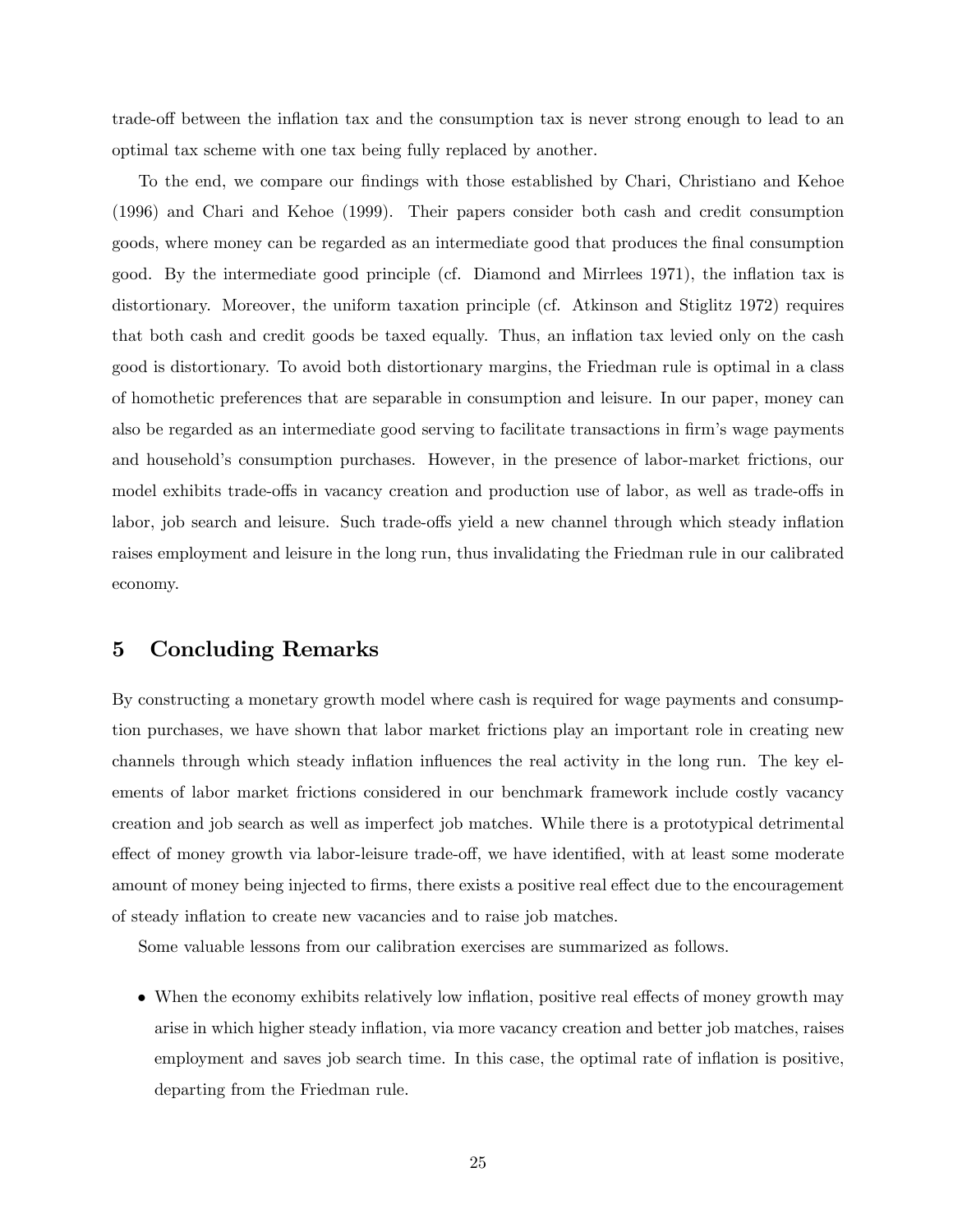trade-off between the inflation tax and the consumption tax is never strong enough to lead to an optimal tax scheme with one tax being fully replaced by another.

To the end, we compare our findings with those established by Chari, Christiano and Kehoe (1996) and Chari and Kehoe (1999). Their papers consider both cash and credit consumption goods, where money can be regarded as an intermediate good that produces the final consumption good. By the intermediate good principle (cf. Diamond and Mirrlees 1971), the inflation tax is distortionary. Moreover, the uniform taxation principle (cf. Atkinson and Stiglitz 1972) requires that both cash and credit goods be taxed equally. Thus, an inflation tax levied only on the cash good is distortionary. To avoid both distortionary margins, the Friedman rule is optimal in a class of homothetic preferences that are separable in consumption and leisure. In our paper, money can also be regarded as an intermediate good serving to facilitate transactions in firm's wage payments and household's consumption purchases. However, in the presence of labor-market frictions, our model exhibits trade-offs in vacancy creation and production use of labor, as well as trade-offs in labor, job search and leisure. Such trade-offs yield a new channel through which steady inflation raises employment and leisure in the long run, thus invalidating the Friedman rule in our calibrated economy.

## 5 Concluding Remarks

By constructing a monetary growth model where cash is required for wage payments and consumption purchases, we have shown that labor market frictions play an important role in creating new channels through which steady inflation influences the real activity in the long run. The key elements of labor market frictions considered in our benchmark framework include costly vacancy creation and job search as well as imperfect job matches. While there is a prototypical detrimental effect of money growth via labor-leisure trade-off, we have identified, with at least some moderate amount of money being injected to firms, there exists a positive real effect due to the encouragement of steady inflation to create new vacancies and to raise job matches.

Some valuable lessons from our calibration exercises are summarized as follows.

- When the economy exhibits relatively low inflation, positive real effects of money growth may arise in which higher steady inflation, via more vacancy creation and better job matches, raises employment and saves job search time. In this case, the optimal rate of inflation is positive, departing from the Friedman rule.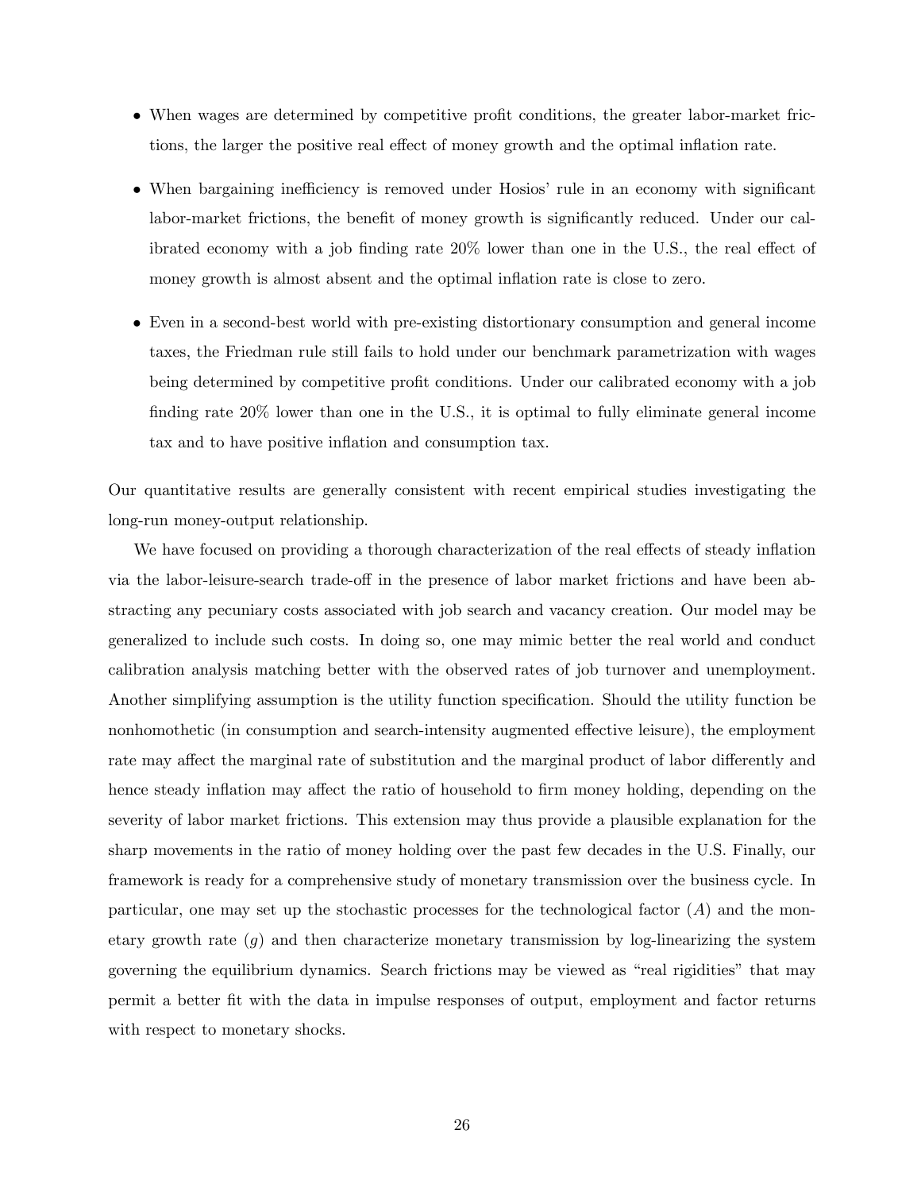- When wages are determined by competitive profit conditions, the greater labor-market frictions, the larger the positive real effect of money growth and the optimal inflation rate.

- When bargaining inefficiency is removed under Hosios' rule in an economy with significant labor-market frictions, the benefit of money growth is significantly reduced. Under our calibrated economy with a job finding rate 20% lower than one in the U.S., the real effect of money growth is almost absent and the optimal inflation rate is close to zero.

- Even in a second-best world with pre-existing distortionary consumption and general income taxes, the Friedman rule still fails to hold under our benchmark parametrization with wages being determined by competitive profit conditions. Under our calibrated economy with a job finding rate 20% lower than one in the U.S., it is optimal to fully eliminate general income tax and to have positive inflation and consumption tax.

Our quantitative results are generally consistent with recent empirical studies investigating the long-run money-output relationship.

We have focused on providing a thorough characterization of the real effects of steady inflation via the labor-leisure-search trade-off in the presence of labor market frictions and have been abstracting any pecuniary costs associated with job search and vacancy creation. Our model may be generalized to include such costs. In doing so, one may mimic better the real world and conduct calibration analysis matching better with the observed rates of job turnover and unemployment. Another simplifying assumption is the utility function specification. Should the utility function be nonhomothetic (in consumption and search-intensity augmented effective leisure), the employment rate may affect the marginal rate of substitution and the marginal product of labor differently and hence steady inflation may affect the ratio of household to firm money holding, depending on the severity of labor market frictions. This extension may thus provide a plausible explanation for the sharp movements in the ratio of money holding over the past few decades in the U.S. Finally, our framework is ready for a comprehensive study of monetary transmission over the business cycle. In particular, one may set up the stochastic processes for the technological factor ($A$) and the monetary growth rate ($g$) and then characterize monetary transmission by log-linearizing the system governing the equilibrium dynamics. Search frictions may be viewed as "real rigidities" that may permit a better fit with the data in impulse responses of output, employment and factor returns with respect to monetary shocks.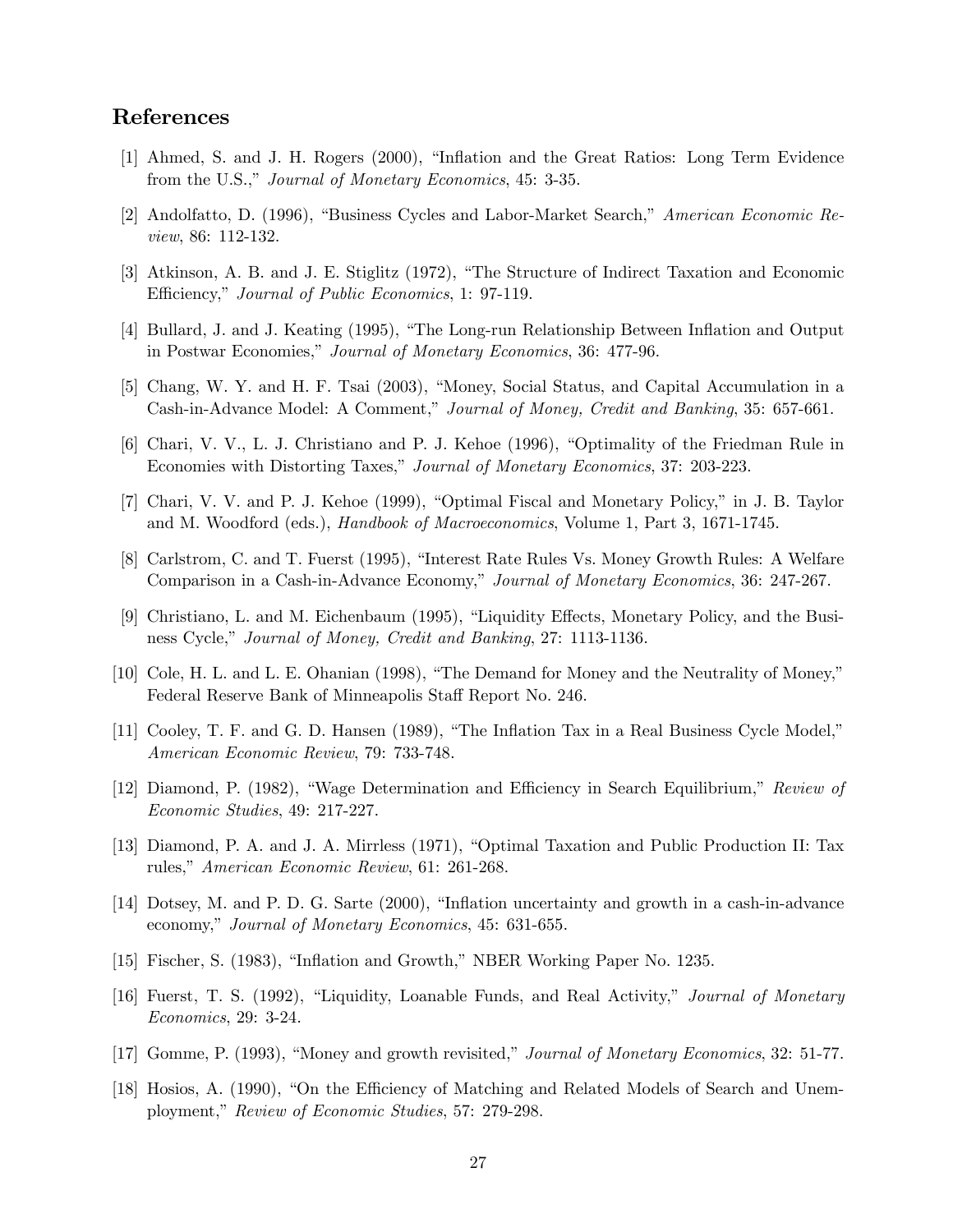## References

[1] Ahmed, S. and J. H. Rogers (2000), "Inflation and the Great Ratios: Long Term Evidence from the U.S.," *Journal of Monetary Economics*, 45: 3-35.

[2] Andolfatto, D. (1996), "Business Cycles and Labor-Market Search," *American Economic Review*, 86: 112-132.

[3] Atkinson, A. B. and J. E. Stiglitz (1972), "The Structure of Indirect Taxation and Economic Efficiency," *Journal of Public Economics*, 1: 97-119.

[4] Bullard, J. and J. Keating (1995), "The Long-run Relationship Between Inflation and Output in Postwar Economies," *Journal of Monetary Economics*, 36: 477-96.

[5] Chang, W. Y. and H. F. Tsai (2003), "Money, Social Status, and Capital Accumulation in a Cash-in-Advance Model: A Comment," *Journal of Money, Credit and Banking*, 35: 657-661.

[6] Chari, V. V., L. J. Christiano and P. J. Kehoe (1996), "Optimality of the Friedman Rule in Economies with Distorting Taxes," *Journal of Monetary Economics*, 37: 203-223.

[7] Chari, V. V. and P. J. Kehoe (1999), "Optimal Fiscal and Monetary Policy," in J. B. Taylor and M. Woodford (eds.), *Handbook of Macroeconomics*, Volume 1, Part 3, 1671-1745.

[8] Carlstrom, C. and T. Fuerst (1995), "Interest Rate Rules Vs. Money Growth Rules: A Welfare Comparison in a Cash-in-Advance Economy," *Journal of Monetary Economics*, 36: 247-267.

[9] Christiano, L. and M. Eichenbaum (1995), "Liquidity Effects, Monetary Policy, and the Business Cycle," *Journal of Money, Credit and Banking*, 27: 1113-1136.

[10] Cole, H. L. and L. E. Ohanian (1998), "The Demand for Money and the Neutrality of Money," Federal Reserve Bank of Minneapolis Staff Report No. 246.

[11] Cooley, T. F. and G. D. Hansen (1989), "The Inflation Tax in a Real Business Cycle Model," *American Economic Review*, 79: 733-748.

[12] Diamond, P. (1982), "Wage Determination and Efficiency in Search Equilibrium," *Review of Economic Studies*, 49: 217-227.

[13] Diamond, P. A. and J. A. Mirrless (1971), "Optimal Taxation and Public Production II: Tax rules," *American Economic Review*, 61: 261-268.

[14] Dotsey, M. and P. D. G. Sarte (2000), "Inflation uncertainty and growth in a cash-in-advance economy," *Journal of Monetary Economics*, 45: 631-655.

[15] Fischer, S. (1983), "Inflation and Growth," NBER Working Paper No. 1235.

[16] Fuerst, T. S. (1992), "Liquidity, Loanable Funds, and Real Activity," *Journal of Monetary Economics*, 29: 3-24.

[17] Gomme, P. (1993), "Money and growth revisited," *Journal of Monetary Economics*, 32: 51-77.

[18] Hosios, A. (1990), "On the Efficiency of Matching and Related Models of Search and Unemployment," *Review of Economic Studies*, 57: 279-298.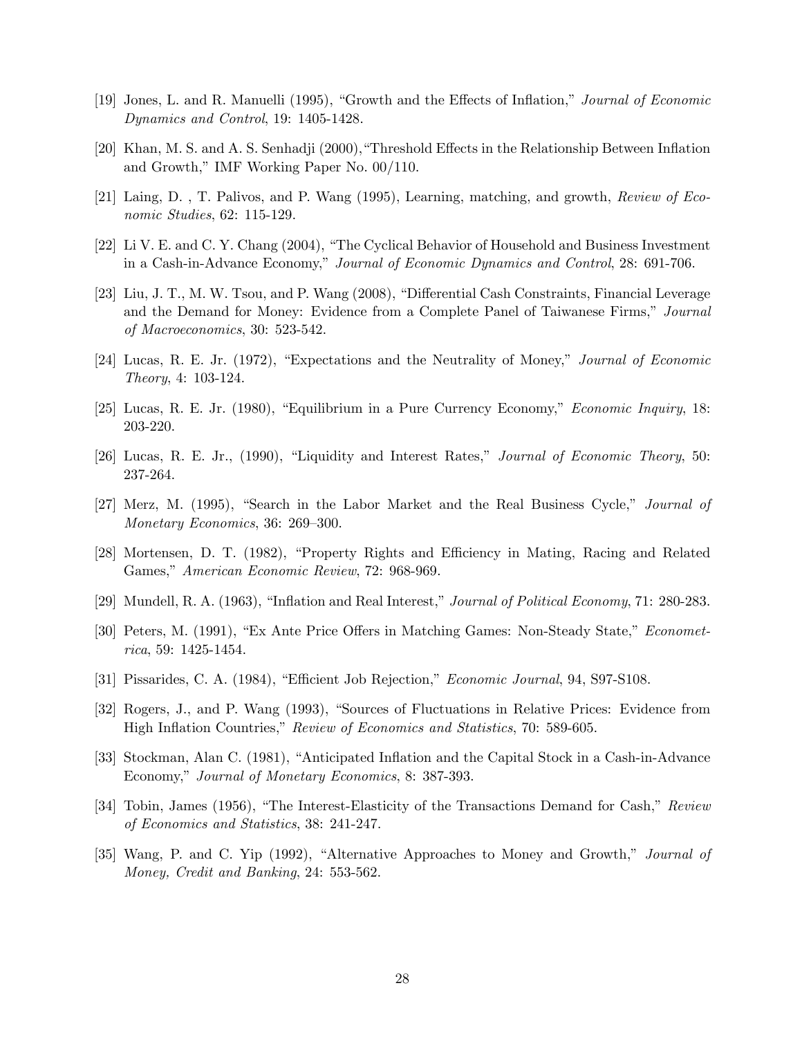[19] Jones, L. and R. Manuelli (1995), "Growth and the Effects of Inflation," *Journal of Economic Dynamics and Control*, 19: 1405-1428.

[20] Khan, M. S. and A. S. Senhadji (2000),"Threshold Effects in the Relationship Between Inflation and Growth," IMF Working Paper No. 00/110.

[21] Laing, D. , T. Palivos, and P. Wang (1995), Learning, matching, and growth, *Review of Economic Studies*, 62: 115-129.

[22] Li V. E. and C. Y. Chang (2004), "The Cyclical Behavior of Household and Business Investment in a Cash-in-Advance Economy," *Journal of Economic Dynamics and Control*, 28: 691-706.

[23] Liu, J. T., M. W. Tsou, and P. Wang (2008), "Differential Cash Constraints, Financial Leverage and the Demand for Money: Evidence from a Complete Panel of Taiwanese Firms," *Journal of Macroeconomics*, 30: 523-542.

[24] Lucas, R. E. Jr. (1972), "Expectations and the Neutrality of Money," *Journal of Economic Theory*, 4: 103-124.

[25] Lucas, R. E. Jr. (1980), "Equilibrium in a Pure Currency Economy," *Economic Inquiry*, 18: 203-220.

[26] Lucas, R. E. Jr., (1990), "Liquidity and Interest Rates," *Journal of Economic Theory*, 50: 237-264.

[27] Merz, M. (1995), "Search in the Labor Market and the Real Business Cycle," *Journal of Monetary Economics*, 36: 269–300.

[28] Mortensen, D. T. (1982), "Property Rights and Efficiency in Mating, Racing and Related Games," *American Economic Review*, 72: 968-969.

[29] Mundell, R. A. (1963), "Inflation and Real Interest," *Journal of Political Economy*, 71: 280-283.

[30] Peters, M. (1991), "Ex Ante Price Offers in Matching Games: Non-Steady State," *Econometrica*, 59: 1425-1454.

[31] Pissarides, C. A. (1984), "Efficient Job Rejection," *Economic Journal*, 94, S97-S108.

[32] Rogers, J., and P. Wang (1993), "Sources of Fluctuations in Relative Prices: Evidence from High Inflation Countries," *Review of Economics and Statistics*, 70: 589-605.

[33] Stockman, Alan C. (1981), "Anticipated Inflation and the Capital Stock in a Cash-in-Advance Economy," *Journal of Monetary Economics*, 8: 387-393.

[34] Tobin, James (1956), "The Interest-Elasticity of the Transactions Demand for Cash," *Review of Economics and Statistics*, 38: 241-247.

[35] Wang, P. and C. Yip (1992), "Alternative Approaches to Money and Growth," *Journal of Money, Credit and Banking*, 24: 553-562.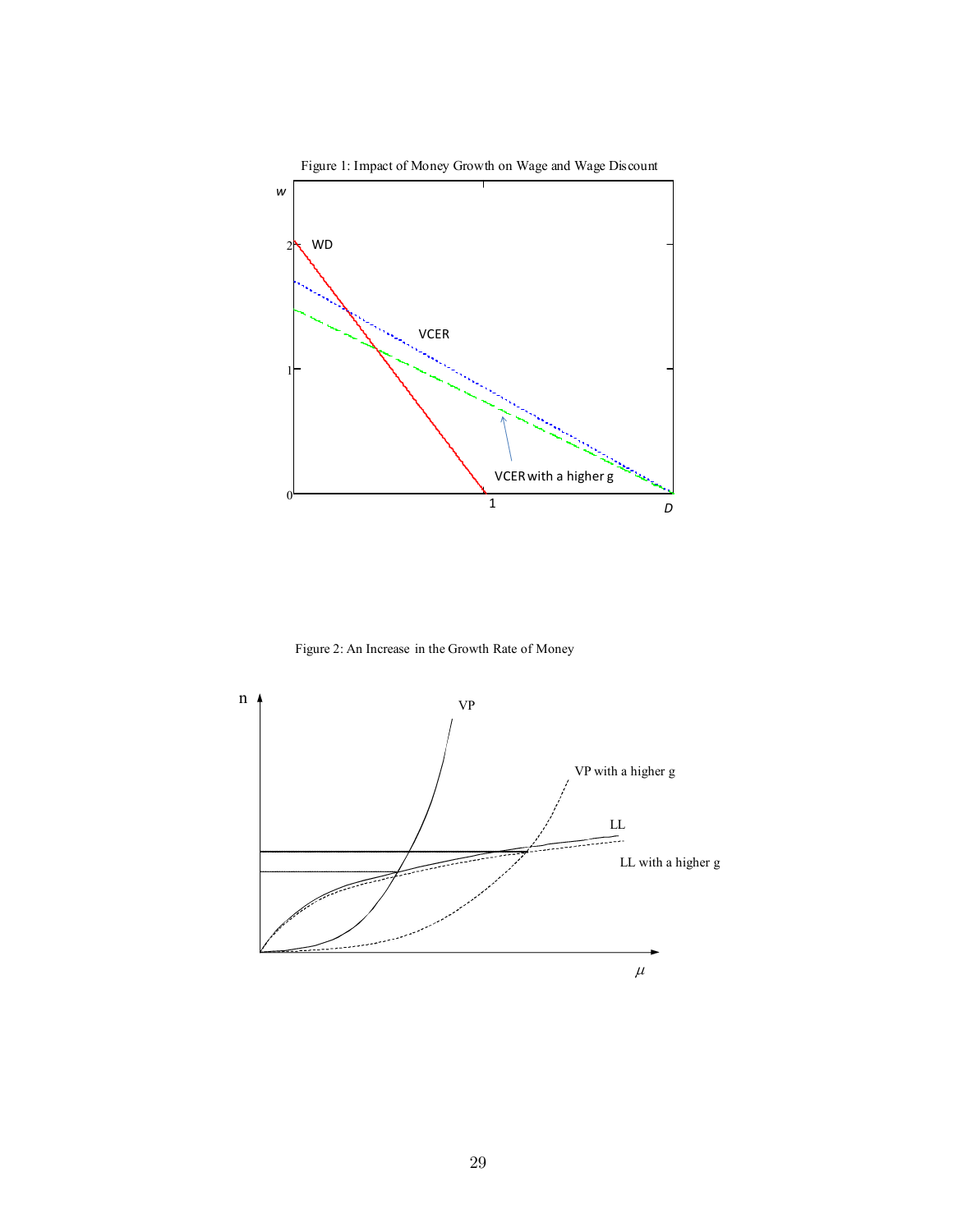Figure 1: Impact of Money Growth on Wage and Wage Discount

Figure 2: An Increase in the Growth Rate of Money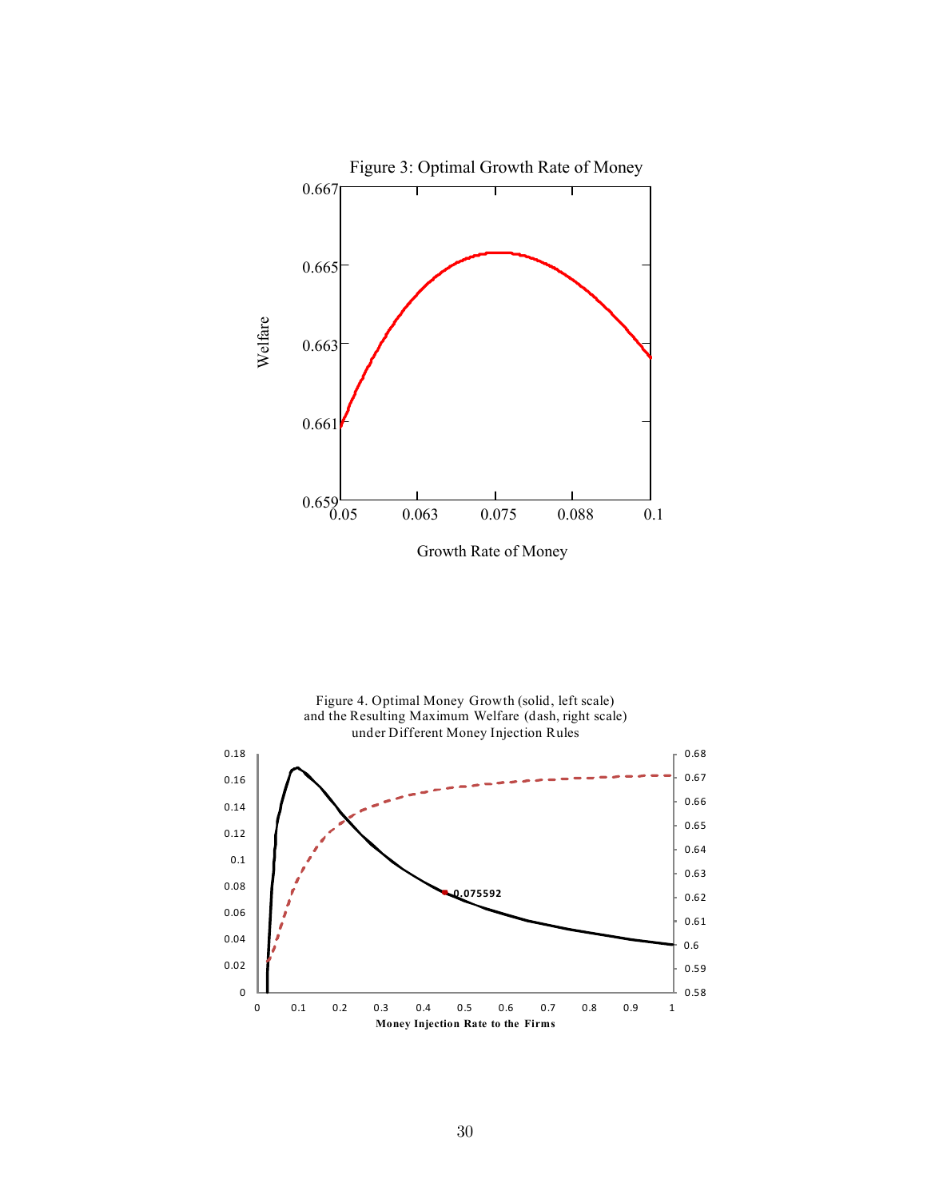Figure 3: Optimal Growth Rate of Money

Figure 4. Optimal Money Growth (solid, left scale) and the Resulting Maximum Welfare (dash, right scale) under Different Money Injection Rules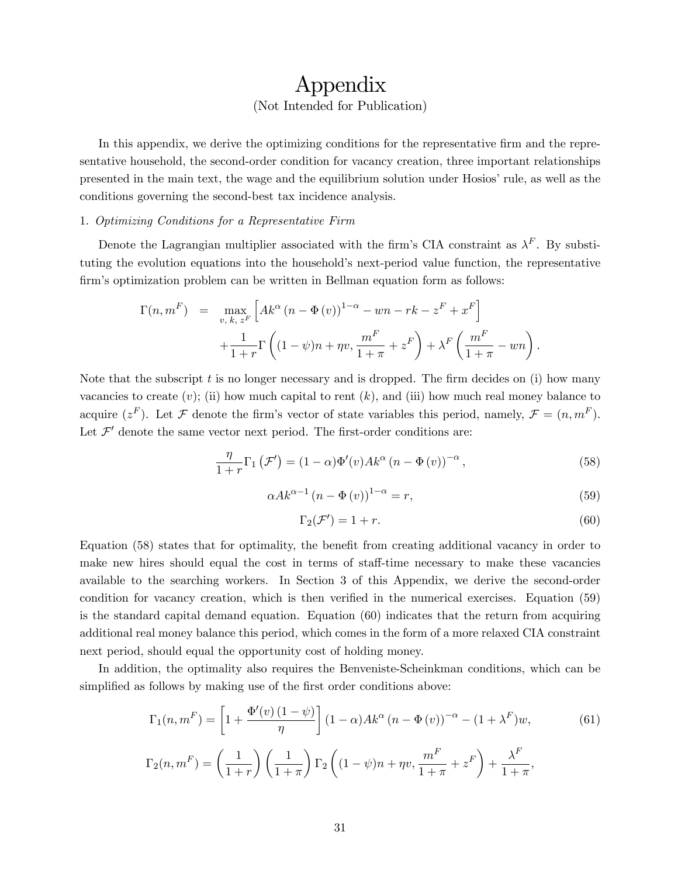# Appendix

(Not Intended for Publication)

In this appendix, we derive the optimizing conditions for the representative firm and the representative household, the second-order condition for vacancy creation, three important relationships presented in the main text, the wage and the equilibrium solution under Hosios' rule, as well as the conditions governing the second-best tax incidence analysis.

1. *Optimizing Conditions for a Representative Firm*

Denote the Lagrangian multiplier associated with the firm's CIA constraint as $\lambda^F$. By substituting the evolution equations into the household's next-period value function, the representative firm's optimization problem can be written in Bellman equation form as follows:

$$
\begin{aligned}
\Gamma(n, m^F) \quad = \quad & \max_{v,\, k,\, z^F} \left[ Ak^{\alpha} \left(n - \Phi\left(v\right)\right)^{1-\alpha} - wn - rk - z^F + x^F \right] \\
& + \frac{1}{1+r} \Gamma\left( (1-\psi)n + \eta v, \frac{m^F}{1+\pi} + z^F \right) + \lambda^F \left( \frac{m^F}{1+\pi} - wn \right).
\end{aligned}
$$

Note that the subscript $t$ is no longer necessary and is dropped. The firm decides on (i) how many vacancies to create ($v$); (ii) how much capital to rent ($k$), and (iii) how much real money balance to acquire ($z^F$). Let $\mathcal{F}$ denote the firm's vector of state variables this period, namely, $\mathcal{F} = (n, m^F)$. Let $\mathcal{F}'$ denote the same vector next period. The first-order conditions are:

$$
\frac{\eta}{1+r} \Gamma_1 \left(\mathcal{F}'\right) = (1-\alpha) \Phi'(v) Ak^{\alpha} \left(n - \Phi\left(v\right)\right)^{-\alpha}, \tag{58}
$$

$$
\alpha Ak^{\alpha - 1} \left(n - \Phi\left(v\right)\right)^{1-\alpha} = r, \tag{59}
$$

$$
\Gamma_2(\mathcal{F}') = 1 + r. \tag{60}
$$

Equation (58) states that for optimality, the benefit from creating additional vacancy in order to make new hires should equal the cost in terms of staff-time necessary to make these vacancies available to the searching workers. In Section 3 of this Appendix, we derive the second-order condition for vacancy creation, which is then verified in the numerical exercises. Equation (59) is the standard capital demand equation. Equation (60) indicates that the return from acquiring additional real money balance this period, which comes in the form of a more relaxed CIA constraint next period, should equal the opportunity cost of holding money.

In addition, the optimality also requires the Benveniste-Scheinkman conditions, which can be simplified as follows by making use of the first order conditions above:

$$
\Gamma_1(n, m^F) = \left[ 1 + \frac{\Phi'(v)\left(1-\psi\right)}{\eta} \right] (1-\alpha) Ak^{\alpha} \left(n - \Phi\left(v\right)\right)^{-\alpha} - (1+\lambda^F) w, \tag{61}
$$

$$
\Gamma_2(n, m^F) = \left(\frac{1}{1+r}\right) \left(\frac{1}{1+\pi}\right) \Gamma_2 \left( (1-\psi)n + \eta v, \frac{m^F}{1+\pi} + z^F \right) + \frac{\lambda^F}{1+\pi},
$$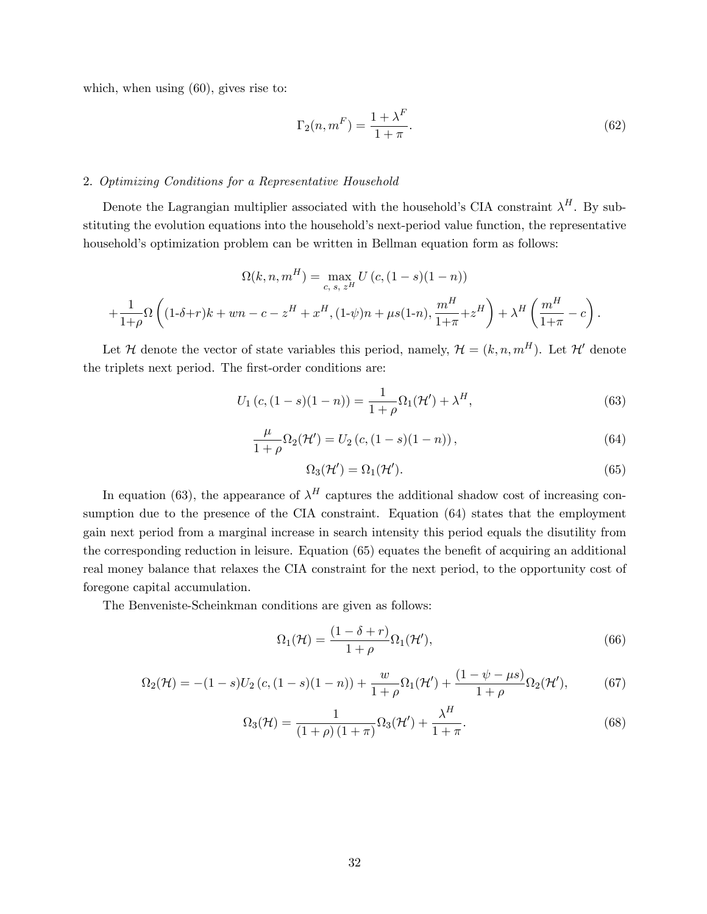which, when using (60), gives rise to:

$$\Gamma_2(n, m^F) = \frac{1+\lambda^F}{1+\pi}. \tag{62}$$

2. *Optimizing Conditions for a Representative Household*

Denote the Lagrangian multiplier associated with the household's CIA constraint $\lambda^H$. By substituting the evolution equations into the household's next-period value function, the representative household's optimization problem can be written in Bellman equation form as follows:

$$\Omega(k, n, m^H) = \max_{c,\ s,\ z^H} U\left(c, (1-s)(1-n)\right)$$

$$+\frac{1}{1+\rho}\Omega\left((1\text{-}\delta+r)k + wn - c - z^H + x^H, (1\text{-}\psi)n + \mu s(1\text{-}n), \frac{m^H}{1+\pi}+z^H\right) + \lambda^H\left(\frac{m^H}{1+\pi} - c\right).$$

Let $\mathcal{H}$ denote the vector of state variables this period, namely, $\mathcal{H} = (k, n, m^H)$. Let $\mathcal{H}'$ denote the triplets next period. The first-order conditions are:

$$U_1\left(c, (1-s)(1-n)\right) = \frac{1}{1+\rho}\Omega_1(\mathcal{H}') + \lambda^H, \tag{63}$$

$$\frac{\mu}{1+\rho}\Omega_2(\mathcal{H}') = U_2\left(c, (1-s)(1-n)\right), \tag{64}$$

$$\Omega_3(\mathcal{H}') = \Omega_1(\mathcal{H}'). \tag{65}$$

In equation (63), the appearance of $\lambda^H$ captures the additional shadow cost of increasing consumption due to the presence of the CIA constraint. Equation (64) states that the employment gain next period from a marginal increase in search intensity this period equals the disutility from the corresponding reduction in leisure. Equation (65) equates the benefit of acquiring an additional real money balance that relaxes the CIA constraint for the next period, to the opportunity cost of foregone capital accumulation.

The Benveniste-Scheinkman conditions are given as follows:

$$\Omega_1(\mathcal{H}) = \frac{(1-\delta+r)}{1+\rho}\Omega_1(\mathcal{H}'), \tag{66}$$

$$\Omega_2(\mathcal{H}) = -(1-s)U_2\left(c, (1-s)(1-n)\right) + \frac{w}{1+\rho}\Omega_1(\mathcal{H}') + \frac{(1-\psi-\mu s)}{1+\rho}\Omega_2(\mathcal{H}'), \tag{67}$$

$$\Omega_3(\mathcal{H}) = \frac{1}{(1+\rho)(1+\pi)}\Omega_3(\mathcal{H}') + \frac{\lambda^H}{1+\pi}. \tag{68}$$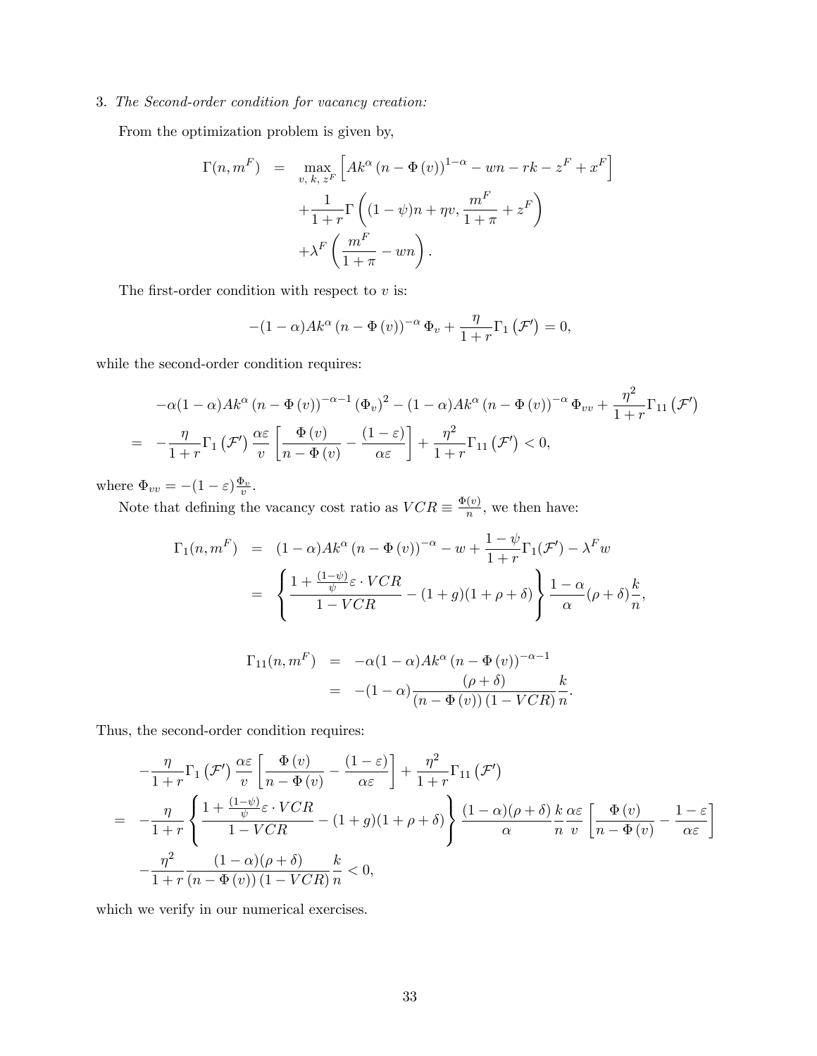3. *The Second-order condition for vacancy creation:*

From the optimization problem is given by,

$$
\begin{aligned}
\Gamma(n, m^F) &= \max_{v,\,k,\,z^F} \left[ Ak^{\alpha} \left(n - \Phi\left(v\right)\right)^{1-\alpha} - wn - rk - z^F + x^F \right] \\
&\quad + \frac{1}{1+r} \Gamma\left( (1-\psi)n + \eta v, \frac{m^F}{1+\pi} + z^F \right) \\
&\quad + \lambda^F \left( \frac{m^F}{1+\pi} - wn \right).
\end{aligned}
$$

The first-order condition with respect to $v$ is:

$$
-(1-\alpha) Ak^{\alpha} \left(n - \Phi\left(v\right)\right)^{-\alpha} \Phi_v + \frac{\eta}{1+r} \Gamma_1\left(\mathcal{F}'\right) = 0,
$$

while the second-order condition requires:

$$
\begin{aligned}
& -\alpha(1-\alpha) Ak^{\alpha} \left(n - \Phi\left(v\right)\right)^{-\alpha-1} \left(\Phi_v\right)^2 - (1-\alpha) Ak^{\alpha} \left(n - \Phi\left(v\right)\right)^{-\alpha} \Phi_{vv} + \frac{\eta^2}{1+r} \Gamma_{11}\left(\mathcal{F}'\right) \\
= \;& -\frac{\eta}{1+r} \Gamma_1\left(\mathcal{F}'\right) \frac{\alpha\varepsilon}{v} \left[ \frac{\Phi\left(v\right)}{n - \Phi\left(v\right)} - \frac{(1-\varepsilon)}{\alpha\varepsilon} \right] + \frac{\eta^2}{1+r} \Gamma_{11}\left(\mathcal{F}'\right) < 0,
\end{aligned}
$$

where $\Phi_{vv} = -(1-\varepsilon)\frac{\Phi_v}{v}$.

Note that defining the vacancy cost ratio as $VCR \equiv \frac{\Phi(v)}{n}$, we then have:

$$
\begin{aligned}
\Gamma_1(n, m^F) &= (1-\alpha) Ak^{\alpha} \left(n - \Phi\left(v\right)\right)^{-\alpha} - w + \frac{1-\psi}{1+r} \Gamma_1(\mathcal{F}') - \lambda^F w \\
&= \left\{ \frac{1 + \frac{(1-\psi)}{\psi} \varepsilon \cdot VCR}{1 - VCR} - (1+g)(1+\rho+\delta) \right\} \frac{1-\alpha}{\alpha} (\rho+\delta) \frac{k}{n},
\end{aligned}
$$

$$
\begin{aligned}
\Gamma_{11}(n, m^F) &= -\alpha(1-\alpha) Ak^{\alpha} \left(n - \Phi\left(v\right)\right)^{-\alpha-1} \\
&= -(1-\alpha) \frac{(\rho+\delta)}{\left(n - \Phi\left(v\right)\right)(1 - VCR)} \frac{k}{n}.
\end{aligned}
$$

Thus, the second-order condition requires:

$$
\begin{aligned}
& -\frac{\eta}{1+r} \Gamma_1\left(\mathcal{F}'\right) \frac{\alpha\varepsilon}{v} \left[ \frac{\Phi\left(v\right)}{n - \Phi\left(v\right)} - \frac{(1-\varepsilon)}{\alpha\varepsilon} \right] + \frac{\eta^2}{1+r} \Gamma_{11}\left(\mathcal{F}'\right) \\
= \;& -\frac{\eta}{1+r} \left\{ \frac{1 + \frac{(1-\psi)}{\psi} \varepsilon \cdot VCR}{1 - VCR} - (1+g)(1+\rho+\delta) \right\} \frac{(1-\alpha)(\rho+\delta)}{\alpha} \frac{k}{n} \frac{\alpha\varepsilon}{v} \left[ \frac{\Phi\left(v\right)}{n - \Phi\left(v\right)} - \frac{1-\varepsilon}{\alpha\varepsilon} \right] \\
& -\frac{\eta^2}{1+r} \frac{(1-\alpha)(\rho+\delta)}{\left(n - \Phi\left(v\right)\right)(1 - VCR)} \frac{k}{n} < 0,
\end{aligned}
$$

which we verify in our numerical exercises.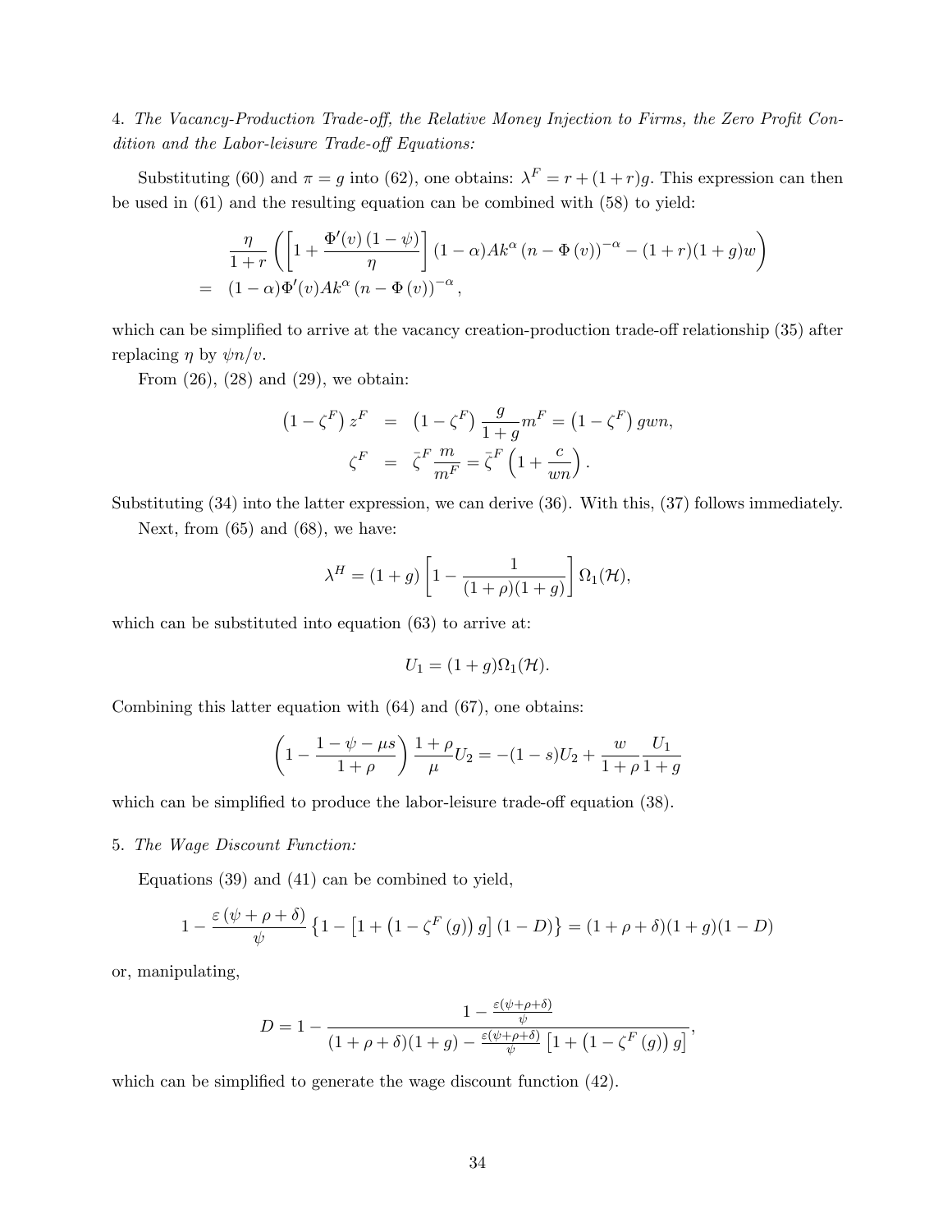4. *The Vacancy-Production Trade-off, the Relative Money Injection to Firms, the Zero Profit Condition and the Labor-leisure Trade-off Equations:*

Substituting (60) and $\pi = g$ into (62), one obtains: $\lambda^F = r + (1+r)g$. This expression can then be used in (61) and the resulting equation can be combined with (58) to yield:

$$
\begin{aligned}
& \frac{\eta}{1+r}\left(\left[1+\frac{\Phi'(v)(1-\psi)}{\eta}\right](1-\alpha)Ak^{\alpha}(n-\Phi(v))^{-\alpha}-(1+r)(1+g)w\right) \\
= \quad & (1-\alpha)\Phi'(v)Ak^{\alpha}(n-\Phi(v))^{-\alpha},
\end{aligned}
$$

which can be simplified to arrive at the vacancy creation-production trade-off relationship (35) after replacing $\eta$ by $\psi n/v$.

From (26), (28) and (29), we obtain:

$$
\begin{aligned}
\left(1-\zeta^F\right)z^F &= \left(1-\zeta^F\right)\frac{g}{1+g}m^F = \left(1-\zeta^F\right)gwn, \\
\zeta^F &= \bar{\zeta}^F\frac{m}{m^F} = \bar{\zeta}^F\left(1+\frac{c}{wn}\right).
\end{aligned}
$$

Substituting (34) into the latter expression, we can derive (36). With this, (37) follows immediately.

Next, from (65) and (68), we have:

$$
\lambda^H = (1+g)\left[1-\frac{1}{(1+\rho)(1+g)}\right]\Omega_1(\mathcal{H}),
$$

which can be substituted into equation (63) to arrive at:

$$
U_1 = (1+g)\Omega_1(\mathcal{H}).
$$

Combining this latter equation with (64) and (67), one obtains:

$$
\left(1-\frac{1-\psi-\mu s}{1+\rho}\right)\frac{1+\rho}{\mu}U_2 = -(1-s)U_2 + \frac{w}{1+\rho}\frac{U_1}{1+g}
$$

which can be simplified to produce the labor-leisure trade-off equation (38).

5. *The Wage Discount Function:*

Equations (39) and (41) can be combined to yield,

$$
1-\frac{\varepsilon(\psi+\rho+\delta)}{\psi}\left\{1-\left[1+\left(1-\zeta^F(g)\right)g\right](1-D)\right\} = (1+\rho+\delta)(1+g)(1-D)
$$

or, manipulating,

$$
D = 1-\frac{1-\frac{\varepsilon(\psi+\rho+\delta)}{\psi}}{(1+\rho+\delta)(1+g)-\frac{\varepsilon(\psi+\rho+\delta)}{\psi}\left[1+\left(1-\zeta^F(g)\right)g\right]},
$$

which can be simplified to generate the wage discount function (42).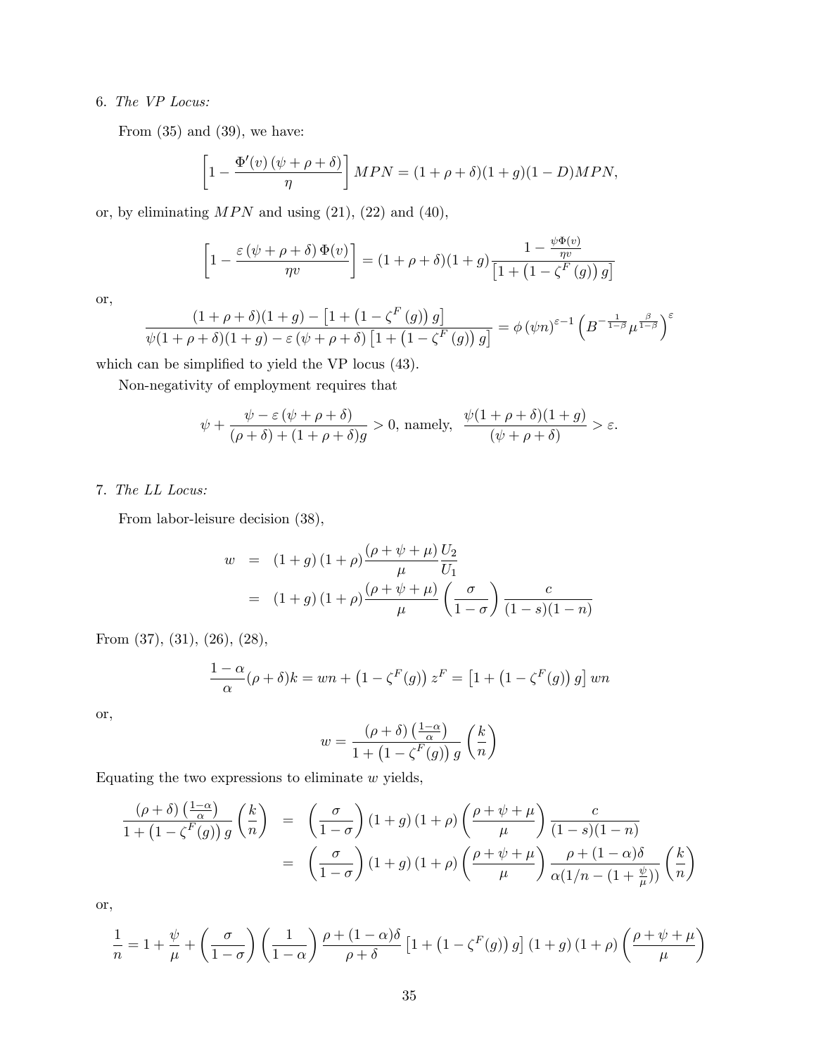6. *The VP Locus:*

From (35) and (39), we have:

$$\left[1 - \frac{\Phi'(v)\,(\psi + \rho + \delta)}{\eta}\right] MPN = (1+\rho+\delta)(1+g)(1-D)MPN,$$

or, by eliminating $MPN$ and using (21), (22) and (40),

$$\left[1 - \frac{\varepsilon\,(\psi + \rho + \delta)\,\Phi(v)}{\eta v}\right] = (1+\rho+\delta)(1+g)\frac{1 - \frac{\psi \Phi(v)}{\eta v}}{\left[1 + \left(1 - \zeta^F(g)\right) g\right]}$$

or,

$$\frac{(1+\rho+\delta)(1+g) - \left[1 + \left(1 - \zeta^F(g)\right) g\right]}{\psi(1+\rho+\delta)(1+g) - \varepsilon\,(\psi + \rho + \delta)\left[1 + \left(1 - \zeta^F(g)\right) g\right]} = \phi\,(\psi n)^{\varepsilon - 1}\left(B^{-\frac{1}{1-\beta}}\mu^{\frac{\beta}{1-\beta}}\right)^{\varepsilon}$$

which can be simplified to yield the VP locus (43).

Non-negativity of employment requires that

$$\psi + \frac{\psi - \varepsilon\,(\psi + \rho + \delta)}{(\rho+\delta) + (1+\rho+\delta)g} > 0, \text{ namely, } \frac{\psi(1+\rho+\delta)(1+g)}{(\psi + \rho + \delta)} > \varepsilon.$$

7. *The LL Locus:*

From labor-leisure decision (38),

$$\begin{aligned}
w &= (1+g)(1+\rho)\frac{(\rho+\psi+\mu)}{\mu}\frac{U_2}{U_1} \\
&= (1+g)(1+\rho)\frac{(\rho+\psi+\mu)}{\mu}\left(\frac{\sigma}{1-\sigma}\right)\frac{c}{(1-s)(1-n)}
\end{aligned}$$

From (37), (31), (26), (28),

$$\frac{1-\alpha}{\alpha}(\rho+\delta)k = wn + \left(1-\zeta^F(g)\right) z^F = \left[1 + \left(1-\zeta^F(g)\right) g\right] wn$$

or,

$$w = \frac{(\rho+\delta)\left(\frac{1-\alpha}{\alpha}\right)}{1 + \left(1-\zeta^F(g)\right) g}\left(\frac{k}{n}\right)$$

Equating the two expressions to eliminate $w$ yields,

$$\begin{aligned}
\frac{(\rho+\delta)\left(\frac{1-\alpha}{\alpha}\right)}{1 + \left(1-\zeta^F(g)\right) g}\left(\frac{k}{n}\right) &= \left(\frac{\sigma}{1-\sigma}\right)(1+g)(1+\rho)\left(\frac{\rho+\psi+\mu}{\mu}\right)\frac{c}{(1-s)(1-n)} \\
&= \left(\frac{\sigma}{1-\sigma}\right)(1+g)(1+\rho)\left(\frac{\rho+\psi+\mu}{\mu}\right)\frac{\rho+(1-\alpha)\delta}{\alpha(1/n - (1+\frac{\psi}{\mu}))}\left(\frac{k}{n}\right)
\end{aligned}$$

or,

$$\frac{1}{n} = 1 + \frac{\psi}{\mu} + \left(\frac{\sigma}{1-\sigma}\right)\left(\frac{1}{1-\alpha}\right)\frac{\rho+(1-\alpha)\delta}{\rho+\delta}\left[1 + \left(1-\zeta^F(g)\right) g\right](1+g)(1+\rho)\left(\frac{\rho+\psi+\mu}{\mu}\right)$$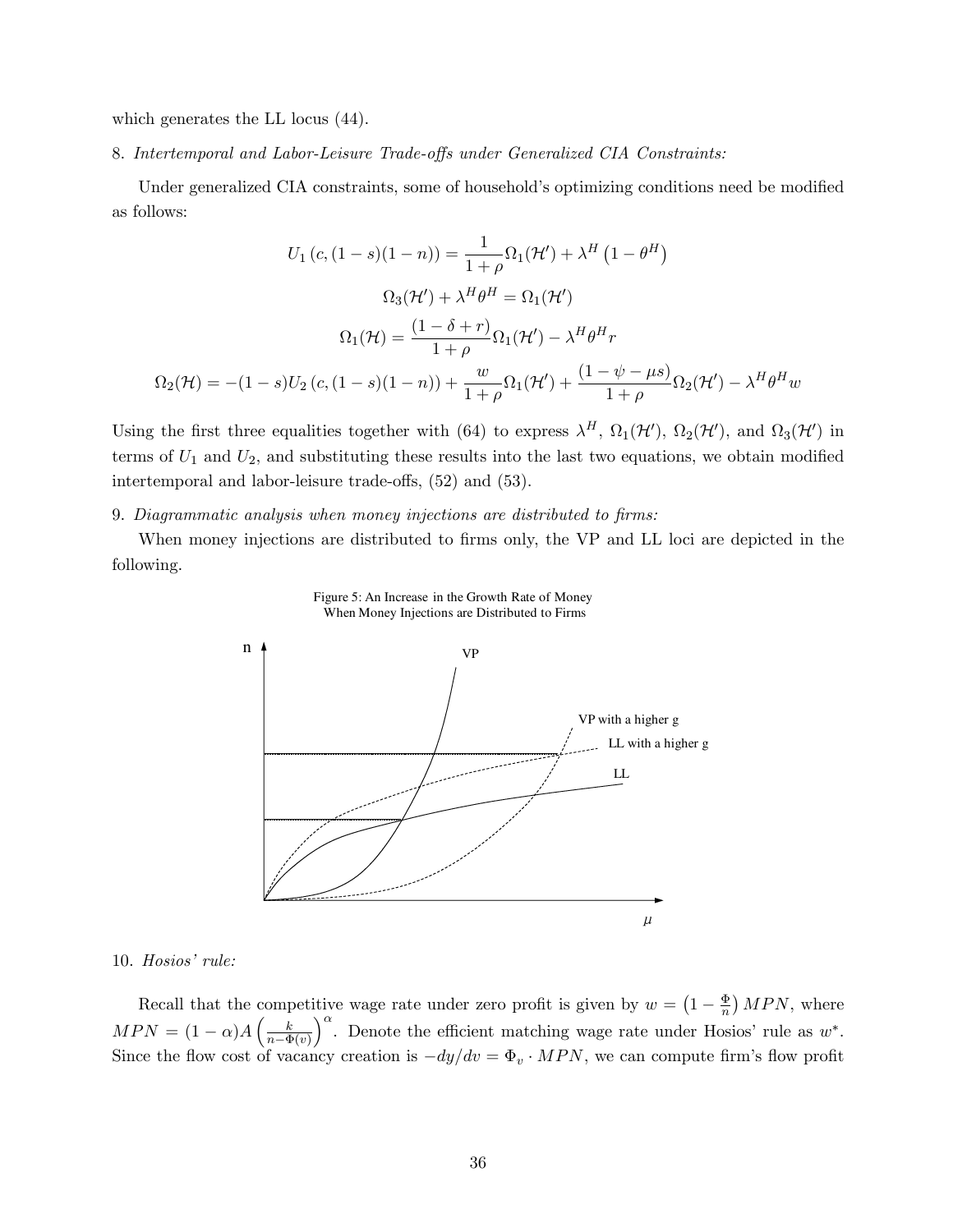which generates the LL locus (44).

8. *Intertemporal and Labor-Leisure Trade-offs under Generalized CIA Constraints:*

Under generalized CIA constraints, some of household's optimizing conditions need be modified as follows:

$$U_1\left(c,(1-s)(1-n)\right) = \frac{1}{1+\rho}\Omega_1(\mathcal{H}') + \lambda^H\left(1-\theta^H\right)$$

$$\Omega_3(\mathcal{H}') + \lambda^H\theta^H = \Omega_1(\mathcal{H}')$$

$$\Omega_1(\mathcal{H}) = \frac{(1-\delta+r)}{1+\rho}\Omega_1(\mathcal{H}') - \lambda^H\theta^H r$$

$$\Omega_2(\mathcal{H}) = -(1-s)U_2\left(c,(1-s)(1-n)\right) + \frac{w}{1+\rho}\Omega_1(\mathcal{H}') + \frac{(1-\psi-\mu s)}{1+\rho}\Omega_2(\mathcal{H}') - \lambda^H\theta^H w$$

Using the first three equalities together with (64) to express $\lambda^H$, $\Omega_1(\mathcal{H}')$, $\Omega_2(\mathcal{H}')$, and $\Omega_3(\mathcal{H}')$ in terms of $U_1$ and $U_2$, and substituting these results into the last two equations, we obtain modified intertemporal and labor-leisure trade-offs, (52) and (53).

9. *Diagrammatic analysis when money injections are distributed to firms:*

When money injections are distributed to firms only, the VP and LL loci are depicted in the following.

Figure 5: An Increase in the Growth Rate of Money When Money Injections are Distributed to Firms

10. *Hosios' rule:*

Recall that the competitive wage rate under zero profit is given by $w = \left(1 - \frac{\Phi}{n}\right)MPN$, where $MPN = (1-\alpha)A\left(\frac{k}{n-\Phi(v)}\right)^{\alpha}$. Denote the efficient matching wage rate under Hosios' rule as $w^*$. Since the flow cost of vacancy creation is $-dy/dv = \Phi_v \cdot MPN$, we can compute firm's flow profit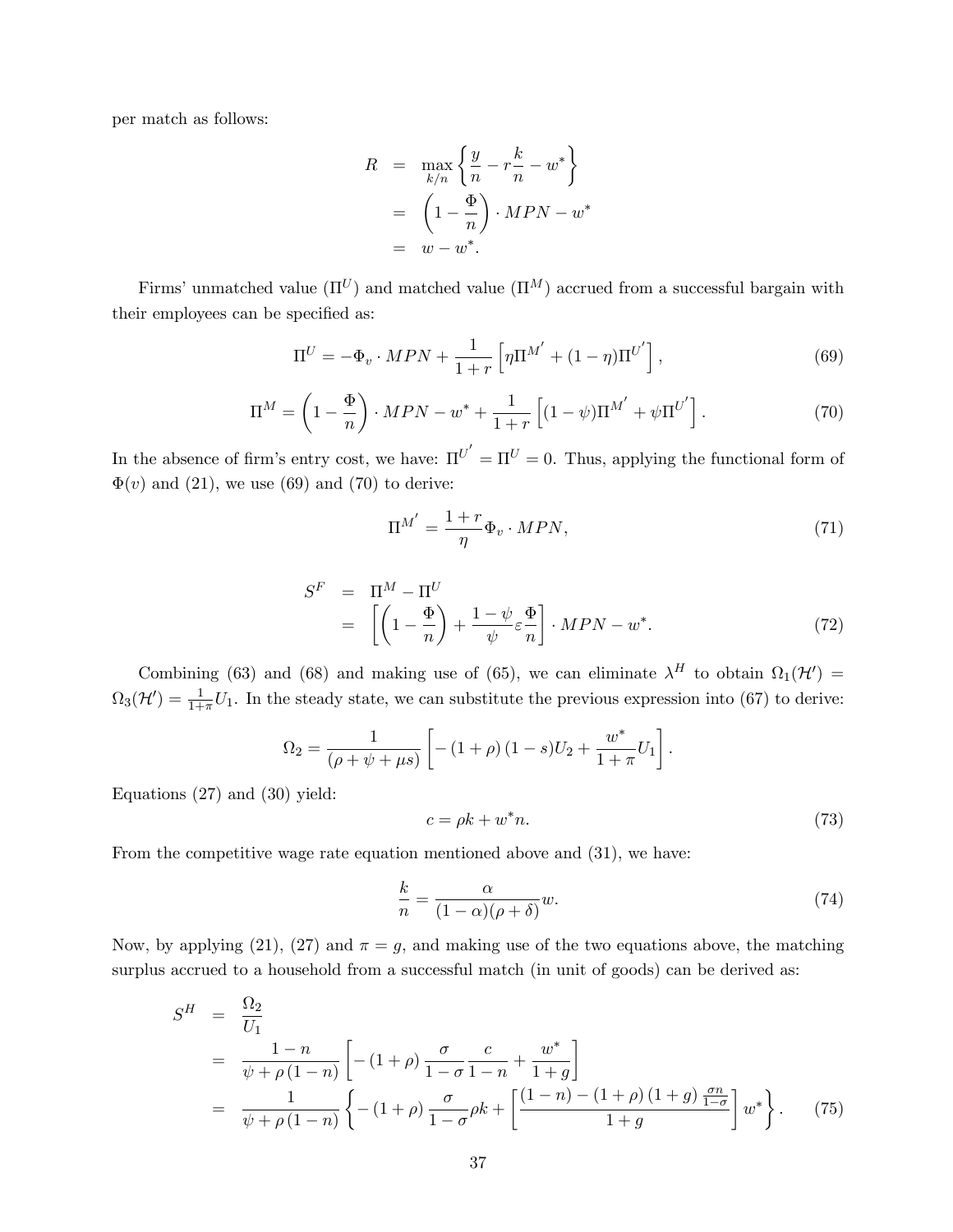per match as follows:

$$
\begin{aligned}
R &= \max_{k/n} \left\{ \frac{y}{n} - r\frac{k}{n} - w^* \right\} \\
&= \left(1 - \frac{\Phi}{n}\right) \cdot MPN - w^* \\
&= w - w^*.
\end{aligned}
$$

Firms' unmatched value ($\Pi^U$) and matched value ($\Pi^M$) accrued from a successful bargain with their employees can be specified as:

$$
\Pi^U = -\Phi_v \cdot MPN + \frac{1}{1+r}\left[\eta \Pi^{M'} + (1-\eta)\Pi^{U'}\right], \tag{69}
$$

$$
\Pi^M = \left(1 - \frac{\Phi}{n}\right) \cdot MPN - w^* + \frac{1}{1+r}\left[(1-\psi)\Pi^{M'} + \psi \Pi^{U'}\right]. \tag{70}
$$

In the absence of firm's entry cost, we have: $\Pi^{U'} = \Pi^U = 0$. Thus, applying the functional form of $\Phi(v)$ and (21), we use (69) and (70) to derive:

$$
\Pi^{M'} = \frac{1+r}{\eta}\Phi_v \cdot MPN, \tag{71}
$$

$$
\begin{aligned}
S^F &= \Pi^M - \Pi^U \\
&= \left[\left(1 - \frac{\Phi}{n}\right) + \frac{1-\psi}{\psi}\varepsilon\frac{\Phi}{n}\right] \cdot MPN - w^*.
\end{aligned} \tag{72}
$$

Combining (63) and (68) and making use of (65), we can eliminate $\lambda^H$ to obtain $\Omega_1(\mathcal{H}') = \Omega_3(\mathcal{H}') = \frac{1}{1+\pi}U_1$. In the steady state, we can substitute the previous expression into (67) to derive:

$$
\Omega_2 = \frac{1}{(\rho + \psi + \mu s)}\left[-(1+\rho)(1-s)U_2 + \frac{w^*}{1+\pi}U_1\right].
$$

Equations (27) and (30) yield:

$$
c = \rho k + w^* n. \tag{73}
$$

From the competitive wage rate equation mentioned above and (31), we have:

$$
\frac{k}{n} = \frac{\alpha}{(1-\alpha)(\rho+\delta)}w. \tag{74}
$$

Now, by applying (21), (27) and $\pi = g$, and making use of the two equations above, the matching surplus accrued to a household from a successful match (in unit of goods) can be derived as:

$$
\begin{aligned}
S^H &= \frac{\Omega_2}{U_1} \\
&= \frac{1-n}{\psi + \rho(1-n)}\left[-(1+\rho)\frac{\sigma}{1-\sigma}\frac{c}{1-n} + \frac{w^*}{1+g}\right] \\
&= \frac{1}{\psi + \rho(1-n)}\left\{-(1+\rho)\frac{\sigma}{1-\sigma}\rho k + \left[\frac{(1-n) - (1+\rho)(1+g)\frac{\sigma n}{1-\sigma}}{1+g}\right]w^*\right\}.
\end{aligned} \tag{75}
$$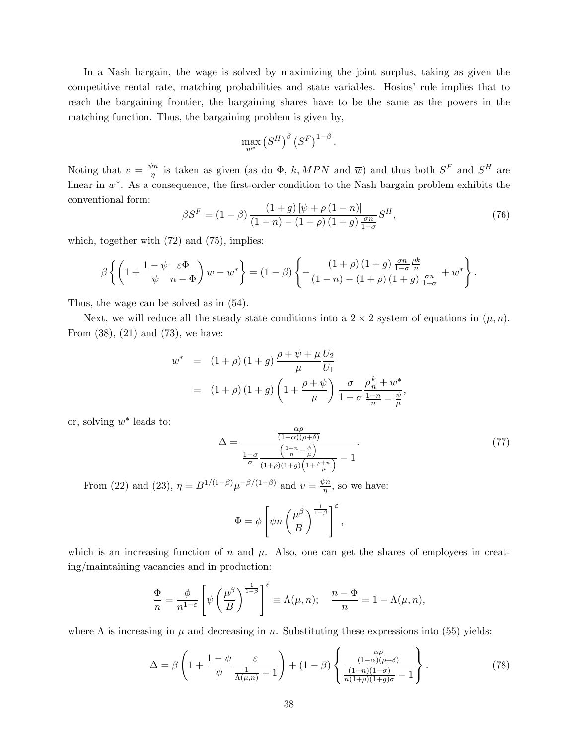In a Nash bargain, the wage is solved by maximizing the joint surplus, taking as given the competitive rental rate, matching probabilities and state variables. Hosios' rule implies that to reach the bargaining frontier, the bargaining shares have to be the same as the powers in the matching function. Thus, the bargaining problem is given by,

$$\max_{w^*} \left(S^H\right)^{\beta} \left(S^F\right)^{1-\beta}.$$

Noting that $v = \frac{\psi n}{\eta}$ is taken as given (as do $\Phi$, $k, MPN$ and $\overline{w}$) and thus both $S^F$ and $S^H$ are linear in $w^*$. As a consequence, the first-order condition to the Nash bargain problem exhibits the conventional form:

$$\beta S^F = (1-\beta) \frac{(1+g)\left[\psi + \rho(1-n)\right]}{(1-n) - (1+\rho)(1+g)\frac{\sigma n}{1-\sigma}} S^H, \tag{76}$$

which, together with (72) and (75), implies:

$$\beta \left\{ \left(1 + \frac{1-\psi}{\psi} \frac{\varepsilon \Phi}{n - \Phi}\right) w - w^* \right\} = (1-\beta) \left\{ -\frac{(1+\rho)(1+g)\frac{\sigma n}{1-\sigma}\frac{\rho k}{n}}{(1-n) - (1+\rho)(1+g)\frac{\sigma n}{1-\sigma}} + w^* \right\}.$$

Thus, the wage can be solved as in (54).

Next, we will reduce all the steady state conditions into a $2 \times 2$ system of equations in $(\mu, n)$. From (38), (21) and (73), we have:

$$\begin{aligned}
w^* &= (1+\rho)(1+g)\frac{\rho + \psi + \mu}{\mu}\frac{U_2}{U_1} \\
&= (1+\rho)(1+g)\left(1 + \frac{\rho+\psi}{\mu}\right)\frac{\sigma}{1-\sigma}\frac{\rho\frac{k}{n} + w^*}{\frac{1-n}{n} - \frac{\psi}{\mu}},
\end{aligned}$$

or, solving $w^*$ leads to:

$$\Delta = \frac{\frac{\alpha\rho}{(1-\alpha)(\rho+\delta)}}{\frac{1-\sigma}{\sigma}\frac{\left(\frac{1-n}{n} - \frac{\psi}{\mu}\right)}{(1+\rho)(1+g)\left(1+\frac{\rho+\psi}{\mu}\right)} - 1}. \tag{77}$$

From (22) and (23), $\eta = B^{1/(1-\beta)}\mu^{-\beta/(1-\beta)}$ and $v = \frac{\psi n}{\eta}$, so we have:

$$\Phi = \phi \left[\psi n \left(\frac{\mu^{\beta}}{B}\right)^{\frac{1}{1-\beta}}\right]^{\varepsilon},$$

which is an increasing function of $n$ and $\mu$. Also, one can get the shares of employees in creating/maintaining vacancies and in production:

$$\frac{\Phi}{n} = \frac{\phi}{n^{1-\varepsilon}}\left[\psi\left(\frac{\mu^{\beta}}{B}\right)^{\frac{1}{1-\beta}}\right]^{\varepsilon} \equiv \Lambda(\mu, n); \quad \frac{n-\Phi}{n} = 1 - \Lambda(\mu, n),$$

where $\Lambda$ is increasing in $\mu$ and decreasing in $n$. Substituting these expressions into (55) yields:

$$\Delta = \beta\left(1 + \frac{1-\psi}{\psi}\frac{\varepsilon}{\frac{1}{\Lambda(\mu,n)} - 1}\right) + (1-\beta)\left\{\frac{\frac{\alpha\rho}{(1-\alpha)(\rho+\delta)}}{\frac{(1-n)(1-\sigma)}{n(1+\rho)(1+g)\sigma} - 1}\right\}. \tag{78}$$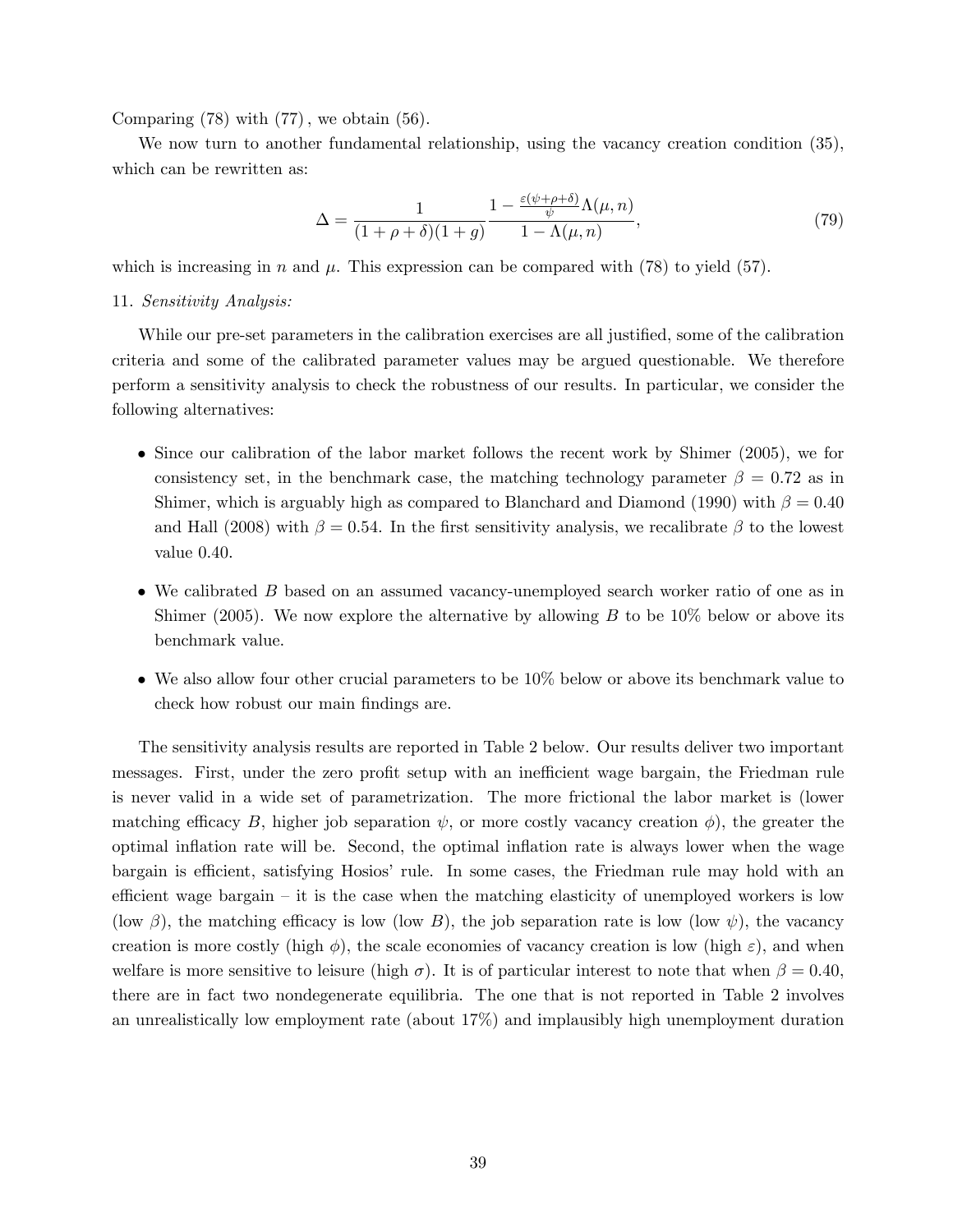Comparing (78) with (77), we obtain (56).

We now turn to another fundamental relationship, using the vacancy creation condition (35), which can be rewritten as:

$$\Delta = \frac{1}{(1+\rho+\delta)(1+g)} \frac{1 - \frac{\varepsilon(\psi+\rho+\delta)}{\psi}\Lambda(\mu, n)}{1 - \Lambda(\mu, n)}, \tag{79}$$

which is increasing in $n$ and $\mu$. This expression can be compared with (78) to yield (57).

11. *Sensitivity Analysis:*

While our pre-set parameters in the calibration exercises are all justified, some of the calibration criteria and some of the calibrated parameter values may be argued questionable. We therefore perform a sensitivity analysis to check the robustness of our results. In particular, we consider the following alternatives:

- Since our calibration of the labor market follows the recent work by Shimer (2005), we for consistency set, in the benchmark case, the matching technology parameter $\beta = 0.72$ as in Shimer, which is arguably high as compared to Blanchard and Diamond (1990) with $\beta = 0.40$ and Hall (2008) with $\beta = 0.54$. In the first sensitivity analysis, we recalibrate $\beta$ to the lowest value 0.40.
- We calibrated $B$ based on an assumed vacancy-unemployed search worker ratio of one as in Shimer (2005). We now explore the alternative by allowing $B$ to be 10% below or above its benchmark value.
- We also allow four other crucial parameters to be 10% below or above its benchmark value to check how robust our main findings are.

The sensitivity analysis results are reported in Table 2 below. Our results deliver two important messages. First, under the zero profit setup with an inefficient wage bargain, the Friedman rule is never valid in a wide set of parametrization. The more frictional the labor market is (lower matching efficacy $B$, higher job separation $\psi$, or more costly vacancy creation $\phi$), the greater the optimal inflation rate will be. Second, the optimal inflation rate is always lower when the wage bargain is efficient, satisfying Hosios' rule. In some cases, the Friedman rule may hold with an efficient wage bargain – it is the case when the matching elasticity of unemployed workers is low (low $\beta$), the matching efficacy is low (low $B$), the job separation rate is low (low $\psi$), the vacancy creation is more costly (high $\phi$), the scale economies of vacancy creation is low (high $\varepsilon$), and when welfare is more sensitive to leisure (high $\sigma$). It is of particular interest to note that when $\beta = 0.40$, there are in fact two nondegenerate equilibria. The one that is not reported in Table 2 involves an unrealistically low employment rate (about 17%) and implausibly high unemployment duration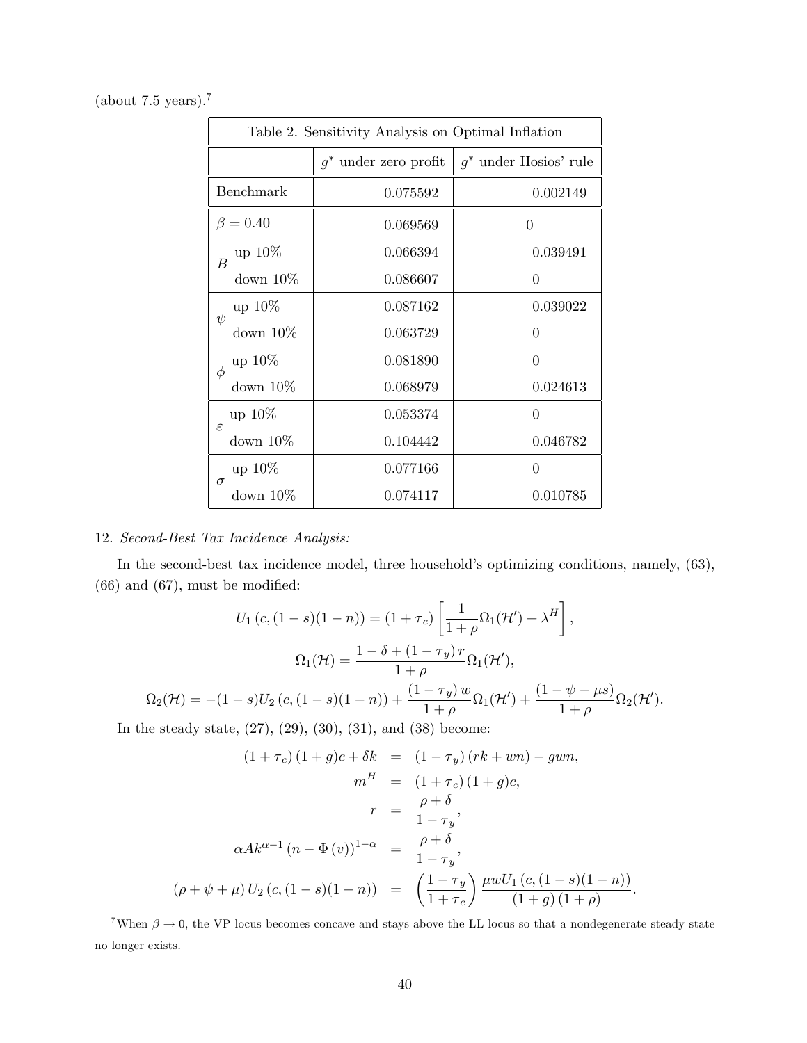(about 7.5 years).[7]

| Table 2. Sensitivity Analysis on Optimal Inflation | | | |
|---|---|---|---|
| | | $g^*$ under zero profit | $g^*$ under Hosios' rule |
| Benchmark | | 0.075592 | 0.002149 |
| $\beta = 0.40$ | | 0.069569 | 0 |
| $B$ | up 10% | 0.066394 | 0.039491 |
| | down 10% | 0.086607 | 0 |
| $\psi$ | up 10% | 0.087162 | 0.039022 |
| | down 10% | 0.063729 | 0 |
| $\phi$ | up 10% | 0.081890 | 0 |
| | down 10% | 0.068979 | 0.024613 |
| $\varepsilon$ | up 10% | 0.053374 | 0 |
| | down 10% | 0.104442 | 0.046782 |
| $\sigma$ | up 10% | 0.077166 | 0 |
| | down 10% | 0.074117 | 0.010785 |

12. *Second-Best Tax Incidence Analysis:*

In the second-best tax incidence model, three household's optimizing conditions, namely, (63), (66) and (67), must be modified:

$$U_1\left(c,(1-s)(1-n)\right) = (1+\tau_c)\left[\frac{1}{1+\rho}\Omega_1(\mathcal{H}') + \lambda^H\right],$$

$$\Omega_1(\mathcal{H}) = \frac{1-\delta+(1-\tau_y)\,r}{1+\rho}\Omega_1(\mathcal{H}'),$$

$$\Omega_2(\mathcal{H}) = -(1-s)U_2\left(c,(1-s)(1-n)\right) + \frac{(1-\tau_y)\,w}{1+\rho}\Omega_1(\mathcal{H}') + \frac{(1-\psi-\mu s)}{1+\rho}\Omega_2(\mathcal{H}').$$

In the steady state, (27), (29), (30), (31), and (38) become:

$$\begin{aligned}
(1+\tau_c)\,(1+g)c + \delta k &= (1-\tau_y)\,(rk+wn) - gwn, \\
m^H &= (1+\tau_c)\,(1+g)c, \\
r &= \frac{\rho+\delta}{1-\tau_y}, \\
\alpha A k^{\alpha-1}\left(n-\Phi\left(v\right)\right)^{1-\alpha} &= \frac{\rho+\delta}{1-\tau_y}, \\
(\rho+\psi+\mu)\,U_2\left(c,(1-s)(1-n)\right) &= \left(\frac{1-\tau_y}{1+\tau_c}\right)\frac{\mu w U_1\left(c,(1-s)(1-n)\right)}{(1+g)\,(1+\rho)}.
\end{aligned}$$

[7] When $\beta \to 0$, the VP locus becomes concave and stays above the LL locus so that a nondegenerate steady state no longer exists.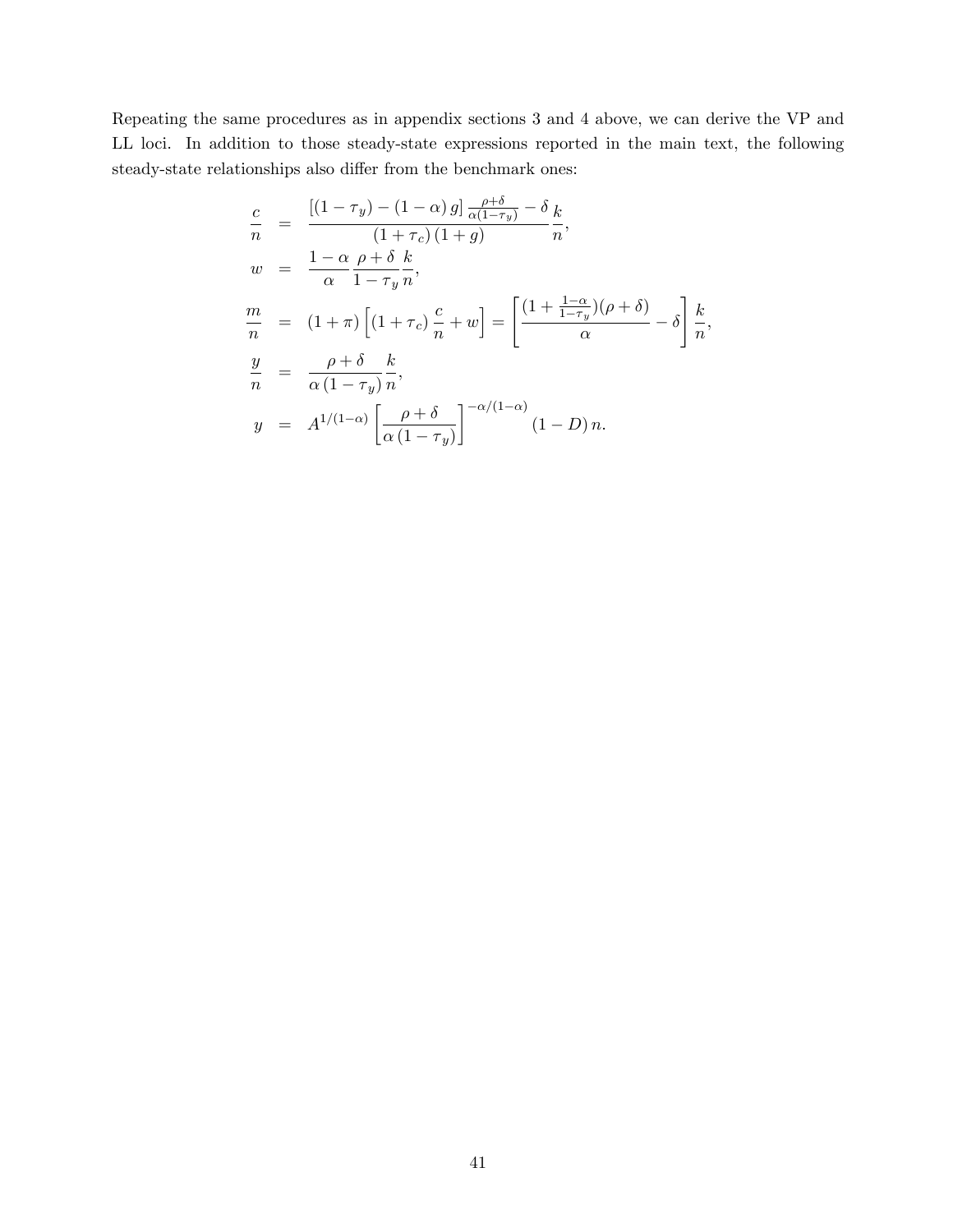Repeating the same procedures as in appendix sections 3 and 4 above, we can derive the VP and LL loci. In addition to those steady-state expressions reported in the main text, the following steady-state relationships also differ from the benchmark ones:

$$
\begin{aligned}
\frac{c}{n} &= \frac{\left[(1-\tau_y) - (1-\alpha)\, g\right] \frac{\rho+\delta}{\alpha(1-\tau_y)} - \delta}{(1+\tau_c)(1+g)} \frac{k}{n}, \\
w &= \frac{1-\alpha}{\alpha} \frac{\rho+\delta}{1-\tau_y} \frac{k}{n}, \\
\frac{m}{n} &= (1+\pi)\left[(1+\tau_c)\frac{c}{n} + w\right] = \left[\frac{(1+\frac{1-\alpha}{1-\tau_y})(\rho+\delta)}{\alpha} - \delta\right] \frac{k}{n}, \\
\frac{y}{n} &= \frac{\rho+\delta}{\alpha(1-\tau_y)} \frac{k}{n}, \\
y &= A^{1/(1-\alpha)} \left[\frac{\rho+\delta}{\alpha(1-\tau_y)}\right]^{-\alpha/(1-\alpha)} (1-D)\, n.
\end{aligned}
$$